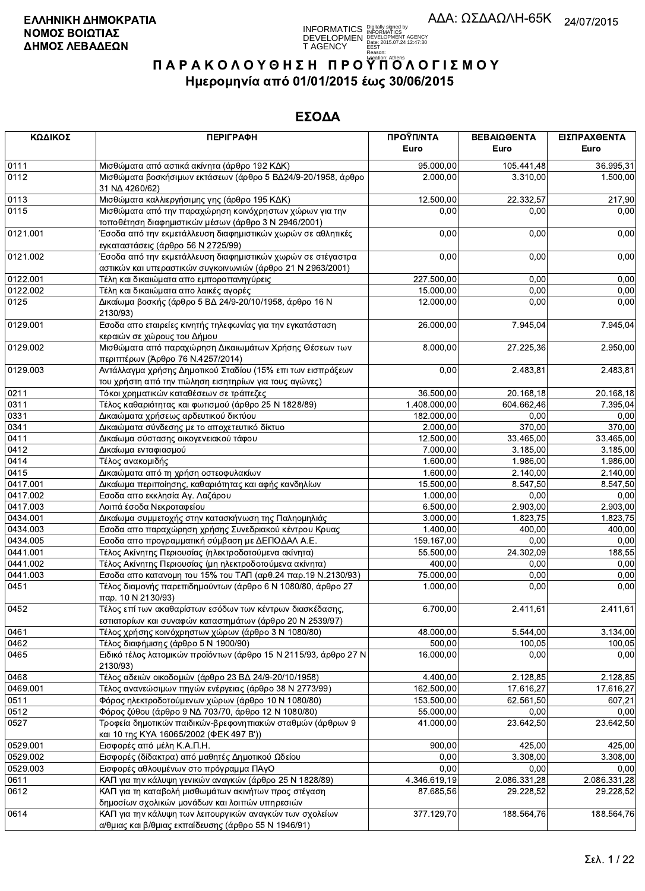**ΕΛΛΗΝΙΚΗ ΔΗΜΟΚΡΑΤΙΑ**
**ΝΟΜΟΣ ΒΟΙΩΤΙΑΣ**
**ΔΗΜΟΣ ΛΕΒΑΔΕΩΝ**

ΑΔΑ: ΩΣΔΑΩΛΗ-65Κ 24/07/2015

# ΠΑΡΑΚΟΛΟΥΘΗΣΗ ΠΡΟΫΠΟΛΟΓΙΣΜΟΥ

## Ημερομηνία από 01/01/2015 έως 30/06/2015

## ΕΣΟΔΑ

| ΚΩΔΙΚΟΣ | ΠΕΡΙΓΡΑΦΗ | ΠΡΟΫΠ/ΝΤΑ Euro | ΒΕΒΑΙΩΘΕΝΤΑ Euro | ΕΙΣΠΡΑΧΘΕΝΤΑ Euro |
|---|---|---|---|---|
| 0111 | Μισθώματα από αστικά ακίνητα (άρθρο 192 ΚΔΚ) | 95.000,00 | 105.441,48 | 36.995,31 |
| 0112 | Μισθώματα βοσκήσιμων εκτάσεων (άρθρο 5 ΒΔ24/9-20/1958, άρθρο 31 ΝΔ 4260/62) | 2.000,00 | 3.310,00 | 1.500,00 |
| 0113 | Μισθώματα καλλιεργήσιμης γης (άρθρο 195 ΚΔΚ) | 12.500,00 | 22.332,57 | 217,90 |
| 0115 | Μισθώματα από την παραχώρηση κοινόχρηστων χώρων για την τοποθέτηση διαφημιστικών μέσων (άρθρο 3 Ν 2946/2001) | 0,00 | 0,00 | 0,00 |
| 0121.001 | Έσοδα από την εκμετάλλευση διαφημιστικών χώρων σε αθλητικές εγκαταστάσεις (άρθρο 56 Ν 2725/99) | 0,00 | 0,00 | 0,00 |
| 0121.002 | Έσοδα από την εκμετάλλευση διαφημιστικών χώρων σε στέγαστρα αστικών και υπεραστικών συγκοινωνιών (άρθρο 21 Ν 2963/2001) | 0,00 | 0,00 | 0,00 |
| 0122.001 | Τέλη και δικαιώματα απο εμποροπανηγύρεις | 227.500,00 | 0,00 | 0,00 |
| 0122.002 | Τέλη και δικαιώματα απο λαικές αγορές | 15.000,00 | 0,00 | 0,00 |
| 0125 | Δικαίωμα βοσκής (άρθρο 5 ΒΔ 24/9-20/10/1958, άρθρο 16 Ν 2130/93) | 12.000,00 | 0,00 | 0,00 |
| 0129.001 | Εσοδα απο εταιρείες κινητής τηλεφωνίας για την εγκατάσταση κεραιών σε χώρους του Δήμου | 26.000,00 | 7.945,04 | 7.945,04 |
| 0129.002 | Μισθώματα από παραχώρηση Δικαιωμάτων Χρήσης Θέσεων των περιπτέρων (Άρθρο 76 Ν.4257/2014) | 8.000,00 | 27.225,36 | 2.950,00 |
| 0129.003 | Αντάλλαγμα χρήσης Δημοτικού Σταδίου (15% επι των εισπράξεων του χρήστη από την πώληση εισητηρίων για τους αγώνες) | 0,00 | 2.483,81 | 2.483,81 |
| 0211 | Τόκοι χρηματικών καταθέσεων σε τράπεζες | 36.500,00 | 20.168,18 | 20.168,18 |
| 0311 | Τέλος καθαριότητας και φωτισμού (άρθρο 25 Ν 1828/89) | 1.408.000,00 | 604.662,46 | 7.395,04 |
| 0331 | Δικαιώματα χρήσεως αρδευτικού δικτύου | 182.000,00 | 0,00 | 0,00 |
| 0341 | Δικαιώματα σύνδεσης με το αποχετευτικό δίκτυο | 2.000,00 | 370,00 | 370,00 |
| 0411 | Δικαίωμα σύστασης οικογενειακού τάφου | 12.500,00 | 33.465,00 | 33.465,00 |
| 0412 | Δικαίωμα ενταφιασμού | 7.000,00 | 3.185,00 | 3.185,00 |
| 0414 | Τέλος ανακομιδής | 1.600,00 | 1.986,00 | 1.986,00 |
| 0415 | Δικαιώματα από τη χρήση οστεοφυλακίων | 1.600,00 | 2.140,00 | 2.140,00 |
| 0417.001 | Δικαίωμα περιποίησης, καθαριότητας και αφής κανδηλίων | 15.500,00 | 8.547,50 | 8.547,50 |
| 0417.002 | Εσοδα απο εκκλησία Αγ. Λαζάρου | 1.000,00 | 0,00 | 0,00 |
| 0417.003 | Λοιπά έσοδα Νεκροταφείου | 6.500,00 | 2.903,00 | 2.903,00 |
| 0434.001 | Δικαίωμα συμμετοχής στην κατασκήνωση της Παληομηλιάς | 3.000,00 | 1.823,75 | 1.823,75 |
| 0434.003 | Εσοδα απο παραχώρηση χρήσης Συνεδριακού κέντρου Κρυας | 1.400,00 | 400,00 | 400,00 |
| 0434.005 | Εσοδα απο προγραμματική σύμβαση με ΔΕΠΟΔΑΛ Α.Ε. | 159.167,00 | 0,00 | 0,00 |
| 0441.001 | Τέλος Ακίνητης Περιουσίας (ηλεκτροδοτούμενα ακίνητα) | 55.500,00 | 24.302,09 | 188,55 |
| 0441.002 | Τέλος Ακίνητης Περιουσίας (μη ηλεκτροδοτούμενα ακίνητα) | 400,00 | 0,00 | 0,00 |
| 0441.003 | Εσοδα απο κατανομη του 15% του ΤΑΠ (αρθ.24 παρ.19 Ν.2130/93) | 75.000,00 | 0,00 | 0,00 |
| 0451 | Τέλος διαμονής παρεπιδημούντων (άρθρο 6 Ν 1080/80, άρθρο 27 παρ. 10 Ν 2130/93) | 1.000,00 | 0,00 | 0,00 |
| 0452 | Τέλος επί των ακαθαρίστων εσόδων των κέντρων διασκέδασης, εστιατορίων και συναφών καταστημάτων (άρθρο 20 Ν 2539/97) | 6.700,00 | 2.411,61 | 2.411,61 |
| 0461 | Τέλος χρήσης κοινόχρηστων χώρων (άρθρο 3 Ν 1080/80) | 48.000,00 | 5.544,00 | 3.134,00 |
| 0462 | Τέλος διαφήμισης (άρθρο 5 Ν 1900/90) | 500,00 | 100,05 | 100,05 |
| 0465 | Ειδικό τέλος λατομικών προϊόντων (άρθρο 15 Ν 2115/93, άρθρο 27 Ν 2130/93) | 16.000,00 | 0,00 | 0,00 |
| 0468 | Τέλος αδειών οικοδομών (άρθρο 23 ΒΔ 24/9-20/10/1958) | 4.400,00 | 2.128,85 | 2.128,85 |
| 0469.001 | Τέλος ανανεώσιμων πηγών ενέργειας (άρθρο 38 Ν 2773/99) | 162.500,00 | 17.616,27 | 17.616,27 |
| 0511 | Φόρος ηλεκτροδοτούμενων χώρων (άρθρο 10 Ν 1080/80) | 153.500,00 | 62.561,50 | 607,21 |
| 0512 | Φόρος ζύθου (άρθρο 9 ΝΔ 703/70, άρθρο 12 Ν 1080/80) | 55.000,00 | 0,00 | 0,00 |
| 0527 | Τροφεία δημοτικών παιδικών-βρεφονηπιακών σταθμών (άρθρων 9 και 10 της ΚΥΑ 16065/2002 (ΦΕΚ 497 Β')) | 41.000,00 | 23.642,50 | 23.642,50 |
| 0529.001 | Εισφορές από μέλη Κ.Α.Π.Η. | 900,00 | 425,00 | 425,00 |
| 0529.002 | Εισφορές (δίδακτρα) από μαθητές Δημοτικού Ωδείου | 0,00 | 3.308,00 | 3.308,00 |
| 0529.003 | Εισφορές αθλουμένων στο πρόγραμμα ΠΑγΟ | 0,00 | 0,00 | 0,00 |
| 0611 | ΚΑΠ για την κάλυψη γενικών αναγκών (άρθρο 25 Ν 1828/89) | 4.346.619,19 | 2.086.331,28 | 2.086.331,28 |
| 0612 | ΚΑΠ για τη καταβολή μισθωμάτων ακινήτων προς στέγαση δημοσίων σχολικών μονάδων και λοιπών υπηρεσιών | 87.685,56 | 29.228,52 | 29.228,52 |
| 0614 | ΚΑΠ για την κάλυψη των λειτουργικών αναγκών των σχολείων α/θμιας και β/θμιας εκπαίδευσης (άρθρο 55 Ν 1946/91) | 377.129,70 | 188.564,76 | 188.564,76 |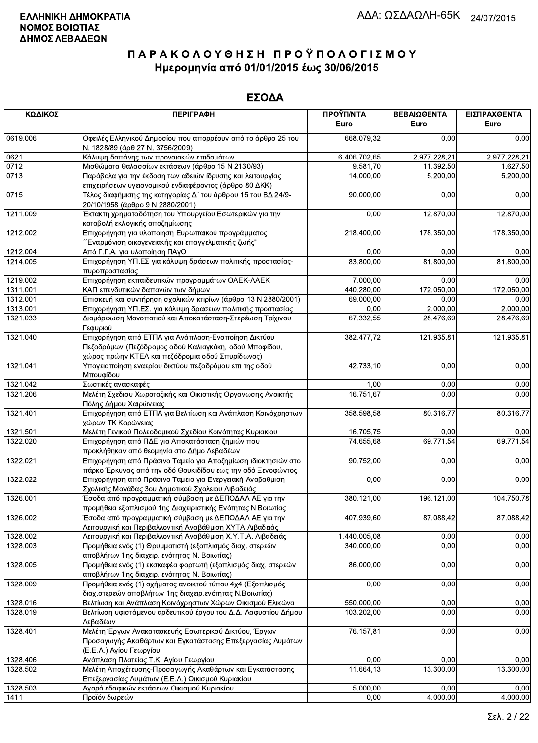**ΕΛΛΗΝΙΚΗ ΔΗΜΟΚΡΑΤΙΑ**
**ΝΟΜΟΣ ΒΟΙΩΤΙΑΣ**
**ΔΗΜΟΣ ΛΕΒΑΔΕΩΝ**

ΑΔΑ: ΩΣΔΑΩΛΗ-65Κ 24/07/2015

# Π Α Ρ Α Κ Ο Λ Ο Υ Θ Η Σ Η  Π Ρ Ο Ϋ Π Ο Λ Ο Γ Ι Σ Μ Ο Υ
## Ημερομηνία από 01/01/2015 έως 30/06/2015

## ΕΣΟΔΑ

| ΚΩΔΙΚΟΣ | ΠΕΡΙΓΡΑΦΗ | ΠΡΟΫΠ/ΝΤΑ Euro | ΒΕΒΑΙΩΘΕΝΤΑ Euro | ΕΙΣΠΡΑΧΘΕΝΤΑ Euro |
|---|---|---|---|---|
| 0619.006 | Οφειλές Ελληνικού Δημοσίου που απορρέουν από το άρθρο 25 του Ν. 1828/89 (άρθ 27 Ν. 3756/2009) | 668.079,32 | 0,00 | 0,00 |
| 0621 | Κάλυψη δαπάνης των προνοιακών επιδομάτων | 6.406.702,65 | 2.977.228,21 | 2.977.228,21 |
| 0712 | Μισθώματα θαλασσίων εκτάσεων (άρθρο 15 Ν 2130/93) | 9.581,70 | 11.392,50 | 1.627,50 |
| 0713 | Παράβολα για την έκδοση των αδειών ίδρυσης και λειτουργίας επιχειρήσεων υγειονομικού ενδιαφέροντος (άρθρο 80 ΔΚΚ) | 14.000,00 | 5.200,00 | 5.200,00 |
| 0715 | Τέλος διαφήμισης της κατηγορίας Δ΄ του άρθρου 15 του ΒΔ 24/9-20/10/1958 (άρθρο 9 Ν 2880/2001) | 90.000,00 | 0,00 | 0,00 |
| 1211.009 | Έκτακτη χρηματοδότηση του Υπουργείου Εσωτερικών για την καταβολή εκλογικής αποζημίωσης | 0,00 | 12.870,00 | 12.870,00 |
| 1212.002 | Επιχορήγηση για υλοποίηση Ευρωπαικού προγράμματος ΄΄Εναρμόνιση οικογενειακής και επαγγελματικής ζωής" | 218.400,00 | 178.350,00 | 178.350,00 |
| 1212.004 | Από Γ.Γ.Α. για υλοποίηση ΠΑγΟ | 0,00 | 0,00 | 0,00 |
| 1214.005 | Επιχορήγηση ΥΠ.ΕΣ για κάλυψη δράσεων πολιτικής προστασίας-πυροπροστασίας | 83.800,00 | 81.800,00 | 81.800,00 |
| 1219.002 | Επιχορήγηση εκπαιδευτικών προγραμμάτων ΟΑΕΚ-ΛΑΕΚ | 7.000,00 | 0,00 | 0,00 |
| 1311.001 | ΚΑΠ επενδυτικών δαπανών των δήμων | 440.280,00 | 172.050,00 | 172.050,00 |
| 1312.001 | Επισκευή και συντήρηση σχολικών κτιρίων (άρθρο 13 Ν 2880/2001) | 69.000,00 | 0,00 | 0,00 |
| 1313.001 | Επιχορήγηση ΥΠ.ΕΣ. για κάλυψη δρασεων πολιτικής προστασίας | 0,00 | 2.000,00 | 2.000,00 |
| 1321.033 | Διαμόρφωση Μονοπατιού και Αποκατάσταση-Στερέωση Τρίχινου Γεφυριού | 67.332,55 | 28.476,69 | 28.476,69 |
| 1321.040 | Επιχορήγηση από ΕΤΠΑ για Ανάπλαση-Ενοποίηση Δικτύου Πεζοδρόμων (Πεζόδρομος οδού Καλιαγκάκη, οδού Μποφίδου, χώρος πρώην ΚΤΕΛ και πεζόδρομια οδού Σπυρίδωνος) | 382.477,72 | 121.935,81 | 121.935,81 |
| 1321.041 | Υπογειοποίηση εναερίου δικτύου πεζοδρόμου επι της οδού Μπουφίδου | 42.733,10 | 0,00 | 0,00 |
| 1321.042 | Σωστικές ανασκαφές | 1,00 | 0,00 | 0,00 |
| 1321.206 | Μελέτη Σχεδιου Χωροταξικής και Οικιστικής Οργανωσης Ανοικτής Πόλης Δήμου Χαιρώνειας | 16.751,67 | 0,00 | 0,00 |
| 1321.401 | Επιχορήγηση από ΕΤΠΑ για Βελτίωση και Ανάπλαση Κοινόχρηστων χώρων ΤΚ Κορώνειας | 358.598,58 | 80.316,77 | 80.316,77 |
| 1321.501 | Μελέτη Γενικού Πολεοδομικού Σχεδίου Κοινότητας Κυριακίου | 16.705,75 | 0,00 | 0,00 |
| 1322.020 | Επιχορήγηση από ΠΔΕ για Αποκατάσταση ζημιών που προκλήθηκαν από θεομηνία στο Δήμο Λεβαδέων | 74.655,68 | 69.771,54 | 69.771,54 |
| 1322.021 | Επιχορήγηση από Πράσινο Ταμείο για Αποζημίωση ιδιοκτησιών στο πάρκο Έρκυνας από την οδό Θουκιδίδου εως την οδό Ξενοφώντος | 90.752,00 | 0,00 | 0,00 |
| 1322.022 | Επιχορήγηση από Πράσινο Ταμειο για Ενεργειακή Αναβαθμιση Σχολικής Μονάδας 3ου Δημοτικού Σχολειου Λιβαδειάς | 0,00 | 0,00 | 0,00 |
| 1326.001 | Έσοδα από προγραμματική σύμβαση με ΔΕΠΟΔΑΛ ΑΕ για την προμήθεια εξοπλισμού 1ης Διαχειριστικής Ενότητας Ν Βοιωτίας | 380.121,00 | 196.121,00 | 104.750,78 |
| 1326.002 | Έσοδα από προγραμματική σύμβαση με ΔΕΠΟΔΑΛ ΑΕ για την Λειτουργική και Περιβαλλοντική Αναβάθμιση ΧΥΤΑ Λιβαδειάς | 407.939,60 | 87.088,42 | 87.088,42 |
| 1328.002 | Λειτουργική και Περιβαλλοντική Αναβάθμιση Χ.Υ.Τ.Α. Λιβαδειάς | 1.440.005,08 | 0,00 | 0,00 |
| 1328.003 | Προμήθεια ενός (1) Θρυμματιστή (εξοπλισμός διαχ. στερεών αποβλήτων 1ης διαχειρ. ενότητας Ν. Βοιωτίας) | 340.000,00 | 0,00 | 0,00 |
| 1328.005 | Προμήθεια ενός (1) εκσκαφέα φορτωτή (εξοπλισμός διαχ. στερεών αποβλήτων 1ης διαχειρ. ενότητας Ν. Βοιωτίας) | 86.000,00 | 0,00 | 0,00 |
| 1328.009 | Προμήθεια ενός (1) οχήματος ανοικτού τύπου 4χ4 (Εξοπλισμός διαχ.στερεών αποβλήτων 1ης διαχειρ.ενότητας Ν.Βοιωτίας) | 0,00 | 0,00 | 0,00 |
| 1328.016 | Βελτίωση και Ανάπλαση Κοινόχρηστων Χώρων Οικισμού Ελικώνα | 550.000,00 | 0,00 | 0,00 |
| 1328.019 | Βελτίωση υφιστάμενου αρδευτικού έργου του Δ.Δ. Λαφυστίου Δήμου Λεβαδέων | 103.202,00 | 0,00 | 0,00 |
| 1328.401 | Μελέτη Έργων Ανακατασκευής Εσωτερικού Δικτύου, Έργων Προσαγωγής Ακαθάρτων και Εγκατάστασης Επεξεργασίας Λυμάτων (Ε.Ε.Λ.) Αγίου Γεωργίου | 76.157,81 | 0,00 | 0,00 |
| 1328.406 | Ανάπλαση Πλατείας Τ.Κ. Αγίου Γεωργίου | 0,00 | 0,00 | 0,00 |
| 1328.502 | Μελέτη Αποχέτευσης-Προσαγωγής Ακαθάρτων και Εγκατάστασης Επεξεργασίας Λυμάτων (Ε.Ε.Λ.) Οικισμού Κυριακίου | 11.664,13 | 13.300,00 | 13.300,00 |
| 1328.503 | Αγορά εδαφικών εκτάσεων Οικισμού Κυριακίου | 5.000,00 | 0,00 | 0,00 |
| 1411 | Προϊόν δωρεών | 0,00 | 4.000,00 | 4.000,00 |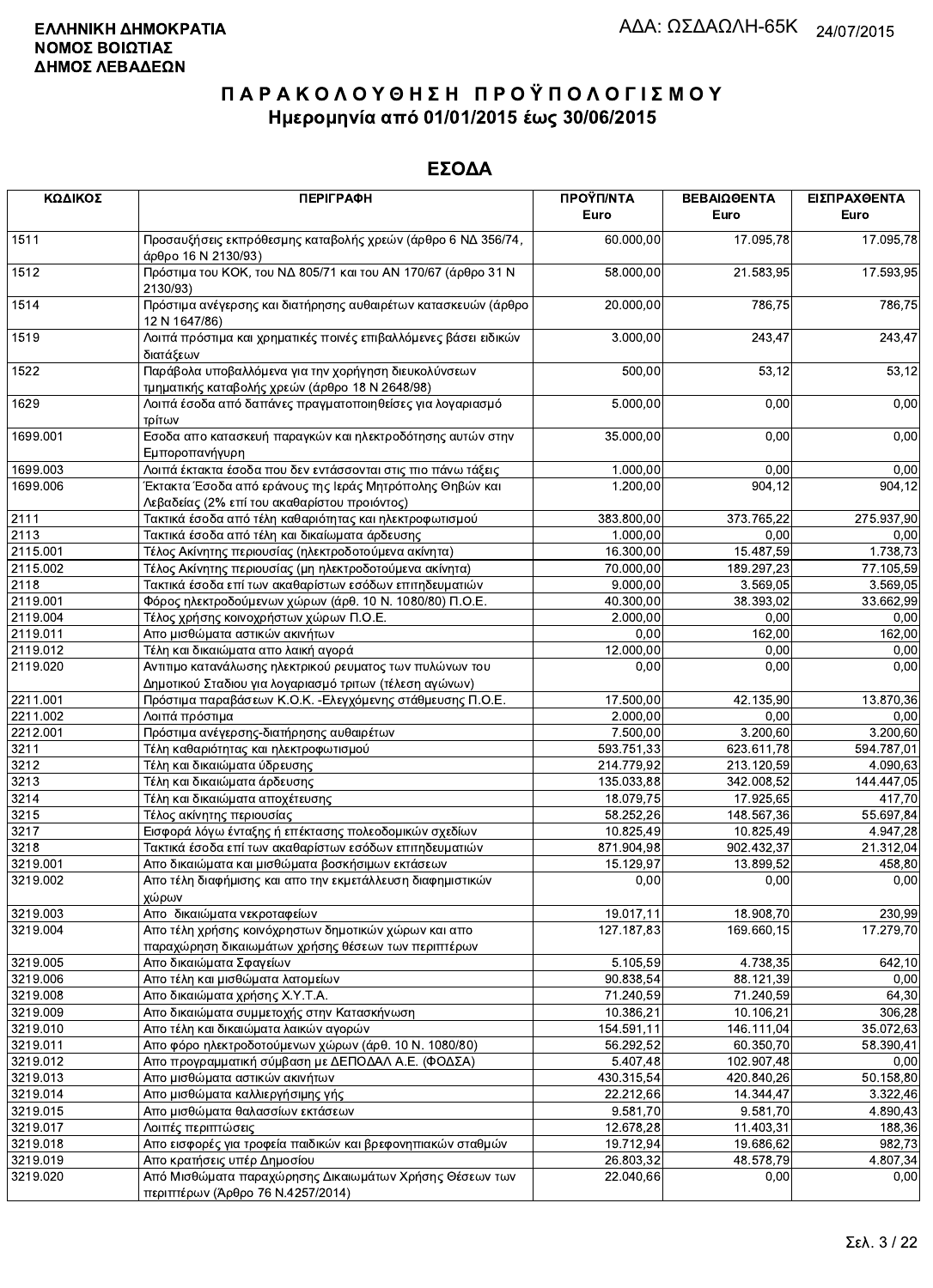ΕΛΛΗΝΙΚΗ ΔΗΜΟΚΡΑΤΙΑ
ΝΟΜΟΣ ΒΟΙΩΤΙΑΣ
ΔΗΜΟΣ ΛΕΒΑΔΕΩΝ

ΑΔΑ: ΩΣΔΑΩΛΗ-65Κ 24/07/2015

# Π Α Ρ Α Κ Ο Λ Ο Υ Θ Η Σ Η  Π Ρ Ο Ϋ Π Ο Λ Ο Γ Ι Σ Μ Ο Υ
## Ημερομηνία από 01/01/2015 έως 30/06/2015

## ΕΣΟΔΑ

| ΚΩΔΙΚΟΣ | ΠΕΡΙΓΡΑΦΗ | ΠΡΟΫΠ/ΝΤΑ Euro | ΒΕΒΑΙΩΘΕΝΤΑ Euro | ΕΙΣΠΡΑΧΘΕΝΤΑ Euro |
|---|---|---|---|---|
| 1511 | Προσαυξήσεις εκπρόθεσμης καταβολής χρεών (άρθρο 6 ΝΔ 356/74, άρθρο 16 Ν 2130/93) | 60.000,00 | 17.095,78 | 17.095,78 |
| 1512 | Πρόστιμα του ΚΟΚ, του ΝΔ 805/71 και του ΑΝ 170/67 (άρθρο 31 Ν 2130/93) | 58.000,00 | 21.583,95 | 17.593,95 |
| 1514 | Πρόστιμα ανέγερσης και διατήρησης αυθαιρέτων κατασκευών (άρθρο 12 Ν 1647/86) | 20.000,00 | 786,75 | 786,75 |
| 1519 | Λοιπά πρόστιμα και χρηματικές ποινές επιβαλλόμενες βάσει ειδικών διατάξεων | 3.000,00 | 243,47 | 243,47 |
| 1522 | Παράβολα υποβαλλόμενα για την χορήγηση διευκολύνσεων τμηματικής καταβολής χρεών (άρθρο 18 Ν 2648/98) | 500,00 | 53,12 | 53,12 |
| 1629 | Λοιπά έσοδα από δαπάνες πραγματοποιηθείσες για λογαριασμό τρίτων | 5.000,00 | 0,00 | 0,00 |
| 1699.001 | Εσοδα απο κατασκευή παραγκών και ηλεκτροδότησης αυτών στην Εμποροπανήγυρη | 35.000,00 | 0,00 | 0,00 |
| 1699.003 | Λοιπά έκτακτα έσοδα που δεν εντάσσονται στις πιο πάνω τάξεις | 1.000,00 | 0,00 | 0,00 |
| 1699.006 | Έκτακτα Έσοδα από εράνους της Ιεράς Μητρόπολης Θηβών και Λεβαδείας (2% επί του ακαθαρίστου προιόντος) | 1.200,00 | 904,12 | 904,12 |
| 2111 | Τακτικά έσοδα από τέλη καθαριότητας και ηλεκτροφωτισμού | 383.800,00 | 373.765,22 | 275.937,90 |
| 2113 | Τακτικά έσοδα από τέλη και δικαιώματα άρδευσης | 1.000,00 | 0,00 | 0,00 |
| 2115.001 | Τέλος Ακίνητης περιουσίας (ηλεκτροδοτούμενα ακίνητα) | 16.300,00 | 15.487,59 | 1.738,73 |
| 2115.002 | Τέλος Ακίνητης περιουσίας (μη ηλεκτροδοτούμενα ακίνητα) | 70.000,00 | 189.297,23 | 77.105,59 |
| 2118 | Τακτικά έσοδα επί των ακαθαρίστων εσόδων επιτηδευματιών | 9.000,00 | 3.569,05 | 3.569,05 |
| 2119.001 | Φόρος ηλεκτροδούμενων χώρων (άρθ. 10 Ν. 1080/80) Π.Ο.Ε. | 40.300,00 | 38.393,02 | 33.662,99 |
| 2119.004 | Τέλος χρήσης κοινοχρήστων χώρων Π.Ο.Ε. | 2.000,00 | 0,00 | 0,00 |
| 2119.011 | Απο μισθώματα αστικών ακινήτων | 0,00 | 162,00 | 162,00 |
| 2119.012 | Τέλη και δικαιώματα απο λαική αγορά | 12.000,00 | 0,00 | 0,00 |
| 2119.020 | Αντιτιμο κατανάλωσης ηλεκτρικού ρευματος των πυλώνων του Δημοτικού Σταδιου για λογαριασμό τριτων (τέλεση αγώνων) | 0,00 | 0,00 | 0,00 |
| 2211.001 | Πρόστιμα παραβάσεων Κ.Ο.Κ. -Ελεγχόμενης στάθμευσης Π.Ο.Ε. | 17.500,00 | 42.135,90 | 13.870,36 |
| 2211.002 | Λοιπά πρόστιμα | 2.000,00 | 0,00 | 0,00 |
| 2212.001 | Πρόστιμα ανέγερσης-διατήρησης αυθαιρέτων | 7.500,00 | 3.200,60 | 3.200,60 |
| 3211 | Τέλη καθαριότητας και ηλεκτροφωτισμού | 593.751,33 | 623.611,78 | 594.787,01 |
| 3212 | Τέλη και δικαιώματα ύδρευσης | 214.779,92 | 213.120,59 | 4.090,63 |
| 3213 | Τέλη και δικαιώματα άρδευσης | 135.033,88 | 342.008,52 | 144.447,05 |
| 3214 | Τέλη και δικαιώματα αποχέτευσης | 18.079,75 | 17.925,65 | 417,70 |
| 3215 | Τέλος ακίνητης περιουσίας | 58.252,26 | 148.567,36 | 55.697,84 |
| 3217 | Εισφορά λόγω ένταξης ή επέκτασης πολεοδομικών σχεδίων | 10.825,49 | 10.825,49 | 4.947,28 |
| 3218 | Τακτικά έσοδα επί των ακαθαρίστων εσόδων επιτηδευματιών | 871.904,98 | 902.432,37 | 21.312,04 |
| 3219.001 | Απο δικαιώματα και μισθώματα βοσκήσιμων εκτάσεων | 15.129,97 | 13.899,52 | 458,80 |
| 3219.002 | Απο τέλη διαφήμισης και απο την εκμετάλλευση διαφημιστικών χώρων | 0,00 | 0,00 | 0,00 |
| 3219.003 | Απο δικαιώματα νεκροταφείων | 19.017,11 | 18.908,70 | 230,99 |
| 3219.004 | Απο τέλη χρήσης κοινόχρηστων δημοτικών χώρων και απο παραχώρηση δικαιωμάτων χρήσης θέσεων των περιπτέρων | 127.187,83 | 169.660,15 | 17.279,70 |
| 3219.005 | Απο δικαιώματα Σφαγείων | 5.105,59 | 4.738,35 | 642,10 |
| 3219.006 | Απο τέλη και μισθώματα λατομείων | 90.838,54 | 88.121,39 | 0,00 |
| 3219.008 | Απο δικαιώματα χρήσης Χ.Υ.Τ.Α. | 71.240,59 | 71.240,59 | 64,30 |
| 3219.009 | Απο δικαιώματα συμμετοχής στην Κατασκήνωση | 10.386,21 | 10.106,21 | 306,28 |
| 3219.010 | Απο τέλη και δικαιώματα λαικών αγορών | 154.591,11 | 146.111,04 | 35.072,63 |
| 3219.011 | Απο φόρο ηλεκτροδοτούμενων χώρων (άρθ. 10 Ν. 1080/80) | 56.292,52 | 60.350,70 | 58.390,41 |
| 3219.012 | Απο προγραμματική σύμβαση με ΔΕΠΟΔΑΛ Α.Ε. (ΦΟΔΣΑ) | 5.407,48 | 102.907,48 | 0,00 |
| 3219.013 | Απο μισθώματα αστικών ακινήτων | 430.315,54 | 420.840,26 | 50.158,80 |
| 3219.014 | Απο μισθώματα καλλιεργήσιμης γής | 22.212,66 | 14.344,47 | 3.322,46 |
| 3219.015 | Απο μισθώματα θαλασσίων εκτάσεων | 9.581,70 | 9.581,70 | 4.890,43 |
| 3219.017 | Λοιπές περιπτώσεις | 12.678,28 | 11.403,31 | 188,36 |
| 3219.018 | Απο εισφορές για τροφεία παιδικών και βρεφονηπιακών σταθμών | 19.712,94 | 19.686,62 | 982,73 |
| 3219.019 | Απο κρατήσεις υπέρ Δημοσίου | 26.803,32 | 48.578,79 | 4.807,34 |
| 3219.020 | Από Μισθώματα παραχώρησης Δικαιωμάτων Χρήσης Θέσεων των περιπτέρων (Άρθρο 76 Ν.4257/2014) | 22.040,66 | 0,00 | 0,00 |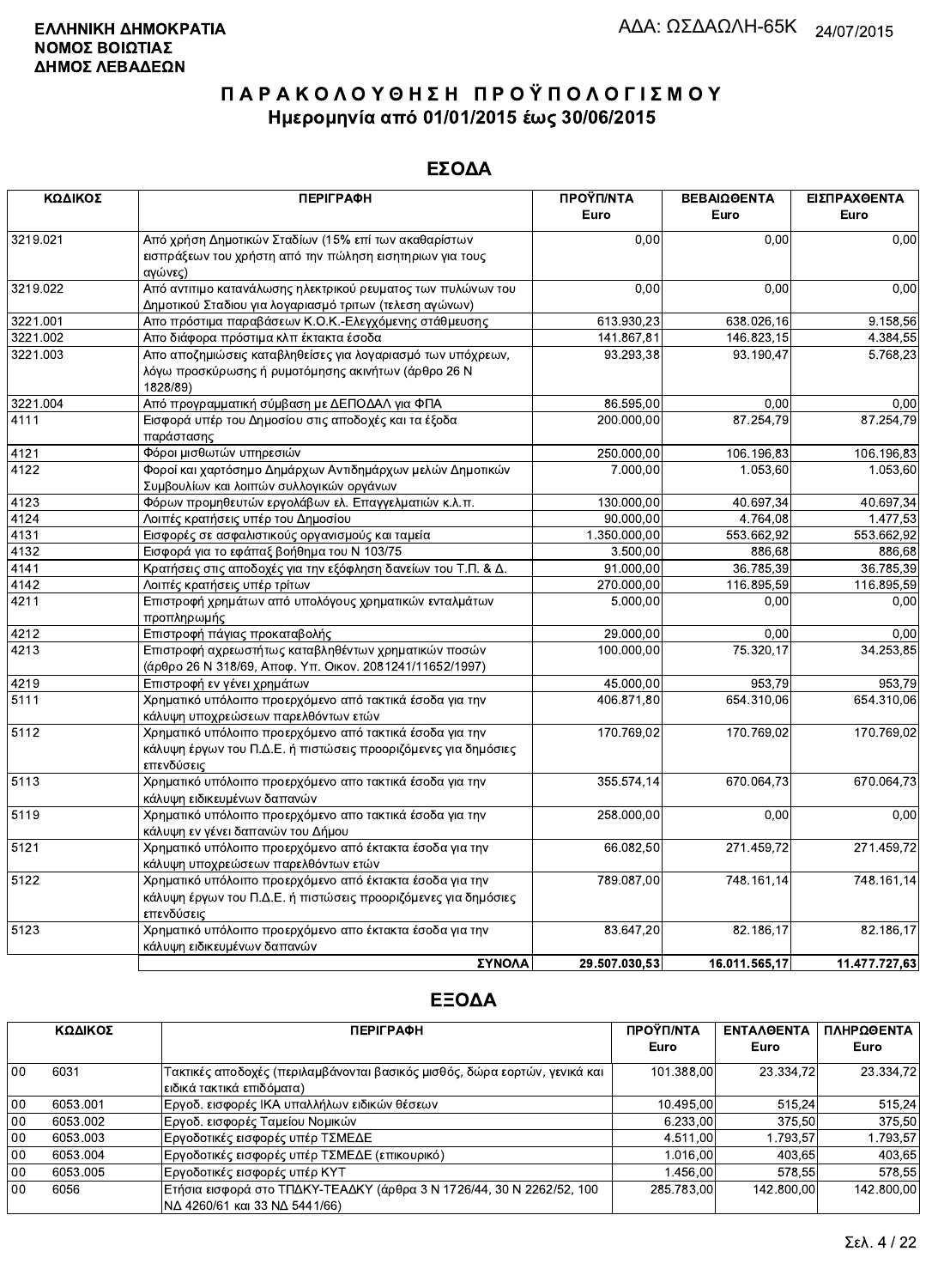**ΕΛΛΗΝΙΚΗ ΔΗΜΟΚΡΑΤΙΑ**
**ΝΟΜΟΣ ΒΟΙΩΤΙΑΣ**
**ΔΗΜΟΣ ΛΕΒΑΔΕΩΝ**

ΑΔΑ: ΩΣΔΑΩΛΗ-65Κ 24/07/2015

# ΠΑΡΑΚΟΛΟΥΘΗΣΗ ΠΡΟΫΠΟΛΟΓΙΣΜΟΥ
## Ημερομηνία από 01/01/2015 έως 30/06/2015

## ΕΣΟΔΑ

| ΚΩΔΙΚΟΣ | ΠΕΡΙΓΡΑΦΗ | ΠΡΟΫΠ/ΝΤΑ Euro | ΒΕΒΑΙΩΘΕΝΤΑ Euro | ΕΙΣΠΡΑΧΘΕΝΤΑ Euro |
|---|---|---|---|---|
| 3219.021 | Από χρήση Δημοτικών Σταδίων (15% επί των ακαθαρίστων εισπράξεων του χρήστη από την πώληση εισητηριων για τους αγώνες) | 0,00 | 0,00 | 0,00 |
| 3219.022 | Από αντιτιμο κατανάλωσης ηλεκτρικού ρευματος των πυλώνων του Δημοτικού Σταδιου για λογαριασμό τριτων (τελεση αγώνων) | 0,00 | 0,00 | 0,00 |
| 3221.001 | Απο πρόστιμα παραβάσεων Κ.Ο.Κ.-Ελεγχόμενης στάθμευσης | 613.930,23 | 638.026,16 | 9.158,56 |
| 3221.002 | Απο διάφορα πρόστιμα κλπ έκτακτα έσοδα | 141.867,81 | 146.823,15 | 4.384,55 |
| 3221.003 | Απο αποζημιώσεις καταβληθείσες για λογαριασμό των υπόχρεων, λόγω προσκύρωσης ή ρυμοτόμησης ακινήτων (άρθρο 26 Ν 1828/89) | 93.293,38 | 93.190,47 | 5.768,23 |
| 3221.004 | Από προγραμματική σύμβαση με ΔΕΠΟΔΑΛ για ΦΠΑ | 86.595,00 | 0,00 | 0,00 |
| 4111 | Εισφορά υπέρ του Δημοσίου στις αποδοχές και τα έξοδα παράστασης | 200.000,00 | 87.254,79 | 87.254,79 |
| 4121 | Φόροι μισθωτών υπηρεσιών | 250.000,00 | 106.196,83 | 106.196,83 |
| 4122 | Φοροί και χαρτόσημο Δημάρχων Αντιδημάρχων μελών Δημοτικών Συμβουλίων και λοιπών συλλογικών οργάνων | 7.000,00 | 1.053,60 | 1.053,60 |
| 4123 | Φόρων προμηθευτών εργολάβων ελ. Επαγγελματιών κ.λ.π. | 130.000,00 | 40.697,34 | 40.697,34 |
| 4124 | Λοιπές κρατήσεις υπέρ του Δημοσίου | 90.000,00 | 4.764,08 | 1.477,53 |
| 4131 | Εισφορές σε ασφαλιστικούς οργανισμούς και ταμεία | 1.350.000,00 | 553.662,92 | 553.662,92 |
| 4132 | Εισφορά για το εφάπαξ βοήθημα του Ν 103/75 | 3.500,00 | 886,68 | 886,68 |
| 4141 | Κρατήσεις στις αποδοχές για την εξόφληση δανείων του Τ.Π. & Δ. | 91.000,00 | 36.785,39 | 36.785,39 |
| 4142 | Λοιπές κρατήσεις υπέρ τρίτων | 270.000,00 | 116.895,59 | 116.895,59 |
| 4211 | Επιστροφή χρημάτων από υπολόγους χρηματικών ενταλμάτων προπληρωμής | 5.000,00 | 0,00 | 0,00 |
| 4212 | Επιστροφή πάγιας προκαταβολής | 29.000,00 | 0,00 | 0,00 |
| 4213 | Επιστροφή αχρεωστήτως καταβληθέντων χρηματικών ποσών (άρθρο 26 Ν 318/69, Αποφ. Υπ. Οικον. 2081241/11652/1997) | 100.000,00 | 75.320,17 | 34.253,85 |
| 4219 | Επιστροφή εν γένει χρημάτων | 45.000,00 | 953,79 | 953,79 |
| 5111 | Χρηματικό υπόλοιπο προερχόμενο από τακτικά έσοδα για την κάλυψη υποχρεώσεων παρελθόντων ετών | 406.871,80 | 654.310,06 | 654.310,06 |
| 5112 | Χρηματικό υπόλοιπο προερχόμενο από τακτικά έσοδα για την κάλυψη έργων του Π.Δ.Ε. ή πιστώσεις προοριζόμενες για δημόσιες επενδύσεις | 170.769,02 | 170.769,02 | 170.769,02 |
| 5113 | Χρηματικό υπόλοιπο προερχόμενο απο τακτικά έσοδα για την κάλυψη ειδικευμένων δαπανών | 355.574,14 | 670.064,73 | 670.064,73 |
| 5119 | Χρηματικό υπόλοιπο προερχόμενο απο τακτικά έσοδα για την κάλυψη εν γένει δαπανών του Δήμου | 258.000,00 | 0,00 | 0,00 |
| 5121 | Χρηματικό υπόλοιπο προερχόμενο από έκτακτα έσοδα για την κάλυψη υποχρεώσεων παρελθόντων ετών | 66.082,50 | 271.459,72 | 271.459,72 |
| 5122 | Χρηματικό υπόλοιπο προερχόμενο από έκτακτα έσοδα για την κάλυψη έργων του Π.Δ.Ε. ή πιστώσεις προοριζόμενες για δημόσιες επενδύσεις | 789.087,00 | 748.161,14 | 748.161,14 |
| 5123 | Χρηματικό υπόλοιπο προερχόμενο απο έκτακτα έσοδα για την κάλυψη ειδικευμένων δαπανών | 83.647,20 | 82.186,17 | 82.186,17 |
| | **ΣΥΝΟΛΑ** | **29.507.030,53** | **16.011.565,17** | **11.477.727,63** |

## ΕΞΟΔΑ

| ΚΩΔΙΚΟΣ | | ΠΕΡΙΓΡΑΦΗ | ΠΡΟΫΠ/ΝΤΑ Euro | ΕΝΤΑΛΘΕΝΤΑ Euro | ΠΛΗΡΩΘΕΝΤΑ Euro |
|---|---|---|---|---|---|
| 00 | 6031 | Τακτικές αποδοχές (περιλαμβάνονται βασικός μισθός, δώρα εορτών, γενικά και ειδικά τακτικά επιδόματα) | 101.388,00 | 23.334,72 | 23.334,72 |
| 00 | 6053.001 | Εργοδ. εισφορές ΙΚΑ υπαλλήλων ειδικών θέσεων | 10.495,00 | 515,24 | 515,24 |
| 00 | 6053.002 | Εργοδ. εισφορές Ταμείου Νομικών | 6.233,00 | 375,50 | 375,50 |
| 00 | 6053.003 | Εργοδοτικές εισφορές υπέρ ΤΣΜΕΔΕ | 4.511,00 | 1.793,57 | 1.793,57 |
| 00 | 6053.004 | Εργοδοτικές εισφορές υπέρ ΤΣΜΕΔΕ (επικουρικό) | 1.016,00 | 403,65 | 403,65 |
| 00 | 6053.005 | Εργοδοτικές εισφορές υπέρ ΚΥΤ | 1.456,00 | 578,55 | 578,55 |
| 00 | 6056 | Ετήσια εισφορά στο ΤΠΔΚΥ-ΤΕΑΔΚΥ (άρθρα 3 Ν 1726/44, 30 Ν 2262/52, 100 ΝΔ 4260/61 και 33 ΝΔ 5441/66) | 285.783,00 | 142.800,00 | 142.800,00 |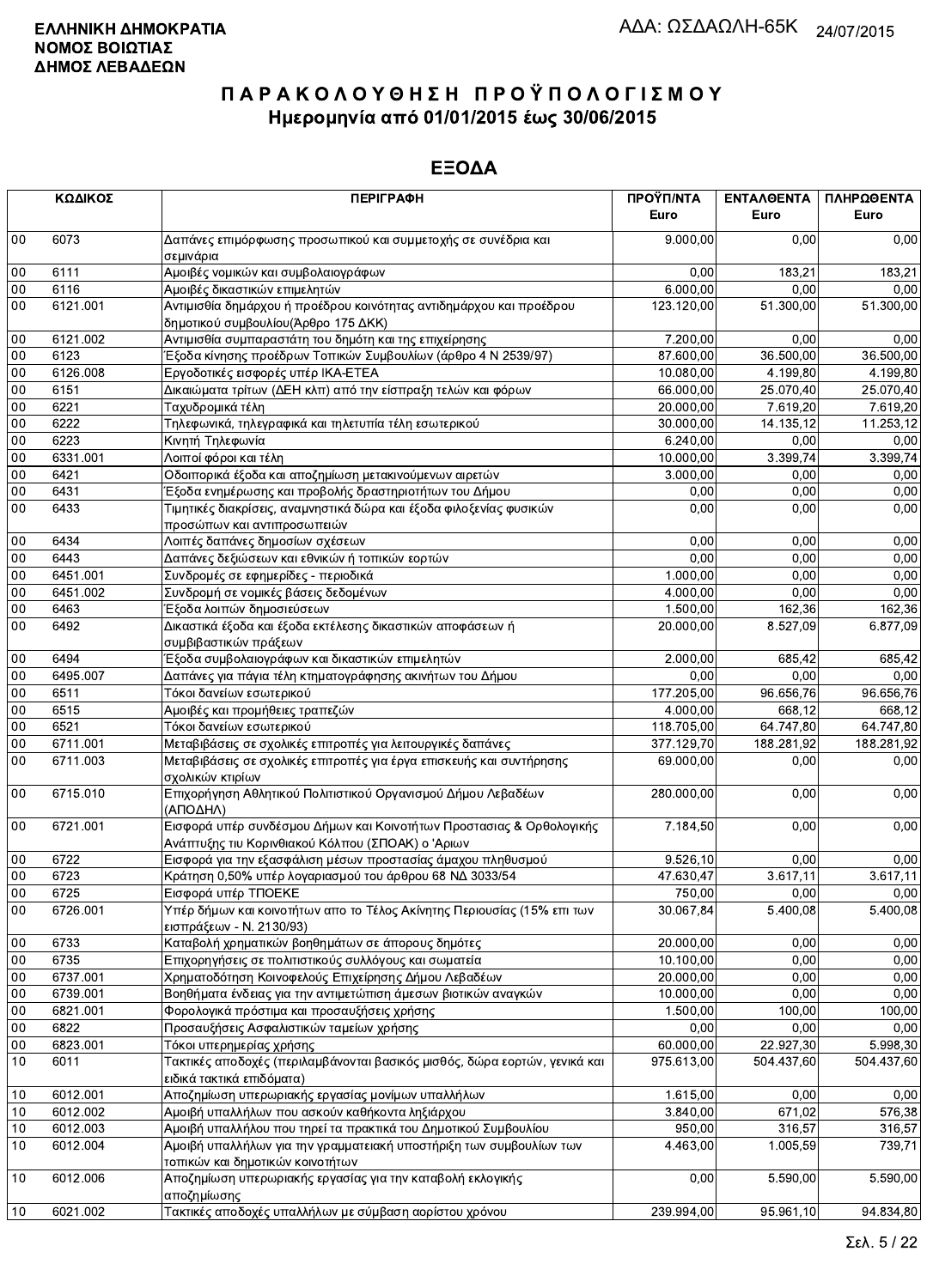**ΕΛΛΗΝΙΚΗ ΔΗΜΟΚΡΑΤΙΑ**
**ΝΟΜΟΣ ΒΟΙΩΤΙΑΣ**
**ΔΗΜΟΣ ΛΕΒΑΔΕΩΝ**

ΑΔΑ: ΩΣΔΑΩΛΗ-65Κ 24/07/2015

# ΠΑΡΑΚΟΛΟΥΘΗΣΗ ΠΡΟΫΠΟΛΟΓΙΣΜΟΥ
## Ημερομηνία από 01/01/2015 έως 30/06/2015

## ΕΞΟΔΑ

| ΚΩΔΙΚΟΣ | | ΠΕΡΙΓΡΑΦΗ | ΠΡΟΫΠ/ΝΤΑ Euro | ΕΝΤΑΛΘΕΝΤΑ Euro | ΠΛΗΡΩΘΕΝΤΑ Euro |
|---|---|---|---|---|---|
| 00 | 6073 | Δαπάνες επιμόρφωσης προσωπικού και συμμετοχής σε συνέδρια και σεμινάρια | 9.000,00 | 0,00 | 0,00 |
| 00 | 6111 | Αμοιβές νομικών και συμβολαιογράφων | 0,00 | 183,21 | 183,21 |
| 00 | 6116 | Αμοιβές δικαστικών επιμελητών | 6.000,00 | 0,00 | 0,00 |
| 00 | 6121.001 | Αντιμισθία δημάρχου ή προέδρου κοινότητας αντιδημάρχου και προέδρου δημοτικού συμβουλίου(Άρθρο 175 ΔΚΚ) | 123.120,00 | 51.300,00 | 51.300,00 |
| 00 | 6121.002 | Αντιμισθία συμπαραστάτη του δημότη και της επιχείρησης | 7.200,00 | 0,00 | 0,00 |
| 00 | 6123 | Έξοδα κίνησης προέδρων Τοπικών Συμβουλίων (άρθρο 4 Ν 2539/97) | 87.600,00 | 36.500,00 | 36.500,00 |
| 00 | 6126.008 | Εργοδοτικές εισφορές υπέρ ΙΚΑ-ΕΤΕΑ | 10.080,00 | 4.199,80 | 4.199,80 |
| 00 | 6151 | Δικαιώματα τρίτων (ΔΕΗ κλπ) από την είσπραξη τελών και φόρων | 66.000,00 | 25.070,40 | 25.070,40 |
| 00 | 6221 | Ταχυδρομικά τέλη | 20.000,00 | 7.619,20 | 7.619,20 |
| 00 | 6222 | Τηλεφωνικά, τηλεγραφικά και τηλετυπία τέλη εσωτερικού | 30.000,00 | 14.135,12 | 11.253,12 |
| 00 | 6223 | Κινητή Τηλεφωνία | 6.240,00 | 0,00 | 0,00 |
| 00 | 6331.001 | Λοιποί φόροι και τέλη | 10.000,00 | 3.399,74 | 3.399,74 |
| 00 | 6421 | Οδοιπορικά έξοδα και αποζημίωση μετακινούμενων αιρετών | 3.000,00 | 0,00 | 0,00 |
| 00 | 6431 | Έξοδα ενημέρωσης και προβολής δραστηριοτήτων του Δήμου | 0,00 | 0,00 | 0,00 |
| 00 | 6433 | Τιμητικές διακρίσεις, αναμνηστικά δώρα και έξοδα φιλοξενίας φυσικών προσώπων και αντιπροσωπειών | 0,00 | 0,00 | 0,00 |
| 00 | 6434 | Λοιπές δαπάνες δημοσίων σχέσεων | 0,00 | 0,00 | 0,00 |
| 00 | 6443 | Δαπάνες δεξιώσεων και εθνικών ή τοπικών εορτών | 0,00 | 0,00 | 0,00 |
| 00 | 6451.001 | Συνδρομές σε εφημερίδες - περιοδικά | 1.000,00 | 0,00 | 0,00 |
| 00 | 6451.002 | Συνδρομή σε νομικές βάσεις δεδομένων | 4.000,00 | 0,00 | 0,00 |
| 00 | 6463 | Έξοδα λοιπών δημοσιεύσεων | 1.500,00 | 162,36 | 162,36 |
| 00 | 6492 | Δικαστικά έξοδα και έξοδα εκτέλεσης δικαστικών αποφάσεων ή συμβιβαστικών πράξεων | 20.000,00 | 8.527,09 | 6.877,09 |
| 00 | 6494 | Έξοδα συμβολαιογράφων και δικαστικών επιμελητών | 2.000,00 | 685,42 | 685,42 |
| 00 | 6495.007 | Δαπάνες για πάγια τέλη κτηματογράφησης ακινήτων του Δήμου | 0,00 | 0,00 | 0,00 |
| 00 | 6511 | Τόκοι δανείων εσωτερικού | 177.205,00 | 96.656,76 | 96.656,76 |
| 00 | 6515 | Αμοιβές και προμήθειες τραπεζών | 4.000,00 | 668,12 | 668,12 |
| 00 | 6521 | Τόκοι δανείων εσωτερικού | 118.705,00 | 64.747,80 | 64.747,80 |
| 00 | 6711.001 | Μεταβιβάσεις σε σχολικές επιτροπές για λειτουργικές δαπάνες | 377.129,70 | 188.281,92 | 188.281,92 |
| 00 | 6711.003 | Μεταβιβάσεις σε σχολικές επιτροπές για έργα επισκευής και συντήρησης σχολικών κτιρίων | 69.000,00 | 0,00 | 0,00 |
| 00 | 6715.010 | Επιχορήγηση Αθλητικού Πολιτιστικού Οργανισμού Δήμου Λεβαδέων (ΑΠΟΔΗΛ) | 280.000,00 | 0,00 | 0,00 |
| 00 | 6721.001 | Εισφορά υπέρ συνδέσμου Δήμων και Κοινοτήτων Προστασιας & Ορθολογικής Ανάπτυξης τιυ Κορινθιακού Κόλπου (ΣΠΟΑΚ) ο 'Αριων | 7.184,50 | 0,00 | 0,00 |
| 00 | 6722 | Εισφορά για την εξασφάλιση μέσων προστασίας άμαχου πληθυσμού | 9.526,10 | 0,00 | 0,00 |
| 00 | 6723 | Κράτηση 0,50% υπέρ λογαριασμού του άρθρου 68 ΝΔ 3033/54 | 47.630,47 | 3.617,11 | 3.617,11 |
| 00 | 6725 | Εισφορά υπέρ ΤΠΟΕΚΕ | 750,00 | 0,00 | 0,00 |
| 00 | 6726.001 | Υπέρ δήμων και κοινοτήτων απο το Τέλος Ακίνητης Περιουσίας (15% επι των εισπράξεων - Ν. 2130/93) | 30.067,84 | 5.400,08 | 5.400,08 |
| 00 | 6733 | Καταβολή χρηματικών βοηθημάτων σε άπορους δημότες | 20.000,00 | 0,00 | 0,00 |
| 00 | 6735 | Επιχορηγήσεις σε πολιτιστικούς συλλόγους και σωματεία | 10.100,00 | 0,00 | 0,00 |
| 00 | 6737.001 | Χρηματοδότηση Κοινοφελούς Επιχείρησης Δήμου Λεβαδέων | 20.000,00 | 0,00 | 0,00 |
| 00 | 6739.001 | Βοηθήματα ένδειας για την αντιμετώπιση άμεσων βιοτικών αναγκών | 10.000,00 | 0,00 | 0,00 |
| 00 | 6821.001 | Φορολογικά πρόστιμα και προσαυξήσεις χρήσης | 1.500,00 | 100,00 | 100,00 |
| 00 | 6822 | Προσαυξήσεις Ασφαλιστικών ταμείων χρήσης | 0,00 | 0,00 | 0,00 |
| 00 | 6823.001 | Τόκοι υπερημερίας χρήσης | 60.000,00 | 22.927,30 | 5.998,30 |
| 10 | 6011 | Τακτικές αποδοχές (περιλαμβάνονται βασικός μισθός, δώρα εορτών, γενικά και ειδικά τακτικά επιδόματα) | 975.613,00 | 504.437,60 | 504.437,60 |
| 10 | 6012.001 | Αποζημίωση υπερωριακής εργασίας μονίμων υπαλλήλων | 1.615,00 | 0,00 | 0,00 |
| 10 | 6012.002 | Αμοιβή υπαλλήλων που ασκούν καθήκοντα ληξιάρχου | 3.840,00 | 671,02 | 576,38 |
| 10 | 6012.003 | Αμοιβή υπαλλήλου που τηρεί τα πρακτικά του Δημοτικού Συμβουλίου | 950,00 | 316,57 | 316,57 |
| 10 | 6012.004 | Αμοιβή υπαλλήλων για την γραμματειακή υποστήριξη των συμβουλίων των τοπικών και δημοτικών κοινοτήτων | 4.463,00 | 1.005,59 | 739,71 |
| 10 | 6012.006 | Αποζημίωση υπερωριακής εργασίας για την καταβολή εκλογικής αποζημίωσης | 0,00 | 5.590,00 | 5.590,00 |
| 10 | 6021.002 | Τακτικές αποδοχές υπαλλήλων με σύμβαση αορίστου χρόνου | 239.994,00 | 95.961,10 | 94.834,80 |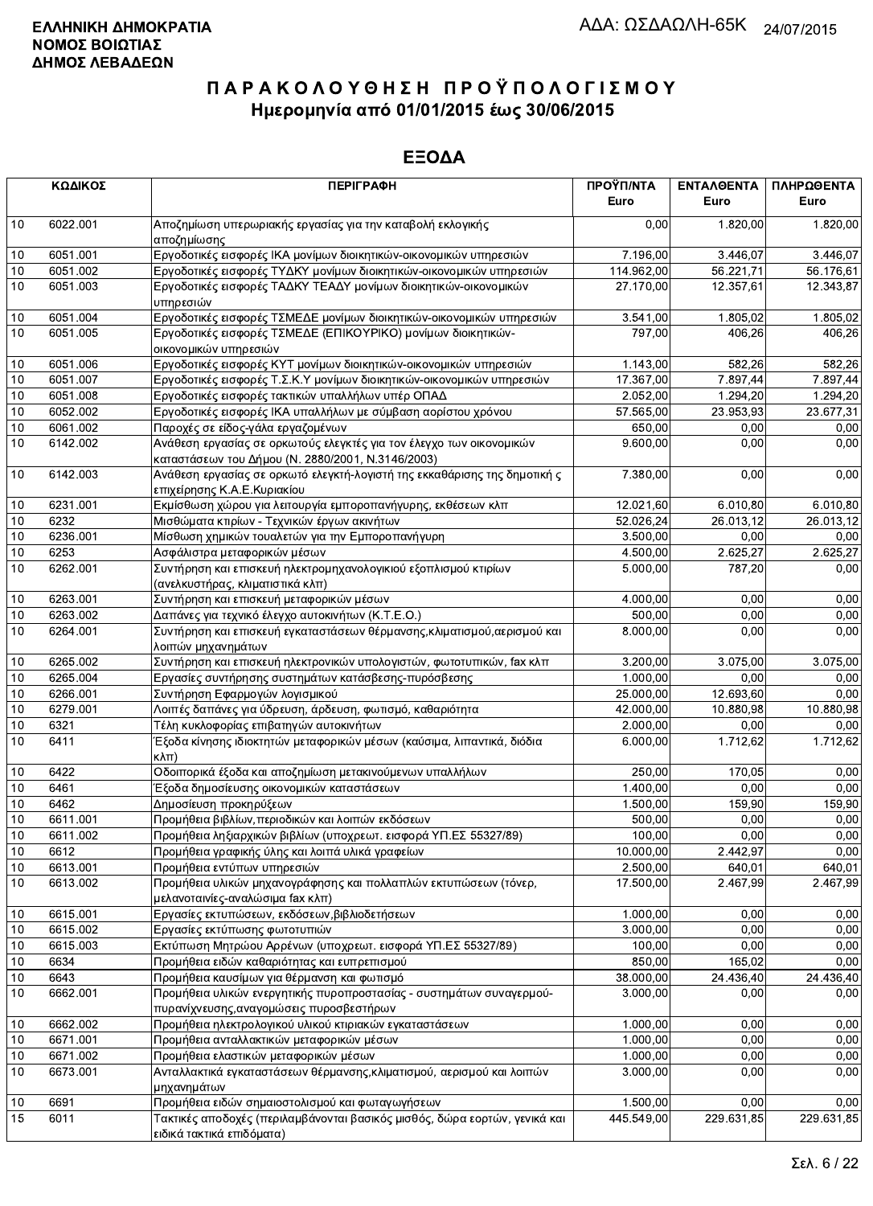**ΕΛΛΗΝΙΚΗ ΔΗΜΟΚΡΑΤΙΑ**
**ΝΟΜΟΣ ΒΟΙΩΤΙΑΣ**
**ΔΗΜΟΣ ΛΕΒΑΔΕΩΝ**

ΑΔΑ: ΩΣΔΑΩΛΗ-65Κ 24/07/2015

# ΠΑΡΑΚΟΛΟΥΘΗΣΗ ΠΡΟΫΠΟΛΟΓΙΣΜΟΥ
## Ημερομηνία από 01/01/2015 έως 30/06/2015

## ΕΞΟΔΑ

| ΚΩΔΙΚΟΣ | | ΠΕΡΙΓΡΑΦΗ | ΠΡΟΫΠ/ΝΤΑ Euro | ΕΝΤΑΛΘΕΝΤΑ Euro | ΠΛΗΡΩΘΕΝΤΑ Euro |
|---|---|---|---|---|---|
| 10 | 6022.001 | Αποζημίωση υπερωριακής εργασίας για την καταβολή εκλογικής αποζημίωσης | 0,00 | 1.820,00 | 1.820,00 |
| 10 | 6051.001 | Εργοδοτικές εισφορές ΙΚΑ μονίμων διοικητικών-οικονομικών υπηρεσιών | 7.196,00 | 3.446,07 | 3.446,07 |
| 10 | 6051.002 | Εργοδοτικές εισφορές ΤΥΔΚΥ μονίμων διοικητικών-οικονομικών υπηρεσιών | 114.962,00 | 56.221,71 | 56.176,61 |
| 10 | 6051.003 | Εργοδοτικές εισφορές ΤΑΔΚΥ ΤΕΑΔΥ μονίμων διοικητικών-οικονομικών υπηρεσιών | 27.170,00 | 12.357,61 | 12.343,87 |
| 10 | 6051.004 | Εργοδοτικές εισφορές ΤΣΜΕΔΕ μονίμων διοικητικών-οικονομικών υπηρεσιών | 3.541,00 | 1.805,02 | 1.805,02 |
| 10 | 6051.005 | Εργοδοτικές εισφορές ΤΣΜΕΔΕ (ΕΠΙΚΟΥΡΙΚΟ) μονίμων διοικητικών-οικονομικών υπηρεσιών | 797,00 | 406,26 | 406,26 |
| 10 | 6051.006 | Εργοδοτικές εισφορές ΚΥΤ μονίμων διοικητικών-οικονομικών υπηρεσιών | 1.143,00 | 582,26 | 582,26 |
| 10 | 6051.007 | Εργοδοτικές εισφορές Τ.Σ.Κ.Υ μονίμων διοικητικών-οικονομικών υπηρεσιών | 17.367,00 | 7.897,44 | 7.897,44 |
| 10 | 6051.008 | Εργοδοτικές εισφορές τακτικών υπαλλήλων υπέρ ΟΠΑΔ | 2.052,00 | 1.294,20 | 1.294,20 |
| 10 | 6052.002 | Εργοδοτικές εισφορές ΙΚΑ υπαλλήλων με σύμβαση αορίστου χρόνου | 57.565,00 | 23.953,93 | 23.677,31 |
| 10 | 6061.002 | Παροχές σε είδος-γάλα εργαζομένων | 650,00 | 0,00 | 0,00 |
| 10 | 6142.002 | Ανάθεση εργασίας σε ορκωτούς ελεγκτές για τον έλεγχο των οικονομικών καταστάσεων του Δήμου (Ν. 2880/2001, Ν.3146/2003) | 9.600,00 | 0,00 | 0,00 |
| 10 | 6142.003 | Ανάθεση εργασίας σε ορκωτό ελεγκτή-λογιστή της εκκαθάρισης της δημοτική ς επιχείρησης Κ.Α.Ε.Κυριακίου | 7.380,00 | 0,00 | 0,00 |
| 10 | 6231.001 | Εκμίσθωση χώρου για λειτουργία εμποροπανήγυρης, εκθέσεων κλπ | 12.021,60 | 6.010,80 | 6.010,80 |
| 10 | 6232 | Μισθώματα κτιρίων - Τεχνικών έργων ακινήτων | 52.026,24 | 26.013,12 | 26.013,12 |
| 10 | 6236.001 | Μίσθωση χημικών τουαλετών για την Εμποροπανήγυρη | 3.500,00 | 0,00 | 0,00 |
| 10 | 6253 | Ασφάλιστρα μεταφορικών μέσων | 4.500,00 | 2.625,27 | 2.625,27 |
| 10 | 6262.001 | Συντήρηση και επισκευή ηλεκτρομηχανολογικιού εξοπλισμού κτιρίων (ανελκυστήρας, κλιματιστικά κλπ) | 5.000,00 | 787,20 | 0,00 |
| 10 | 6263.001 | Συντήρηση και επισκευή μεταφορικών μέσων | 4.000,00 | 0,00 | 0,00 |
| 10 | 6263.002 | Δαπάνες για τεχνικό έλεγχο αυτοκινήτων (Κ.Τ.Ε.Ο.) | 500,00 | 0,00 | 0,00 |
| 10 | 6264.001 | Συντήρηση και επισκευή εγκαταστάσεων θέρμανσης,κλιματισμού,αερισμού και λοιπών μηχανημάτων | 8.000,00 | 0,00 | 0,00 |
| 10 | 6265.002 | Συντήρηση και επισκευή ηλεκτρονικών υπολογιστών, φωτοτυπικών, fax κλπ | 3.200,00 | 3.075,00 | 3.075,00 |
| 10 | 6265.004 | Εργασίες συντήρησης συστημάτων κατάσβεσης-πυρόσβεσης | 1.000,00 | 0,00 | 0,00 |
| 10 | 6266.001 | Συντήρηση Εφαρμογών λογισμικού | 25.000,00 | 12.693,60 | 0,00 |
| 10 | 6279.001 | Λοιπές δαπάνες για ύδρευση, άρδευση, φωτισμό, καθαριότητα | 42.000,00 | 10.880,98 | 10.880,98 |
| 10 | 6321 | Τέλη κυκλοφορίας επιβατηγών αυτοκινήτων | 2.000,00 | 0,00 | 0,00 |
| 10 | 6411 | Έξοδα κίνησης ιδιοκτητών μεταφορικών μέσων (καύσιμα, λιπαντικά, διόδια κλπ) | 6.000,00 | 1.712,62 | 1.712,62 |
| 10 | 6422 | Οδοιπορικά έξοδα και αποζημίωση μετακινούμενων υπαλλήλων | 250,00 | 170,05 | 0,00 |
| 10 | 6461 | Έξοδα δημοσίευσης οικονομικών καταστάσεων | 1.400,00 | 0,00 | 0,00 |
| 10 | 6462 | Δημοσίευση προκηρύξεων | 1.500,00 | 159,90 | 159,90 |
| 10 | 6611.001 | Προμήθεια βιβλίων,περιοδικών και λοιπών εκδόσεων | 500,00 | 0,00 | 0,00 |
| 10 | 6611.002 | Προμήθεια ληξιαρχικών βιβλίων (υποχρεωτ. εισφορά ΥΠ.ΕΣ 55327/89) | 100,00 | 0,00 | 0,00 |
| 10 | 6612 | Προμήθεια γραφικής ύλης και λοιπά υλικά γραφείων | 10.000,00 | 2.442,97 | 0,00 |
| 10 | 6613.001 | Προμήθεια εντύπων υπηρεσιών | 2.500,00 | 640,01 | 640,01 |
| 10 | 6613.002 | Προμήθεια υλικών μηχανογράφησης και πολλαπλών εκτυπώσεων (τόνερ, μελανοταινίες-αναλώσιμα fax κλπ) | 17.500,00 | 2.467,99 | 2.467,99 |
| 10 | 6615.001 | Εργασίες εκτυπώσεων, εκδόσεων,βιβλιοδετήσεων | 1.000,00 | 0,00 | 0,00 |
| 10 | 6615.002 | Εργασίες εκτύπωσης φωτοτυπιών | 3.000,00 | 0,00 | 0,00 |
| 10 | 6615.003 | Εκτύπωση Μητρώου Αρρένων (υποχρεωτ. εισφορά ΥΠ.ΕΣ 55327/89) | 100,00 | 0,00 | 0,00 |
| 10 | 6634 | Προμήθεια ειδών καθαριότητας και ευπρεπισμού | 850,00 | 165,02 | 0,00 |
| 10 | 6643 | Προμήθεια καυσίμων για θέρμανση και φωτισμό | 38.000,00 | 24.436,40 | 24.436,40 |
| 10 | 6662.001 | Προμήθεια υλικών ενεργητικής πυροπροστασίας - συστημάτων συναγερμού-πυρανίχνευσης,αναγομώσεις πυροσβεστήρων | 3.000,00 | 0,00 | 0,00 |
| 10 | 6662.002 | Προμήθεια ηλεκτρολογικού υλικού κτιριακών εγκαταστάσεων | 1.000,00 | 0,00 | 0,00 |
| 10 | 6671.001 | Προμήθεια ανταλλακτικών μεταφορικών μέσων | 1.000,00 | 0,00 | 0,00 |
| 10 | 6671.002 | Προμήθεια ελαστικών μεταφορικών μέσων | 1.000,00 | 0,00 | 0,00 |
| 10 | 6673.001 | Ανταλλακτικά εγκαταστάσεων θέρμανσης,κλιματισμού, αερισμού και λοιπών μηχανημάτων | 3.000,00 | 0,00 | 0,00 |
| 10 | 6691 | Προμήθεια ειδών σημαιοστολισμού και φωταγωγήσεων | 1.500,00 | 0,00 | 0,00 |
| 15 | 6011 | Τακτικές αποδοχές (περιλαμβάνονται βασικός μισθός, δώρα εορτών, γενικά και ειδικά τακτικά επιδόματα) | 445.549,00 | 229.631,85 | 229.631,85 |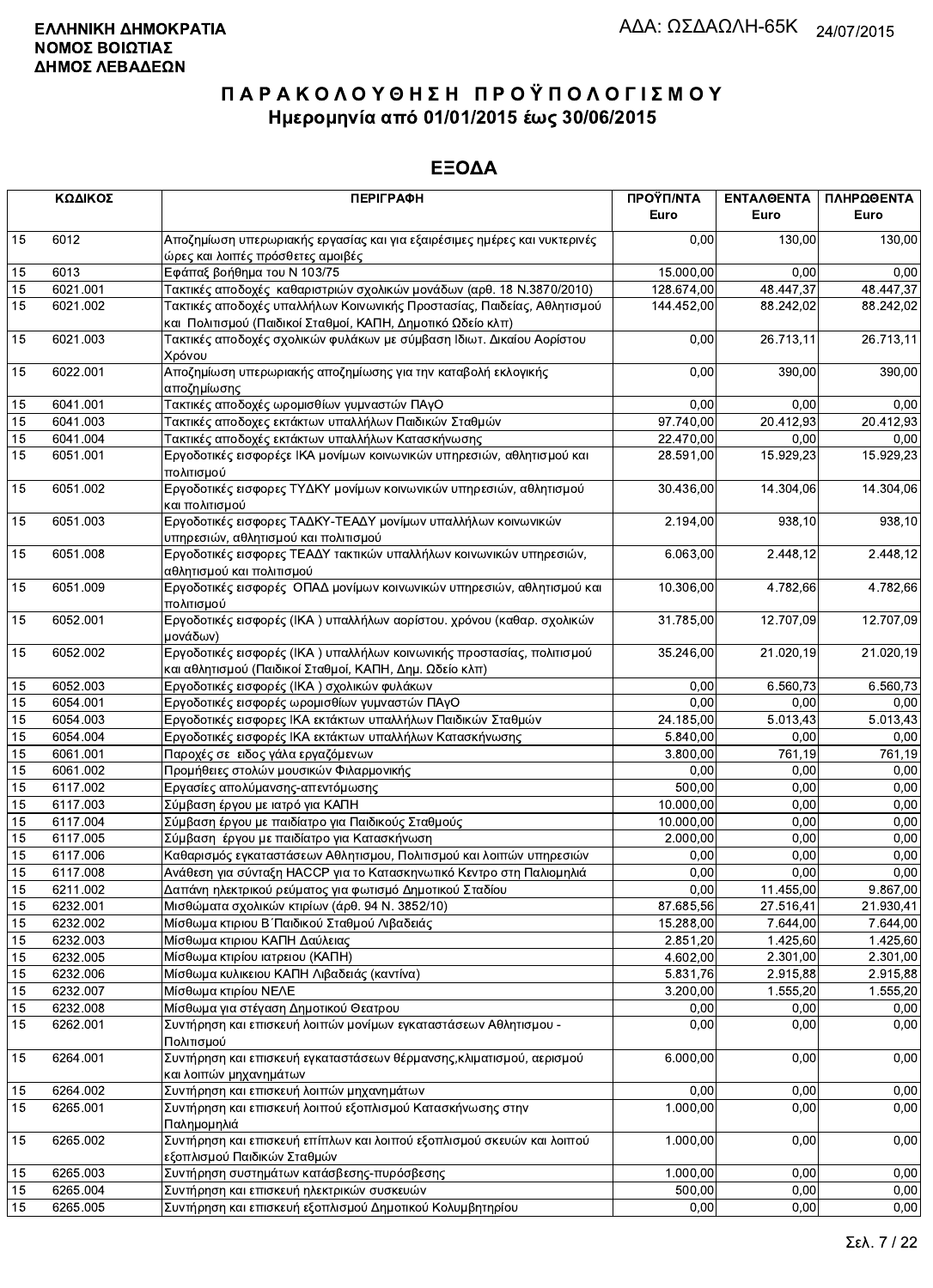**ΕΛΛΗΝΙΚΗ ΔΗΜΟΚΡΑΤΙΑ**
**ΝΟΜΟΣ ΒΟΙΩΤΙΑΣ**
**ΔΗΜΟΣ ΛΕΒΑΔΕΩΝ**

ΑΔΑ: ΩΣΔΑΩΛΗ-65Κ 24/07/2015

# ΠΑΡΑΚΟΛΟΥΘΗΣΗ ΠΡΟΫΠΟΛΟΓΙΣΜΟΥ
## Ημερομηνία από 01/01/2015 έως 30/06/2015

## ΕΞΟΔΑ

| ΚΩΔΙΚΟΣ | | ΠΕΡΙΓΡΑΦΗ | ΠΡΟΫΠ/ΝΤΑ Euro | ΕΝΤΑΛΘΕΝΤΑ Euro | ΠΛΗΡΩΘΕΝΤΑ Euro |
|---|---|---|---|---|---|
| 15 | 6012 | Αποζημίωση υπερωριακής εργασίας και για εξαιρέσιμες ημέρες και νυκτερινές ώρες και λοιπές πρόσθετες αμοιβές | 0,00 | 130,00 | 130,00 |
| 15 | 6013 | Εφάπαξ βοήθημα του Ν 103/75 | 15.000,00 | 0,00 | 0,00 |
| 15 | 6021.001 | Τακτικές αποδοχές καθαριστριών σχολικών μονάδων (αρθ. 18 Ν.3870/2010) | 128.674,00 | 48.447,37 | 48.447,37 |
| 15 | 6021.002 | Τακτικές αποδοχές υπαλλήλων Κοινωνικής Προστασίας, Παιδείας, Αθλητισμού και Πολιτισμού (Παιδικοί Σταθμοί, ΚΑΠΗ, Δημοτικό Ωδείο κλπ) | 144.452,00 | 88.242,02 | 88.242,02 |
| 15 | 6021.003 | Τακτικές αποδοχές σχολικών φυλάκων με σύμβαση Ιδιωτ. Δικαίου Αορίστου Χρόνου | 0,00 | 26.713,11 | 26.713,11 |
| 15 | 6022.001 | Αποζημίωση υπερωριακής αποζημίωσης για την καταβολή εκλογικής αποζημίωσης | 0,00 | 390,00 | 390,00 |
| 15 | 6041.001 | Τακτικές αποδοχές ωρομισθίων γυμναστών ΠΑγΟ | 0,00 | 0,00 | 0,00 |
| 15 | 6041.003 | Τακτικές αποδοχες εκτάκτων υπαλλήλων Παιδικών Σταθμών | 97.740,00 | 20.412,93 | 20.412,93 |
| 15 | 6041.004 | Τακτικές αποδοχές εκτάκτων υπαλλήλων Κατασκήνωσης | 22.470,00 | 0,00 | 0,00 |
| 15 | 6051.001 | Εργοδοτικές εισφορέσ ΙΚΑ μονίμων κοινωνικών υπηρεσιών, αθλητισμού και πολιτισμού | 28.591,00 | 15.929,23 | 15.929,23 |
| 15 | 6051.002 | Εργοδοτικές εισφορες ΤΥΔΚΥ μονίμων κοινωνικών υπηρεσιών, αθλητισμού και πολιτισμού | 30.436,00 | 14.304,06 | 14.304,06 |
| 15 | 6051.003 | Εργοδοτικές εισφορες ΤΑΔΚΥ-ΤΕΑΔΥ μονίμων υπαλλήλων κοινωνικών υπηρεσιών, αθλητισμού και πολιτισμού | 2.194,00 | 938,10 | 938,10 |
| 15 | 6051.008 | Εργοδοτικές εισφορες ΤΕΑΔΥ τακτικών υπαλλήλων κοινωνικών υπηρεσιών, αθλητισμού και πολιτισμού | 6.063,00 | 2.448,12 | 2.448,12 |
| 15 | 6051.009 | Εργοδοτικές εισφορές ΟΠΑΔ μονίμων κοινωνικών υπηρεσιών, αθλητισμού και πολιτισμού | 10.306,00 | 4.782,66 | 4.782,66 |
| 15 | 6052.001 | Εργοδοτικές εισφορές (ΙΚΑ ) υπαλλήλων αορίστου. χρόνου (καθαρ. σχολικών μονάδων) | 31.785,00 | 12.707,09 | 12.707,09 |
| 15 | 6052.002 | Εργοδοτικές εισφορές (ΙΚΑ ) υπαλλήλων κοινωνικής προστασίας, πολιτισμού και αθλητισμού (Παιδικοί Σταθμοί, ΚΑΠΗ, Δημ. Ωδείο κλπ) | 35.246,00 | 21.020,19 | 21.020,19 |
| 15 | 6052.003 | Εργοδοτικές εισφορές (ΙΚΑ ) σχολικών φυλάκων | 0,00 | 6.560,73 | 6.560,73 |
| 15 | 6054.001 | Εργοδοτικές εισφορές ωρομισθίων γυμναστών ΠΑγΟ | 0,00 | 0,00 | 0,00 |
| 15 | 6054.003 | Εργοδοτικές εισφορες ΙΚΑ εκτάκτων υπαλλήλων Παιδικών Σταθμών | 24.185,00 | 5.013,43 | 5.013,43 |
| 15 | 6054.004 | Εργοδοτικές εισφορες ΙΚΑ εκτάκτων υπαλλήλων Κατασκήνωσης | 5.840,00 | 0,00 | 0,00 |
| 15 | 6061.001 | Παροχές σε ειδος γάλα εργαζόμενων | 3.800,00 | 761,19 | 761,19 |
| 15 | 6061.002 | Προμήθειες στολών μουσικών Φιλαρμονικής | 0,00 | 0,00 | 0,00 |
| 15 | 6117.002 | Εργασίες απολύμανσης-απεντόμωσης | 500,00 | 0,00 | 0,00 |
| 15 | 6117.003 | Σύμβαση έργου με ιατρό για ΚΑΠΗ | 10.000,00 | 0,00 | 0,00 |
| 15 | 6117.004 | Σύμβαση έργου με παιδίατρο για Παιδικούς Σταθμούς | 10.000,00 | 0,00 | 0,00 |
| 15 | 6117.005 | Σύμβαση έργου με παιδίατρο για Κατασκήνωση | 2.000,00 | 0,00 | 0,00 |
| 15 | 6117.006 | Καθαρισμός εγκαταστάσεων Αθλητισμου, Πολιτισμού και λοιπών υπηρεσιών | 0,00 | 0,00 | 0,00 |
| 15 | 6117.008 | Ανάθεση για σύνταξη HACCP για το Κατασκηνωτικό Κεντρο στη Παλιομηλιά | 0,00 | 0,00 | 0,00 |
| 15 | 6211.002 | Δαπάνη ηλεκτρικού ρεύματος για φωτισμό Δημοτικού Σταδίου | 0,00 | 11.455,00 | 9.867,00 |
| 15 | 6232.001 | Μισθώματα σχολικών κτιρίων (άρθ. 94 Ν. 3852/10) | 87.685,56 | 27.516,41 | 21.930,41 |
| 15 | 6232.002 | Μίσθωμα κτιριου Β΄Παιδικού Σταθμού Λιβαδειάς | 15.288,00 | 7.644,00 | 7.644,00 |
| 15 | 6232.003 | Μίσθωμα κτιριου ΚΑΠΗ Δαύλειας | 2.851,20 | 1.425,60 | 1.425,60 |
| 15 | 6232.005 | Μίσθωμα κτιρίου ιατρειου (ΚΑΠΗ) | 4.602,00 | 2.301,00 | 2.301,00 |
| 15 | 6232.006 | Μίσθωμα κυλικειου ΚΑΠΗ Λιβαδειάς (καντίνα) | 5.831,76 | 2.915,88 | 2.915,88 |
| 15 | 6232.007 | Μίσθωμα κτιρίου ΝΕΛΕ | 3.200,00 | 1.555,20 | 1.555,20 |
| 15 | 6232.008 | Μίσθωμα για στέγαση Δημοτικού Θεατρου | 0,00 | 0,00 | 0,00 |
| 15 | 6262.001 | Συντήρηση και επισκευή λοιπών μονίμων εγκαταστάσεων Αθλητισμου - Πολιτισμού | 0,00 | 0,00 | 0,00 |
| 15 | 6264.001 | Συντήρηση και επισκευή εγκαταστάσεων θέρμανσης,κλιματισμού, αερισμού και λοιπών μηχανημάτων | 6.000,00 | 0,00 | 0,00 |
| 15 | 6264.002 | Συντήρηση και επισκευή λοιπών μηχανημάτων | 0,00 | 0,00 | 0,00 |
| 15 | 6265.001 | Συντήρηση και επισκευή λοιπού εξοπλισμού Κατασκήνωσης στην Παλημομηλιά | 1.000,00 | 0,00 | 0,00 |
| 15 | 6265.002 | Συντήρηση και επισκευή επίπλων και λοιπού εξοπλισμού σκευών και λοιπού εξοπλισμού Παιδικών Σταθμών | 1.000,00 | 0,00 | 0,00 |
| 15 | 6265.003 | Συντήρηση συστημάτων κατάσβεσης-πυρόσβεσης | 1.000,00 | 0,00 | 0,00 |
| 15 | 6265.004 | Συντήρηση και επισκευή ηλεκτρικών συσκευών | 500,00 | 0,00 | 0,00 |
| 15 | 6265.005 | Συντήρηση και επισκευή εξοπλισμού Δημοτικού Κολυμβητηρίου | 0,00 | 0,00 | 0,00 |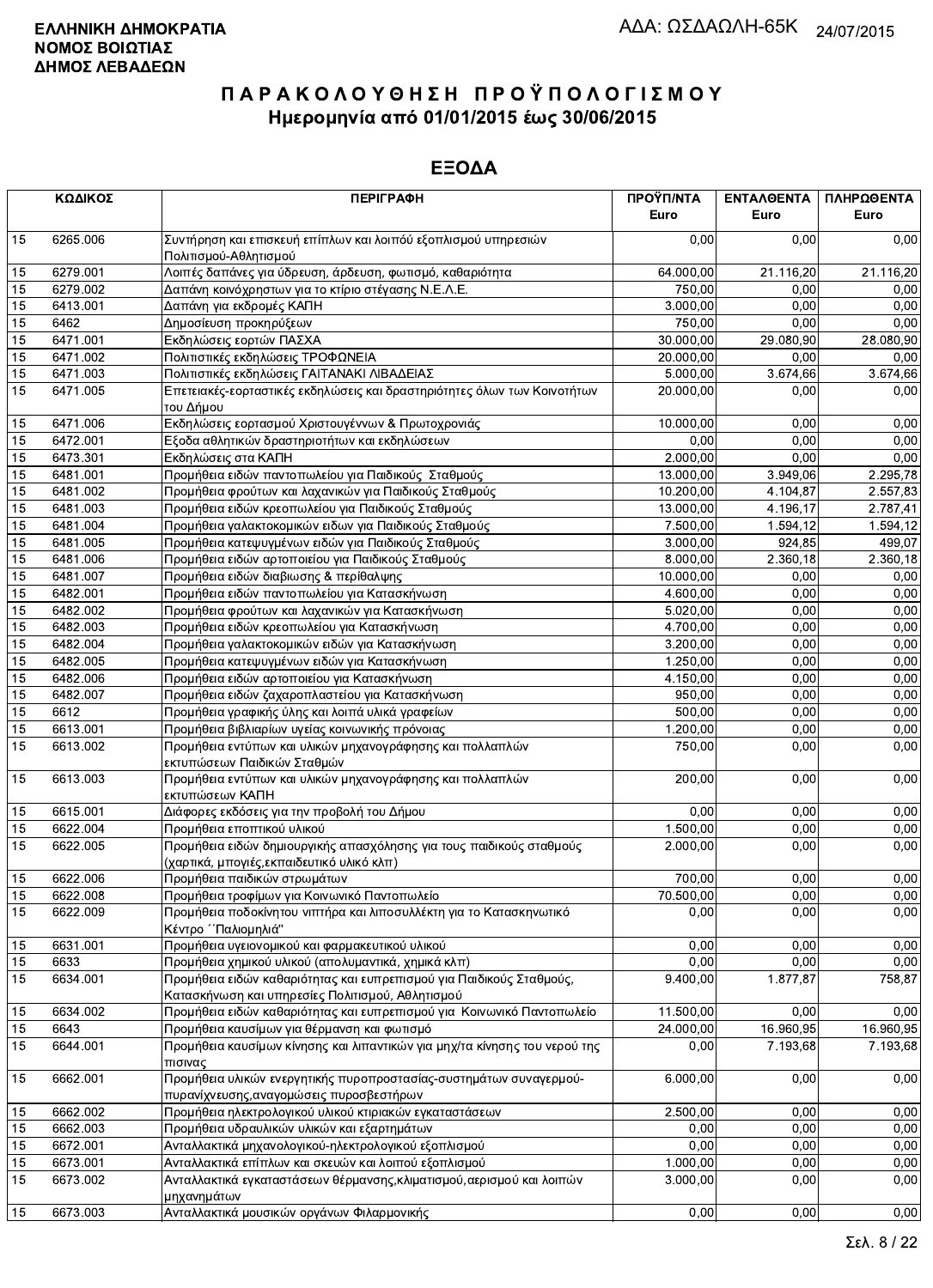**ΕΛΛΗΝΙΚΗ ΔΗΜΟΚΡΑΤΙΑ**
**ΝΟΜΟΣ ΒΟΙΩΤΙΑΣ**
**ΔΗΜΟΣ ΛΕΒΑΔΕΩΝ**

ΑΔΑ: ΩΣΔΑΩΛΗ-65Κ 24/07/2015

# Π Α Ρ Α Κ Ο Λ Ο Υ Θ Η Σ Η   Π Ρ Ο Ϋ Π Ο Λ Ο Γ Ι Σ Μ Ο Υ
## Ημερομηνία από 01/01/2015 έως 30/06/2015

## ΕΞΟΔΑ

| ΚΩΔΙΚΟΣ | | ΠΕΡΙΓΡΑΦΗ | ΠΡΟΫΠ/ΝΤΑ Euro | ΕΝΤΑΛΘΕΝΤΑ Euro | ΠΛΗΡΩΘΕΝΤΑ Euro |
|---|---|---|---|---|---|
| 15 | 6265.006 | Συντήρηση και επισκευή επίπλων και λοιπού εξοπλισμού υπηρεσιών Πολιτισμού-Αθλητισμού | 0,00 | 0,00 | 0,00 |
| 15 | 6279.001 | Λοιπές δαπάνες για ύδρευση, άρδευση, φωτισμό, καθαριότητα | 64.000,00 | 21.116,20 | 21.116,20 |
| 15 | 6279.002 | Δαπάνη κοινόχρηστων για το κτίριο στέγασης Ν.Ε.Λ.Ε. | 750,00 | 0,00 | 0,00 |
| 15 | 6413.001 | Δαπάνη για εκδρομές ΚΑΠΗ | 3.000,00 | 0,00 | 0,00 |
| 15 | 6462 | Δημοσίευση προκηρύξεων | 750,00 | 0,00 | 0,00 |
| 15 | 6471.001 | Εκδηλώσεις εορτών ΠΑΣΧΑ | 30.000,00 | 29.080,90 | 28.080,90 |
| 15 | 6471.002 | Πολιτιστικές εκδηλώσεις ΤΡΟΦΩΝΕΙΑ | 20.000,00 | 0,00 | 0,00 |
| 15 | 6471.003 | Πολιτιστικές εκδηλώσεις ΓΑΙΤΑΝΑΚΙ ΛΙΒΑΔΕΙΑΣ | 5.000,00 | 3.674,66 | 3.674,66 |
| 15 | 6471.005 | Επετειακές-εορταστικές εκδηλώσεις και δραστηριότητες όλων των Κοινοτήτων του Δήμου | 20.000,00 | 0,00 | 0,00 |
| 15 | 6471.006 | Εκδηλώσεις εορτασμού Χριστουγέννων & Πρωτοχρονιάς | 10.000,00 | 0,00 | 0,00 |
| 15 | 6472.001 | Εξοδα αθλητικών δραστηριοτήτων και εκδηλώσεων | 0,00 | 0,00 | 0,00 |
| 15 | 6473.301 | Εκδηλώσεις στα ΚΑΠΗ | 2.000,00 | 0,00 | 0,00 |
| 15 | 6481.001 | Προμήθεια ειδών παντοπωλείου για Παιδικούς Σταθμούς | 13.000,00 | 3.949,06 | 2.295,78 |
| 15 | 6481.002 | Προμήθεια φρούτων και λαχανικών για Παιδικούς Σταθμούς | 10.200,00 | 4.104,87 | 2.557,83 |
| 15 | 6481.003 | Προμήθεια ειδών κρεοπωλείου για Παιδικούς Σταθμούς | 13.000,00 | 4.196,17 | 2.787,41 |
| 15 | 6481.004 | Προμήθεια γαλακτοκομικών ειδων για Παιδικούς Σταθμούς | 7.500,00 | 1.594,12 | 1.594,12 |
| 15 | 6481.005 | Προμήθεια κατεψυγμένων ειδών για Παιδικούς Σταθμούς | 3.000,00 | 924,85 | 499,07 |
| 15 | 6481.006 | Προμήθεια ειδών αρτοποιείου για Παιδικούς Σταθμούς | 8.000,00 | 2.360,18 | 2.360,18 |
| 15 | 6481.007 | Προμήθεια ειδών διαβιωσης & περίθαλψης | 10.000,00 | 0,00 | 0,00 |
| 15 | 6482.001 | Προμήθεια ειδών παντοπωλείου για Κατασκήνωση | 4.600,00 | 0,00 | 0,00 |
| 15 | 6482.002 | Προμήθεια φρούτων και λαχανικών για Κατασκήνωση | 5.020,00 | 0,00 | 0,00 |
| 15 | 6482.003 | Προμήθεια ειδών κρεοπωλείου για Κατασκήνωση | 4.700,00 | 0,00 | 0,00 |
| 15 | 6482.004 | Προμήθεια γαλακτοκομικών ειδών για Κατασκήνωση | 3.200,00 | 0,00 | 0,00 |
| 15 | 6482.005 | Προμήθεια κατεψυγμένων ειδών για Κατασκήνωση | 1.250,00 | 0,00 | 0,00 |
| 15 | 6482.006 | Προμήθεια ειδών αρτοποιείου για Κατασκήνωση | 4.150,00 | 0,00 | 0,00 |
| 15 | 6482.007 | Προμήθεια ειδών ζαχαροπλαστείου για Κατασκήνωση | 950,00 | 0,00 | 0,00 |
| 15 | 6612 | Προμήθεια γραφικής ύλης και λοιπά υλικά γραφείων | 500,00 | 0,00 | 0,00 |
| 15 | 6613.001 | Προμήθεια βιβλιαρίων υγείας κοινωνικής πρόνοιας | 1.200,00 | 0,00 | 0,00 |
| 15 | 6613.002 | Προμήθεια εντύπων και υλικών μηχανογράφησης και πολλαπλών εκτυπώσεων Παιδικών Σταθμών | 750,00 | 0,00 | 0,00 |
| 15 | 6613.003 | Προμήθεια εντύπων και υλικών μηχανογράφησης και πολλαπλών εκτυπώσεων ΚΑΠΗ | 200,00 | 0,00 | 0,00 |
| 15 | 6615.001 | Διάφορες εκδόσεις για την προβολή του Δήμου | 0,00 | 0,00 | 0,00 |
| 15 | 6622.004 | Προμήθεια εποπτικού υλικού | 1.500,00 | 0,00 | 0,00 |
| 15 | 6622.005 | Προμήθεια ειδών δημιουργικής απασχόλησης για τους παιδικούς σταθμούς (χαρτικά, μπογιές,εκπαιδευτικό υλικό κλπ) | 2.000,00 | 0,00 | 0,00 |
| 15 | 6622.006 | Προμήθεια παιδικών στρωμάτων | 700,00 | 0,00 | 0,00 |
| 15 | 6622.008 | Προμήθεια τροφίμων για Κοινωνικό Παντοπωλείο | 70.500,00 | 0,00 | 0,00 |
| 15 | 6622.009 | Προμήθεια ποδοκίνητου νιπτήρα και λιποσυλλέκτη για το Κατασκηνωτικό Κέντρο ΄΄Παλιομηλιά'' | 0,00 | 0,00 | 0,00 |
| 15 | 6631.001 | Προμήθεια υγειονομικού και φαρμακευτικού υλικού | 0,00 | 0,00 | 0,00 |
| 15 | 6633 | Προμήθεια χημικού υλικού (απολυμαντικά, χημικά κλπ) | 0,00 | 0,00 | 0,00 |
| 15 | 6634.001 | Προμήθεια ειδών καθαριότητας και ευπρεπισμού για Παιδικούς Σταθμούς, Κατασκήνωση και υπηρεσίες Πολιτισμού, Αθλητισμού | 9.400,00 | 1.877,87 | 758,87 |
| 15 | 6634.002 | Προμήθεια ειδών καθαριότητας και ευπρεπισμού για Κοινωνικό Παντοπωλείο | 11.500,00 | 0,00 | 0,00 |
| 15 | 6643 | Προμήθεια καυσίμων για θέρμανση και φωτισμό | 24.000,00 | 16.960,95 | 16.960,95 |
| 15 | 6644.001 | Προμήθεια καυσίμων κίνησης και λιπαντικών για μηχ/τα κίνησης του νερού της πισινας | 0,00 | 7.193,68 | 7.193,68 |
| 15 | 6662.001 | Προμήθεια υλικών ενεργητικής πυροπροστασίας-συστημάτων συναγερμού-πυρανίχνευσης,αναγομώσεις πυροσβεστήρων | 6.000,00 | 0,00 | 0,00 |
| 15 | 6662.002 | Προμήθεια ηλεκτρολογικού υλικού κτιριακών εγκαταστάσεων | 2.500,00 | 0,00 | 0,00 |
| 15 | 6662.003 | Προμήθεια υδραυλικών υλικών και εξαρτημάτων | 0,00 | 0,00 | 0,00 |
| 15 | 6672.001 | Ανταλλακτικά μηχανολογικού-ηλεκτρολογικού εξοπλισμού | 0,00 | 0,00 | 0,00 |
| 15 | 6673.001 | Ανταλλακτικά επίπλων και σκευών και λοιπού εξοπλισμού | 1.000,00 | 0,00 | 0,00 |
| 15 | 6673.002 | Ανταλλακτικά εγκαταστάσεων θέρμανσης,κλιματισμού,αερισμού και λοιπών μηχανημάτων | 3.000,00 | 0,00 | 0,00 |
| 15 | 6673.003 | Ανταλλακτικά μουσικών οργάνων Φιλαρμονικής | 0,00 | 0,00 | 0,00 |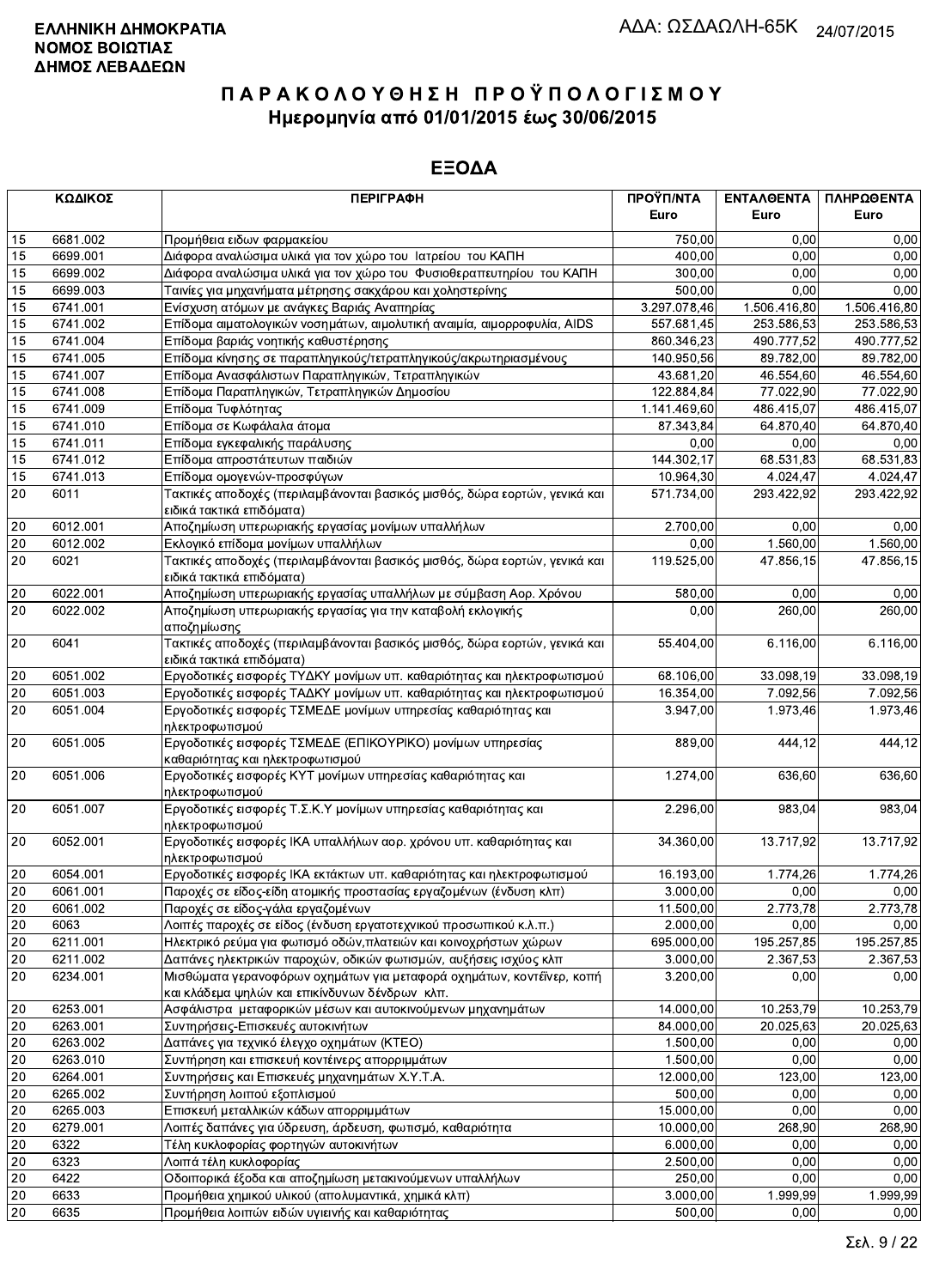**ΕΛΛΗΝΙΚΗ ΔΗΜΟΚΡΑΤΙΑ**
**ΝΟΜΟΣ ΒΟΙΩΤΙΑΣ**
**ΔΗΜΟΣ ΛΕΒΑΔΕΩΝ**

ΑΔΑ: ΩΣΔΑΩΛΗ-65Κ 24/07/2015

# Π Α Ρ Α Κ Ο Λ Ο Υ Θ Η Σ Η  Π Ρ Ο Ϋ Π Ο Λ Ο Γ Ι Σ Μ Ο Υ
## Ημερομηνία από 01/01/2015 έως 30/06/2015

## ΕΞΟΔΑ

| ΚΩΔΙΚΟΣ | | ΠΕΡΙΓΡΑΦΗ | ΠΡΟΫΠ/ΝΤΑ Euro | ΕΝΤΑΛΘΕΝΤΑ Euro | ΠΛΗΡΩΘΕΝΤΑ Euro |
|---|---|---|---|---|---|
| 15 | 6681.002 | Προμήθεια ειδων φαρμακείου | 750,00 | 0,00 | 0,00 |
| 15 | 6699.001 | Διάφορα αναλώσιμα υλικά για τον χώρο του Ιατρείου του ΚΑΠΗ | 400,00 | 0,00 | 0,00 |
| 15 | 6699.002 | Διάφορα αναλώσιμα υλικά για τον χώρο του Φυσιοθεραπευτηρίου του ΚΑΠΗ | 300,00 | 0,00 | 0,00 |
| 15 | 6699.003 | Ταινίες για μηχανήματα μέτρησης σακχάρου και χοληστερίνης | 500,00 | 0,00 | 0,00 |
| 15 | 6741.001 | Ενίσχυση ατόμων με ανάγκες Βαριάς Αναπηρίας | 3.297.078,46 | 1.506.416,80 | 1.506.416,80 |
| 15 | 6741.002 | Επίδομα αιματολογικών νοσημάτων, αιμολυτική αναιμία, αιμορροφυλία, AIDS | 557.681,45 | 253.586,53 | 253.586,53 |
| 15 | 6741.004 | Επίδομα βαριάς νοητικής καθυστέρησης | 860.346,23 | 490.777,52 | 490.777,52 |
| 15 | 6741.005 | Επίδομα κίνησης σε παραπληγικούς/τετραπληγικούς/ακρωτηριασμένους | 140.950,56 | 89.782,00 | 89.782,00 |
| 15 | 6741.007 | Επίδομα Ανασφάλιστων Παραπληγικών, Τετραπληγικών | 43.681,20 | 46.554,60 | 46.554,60 |
| 15 | 6741.008 | Επίδομα Παραπληγικών, Τετραπληγικών Δημοσίου | 122.884,84 | 77.022,90 | 77.022,90 |
| 15 | 6741.009 | Επίδομα Τυφλότητας | 1.141.469,60 | 486.415,07 | 486.415,07 |
| 15 | 6741.010 | Επίδομα σε Κωφάλαλα άτομα | 87.343,84 | 64.870,40 | 64.870,40 |
| 15 | 6741.011 | Επίδομα εγκεφαλικής παράλυσης | 0,00 | 0,00 | 0,00 |
| 15 | 6741.012 | Επίδομα απροστάτευτων παιδιών | 144.302,17 | 68.531,83 | 68.531,83 |
| 15 | 6741.013 | Επίδομα ομογενών-προσφύγων | 10.964,30 | 4.024,47 | 4.024,47 |
| 20 | 6011 | Τακτικές αποδοχές (περιλαμβάνονται βασικός μισθός, δώρα εορτών, γενικά και ειδικά τακτικά επιδόματα) | 571.734,00 | 293.422,92 | 293.422,92 |
| 20 | 6012.001 | Αποζημίωση υπερωριακής εργασίας μονίμων υπαλλήλων | 2.700,00 | 0,00 | 0,00 |
| 20 | 6012.002 | Εκλογικό επίδομα μονίμων υπαλλήλων | 0,00 | 1.560,00 | 1.560,00 |
| 20 | 6021 | Τακτικές αποδοχές (περιλαμβάνονται βασικός μισθός, δώρα εορτών, γενικά και ειδικά τακτικά επιδόματα) | 119.525,00 | 47.856,15 | 47.856,15 |
| 20 | 6022.001 | Αποζημίωση υπερωριακής εργασίας υπαλλήλων με σύμβαση Αορ. Χρόνου | 580,00 | 0,00 | 0,00 |
| 20 | 6022.002 | Αποζημίωση υπερωριακής εργασίας για την καταβολή εκλογικής αποζημίωσης | 0,00 | 260,00 | 260,00 |
| 20 | 6041 | Τακτικές αποδοχές (περιλαμβάνονται βασικός μισθός, δώρα εορτών, γενικά και ειδικά τακτικά επιδόματα) | 55.404,00 | 6.116,00 | 6.116,00 |
| 20 | 6051.002 | Εργοδοτικές εισφορές ΤΥΔΚΥ μονίμων υπ. καθαριότητας και ηλεκτροφωτισμού | 68.106,00 | 33.098,19 | 33.098,19 |
| 20 | 6051.003 | Εργοδοτικές εισφορές ΤΑΔΚΥ μονίμων υπ. καθαριότητας και ηλεκτροφωτισμού | 16.354,00 | 7.092,56 | 7.092,56 |
| 20 | 6051.004 | Εργοδοτικές εισφορές ΤΣΜΕΔΕ μονίμων υπηρεσίας καθαριότητας και ηλεκτροφωτισμού | 3.947,00 | 1.973,46 | 1.973,46 |
| 20 | 6051.005 | Εργοδοτικές εισφορές ΤΣΜΕΔΕ (ΕΠΙΚΟΥΡΙΚΟ) μονίμων υπηρεσίας καθαριότητας και ηλεκτροφωτισμού | 889,00 | 444,12 | 444,12 |
| 20 | 6051.006 | Εργοδοτικές εισφορές ΚΥΤ μονίμων υπηρεσίας καθαριότητας και ηλεκτροφωτισμού | 1.274,00 | 636,60 | 636,60 |
| 20 | 6051.007 | Εργοδοτικές εισφορές Τ.Σ.Κ.Υ μονίμων υπηρεσίας καθαριότητας και ηλεκτροφωτισμού | 2.296,00 | 983,04 | 983,04 |
| 20 | 6052.001 | Εργοδοτικές εισφορές ΙΚΑ υπαλλήλων αορ. χρόνου υπ. καθαριότητας και ηλεκτροφωτισμού | 34.360,00 | 13.717,92 | 13.717,92 |
| 20 | 6054.001 | Εργοδοτικές εισφορές ΙΚΑ εκτάκτων υπ. καθαριότητας και ηλεκτροφωτισμού | 16.193,00 | 1.774,26 | 1.774,26 |
| 20 | 6061.001 | Παροχές σε είδος-είδη ατομικής προστασίας εργαζομένων (ένδυση κλπ) | 3.000,00 | 0,00 | 0,00 |
| 20 | 6061.002 | Παροχές σε είδος-γάλα εργαζομένων | 11.500,00 | 2.773,78 | 2.773,78 |
| 20 | 6063 | Λοιπές παροχές σε είδος (ένδυση εργατοτεχνικού προσωπικού κ.λ.π.) | 2.000,00 | 0,00 | 0,00 |
| 20 | 6211.001 | Ηλεκτρικό ρεύμα για φωτισμό οδών,πλατειών και κοινοχρήστων χώρων | 695.000,00 | 195.257,85 | 195.257,85 |
| 20 | 6211.002 | Δαπάνες ηλεκτρικών παροχών, οδικών φωτισμών, αυξήσεις ισχύος κλπ | 3.000,00 | 2.367,53 | 2.367,53 |
| 20 | 6234.001 | Μισθώματα γερανοφόρων οχημάτων για μεταφορά οχημάτων, κοντέινερ, κοπή και κλάδεμα ψηλών και επικίνδυνων δένδρων κλπ. | 3.200,00 | 0,00 | 0,00 |
| 20 | 6253.001 | Ασφάλιστρα μεταφορικών μέσων και αυτοκινούμενων μηχανημάτων | 14.000,00 | 10.253,79 | 10.253,79 |
| 20 | 6263.001 | Συντηρήσεις-Επισκευές αυτοκινήτων | 84.000,00 | 20.025,63 | 20.025,63 |
| 20 | 6263.002 | Δαπάνες για τεχνικό έλεγχο οχημάτων (ΚΤΕΟ) | 1.500,00 | 0,00 | 0,00 |
| 20 | 6263.010 | Συντήρηση και επισκευή κοντέινερς απορριμμάτων | 1.500,00 | 0,00 | 0,00 |
| 20 | 6264.001 | Συντηρήσεις και Επισκευές μηχανημάτων Χ.Υ.Τ.Α. | 12.000,00 | 123,00 | 123,00 |
| 20 | 6265.002 | Συντήρηση λοιπού εξοπλισμού | 500,00 | 0,00 | 0,00 |
| 20 | 6265.003 | Επισκευή μεταλλικών κάδων απορριμάτων | 15.000,00 | 0,00 | 0,00 |
| 20 | 6279.001 | Λοιπές δαπάνες για ύδρευση, άρδευση, φωτισμό, καθαριότητα | 10.000,00 | 268,90 | 268,90 |
| 20 | 6322 | Τέλη κυκλοφορίας φορτηγών αυτοκινήτων | 6.000,00 | 0,00 | 0,00 |
| 20 | 6323 | Λοιπά τέλη κυκλοφορίας | 2.500,00 | 0,00 | 0,00 |
| 20 | 6422 | Οδοιπορικά έξοδα και αποζημίωση μετακινούμενων υπαλλήλων | 250,00 | 0,00 | 0,00 |
| 20 | 6633 | Προμήθεια χημικού υλικού (απολυμαντικά, χημικά κλπ) | 3.000,00 | 1.999,99 | 1.999,99 |
| 20 | 6635 | Προμήθεια λοιπών ειδών υγιεινής και καθαριότητας | 500,00 | 0,00 | 0,00 |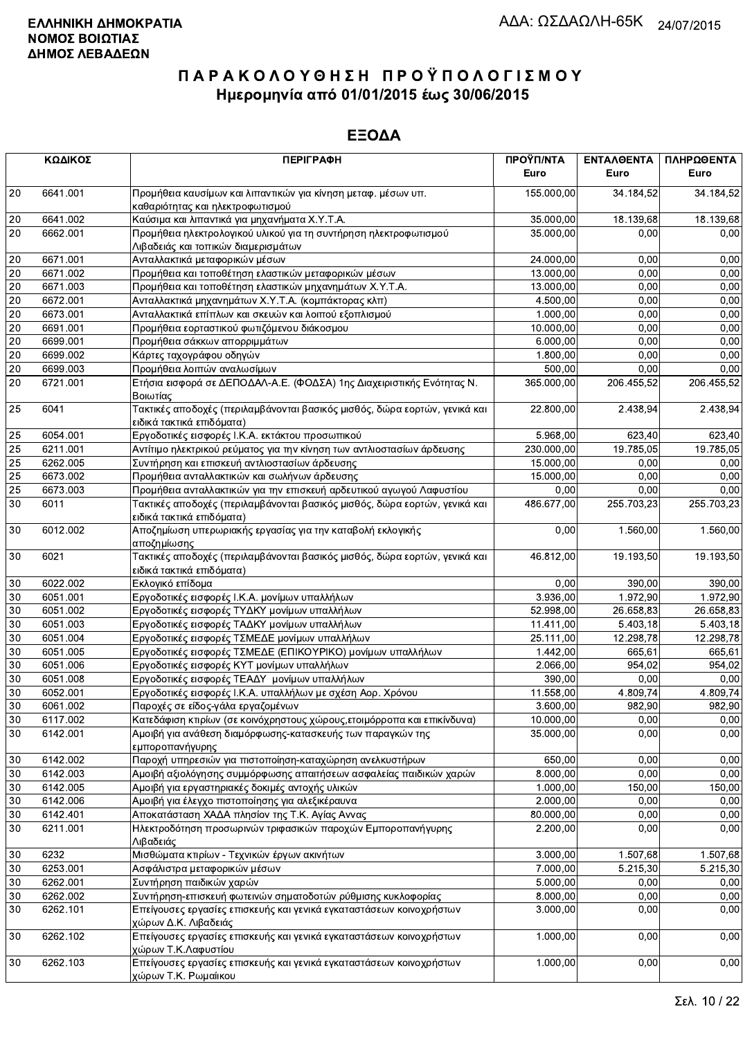**ΕΛΛΗΝΙΚΗ ΔΗΜΟΚΡΑΤΙΑ**
**ΝΟΜΟΣ ΒΟΙΩΤΙΑΣ**
**ΔΗΜΟΣ ΛΕΒΑΔΕΩΝ**

ΑΔΑ: ΩΣΔΑΩΛΗ-65Κ 24/07/2015

# ΠΑΡΑΚΟΛΟΥΘΗΣΗ ΠΡΟΫΠΟΛΟΓΙΣΜΟΥ
## Ημερομηνία από 01/01/2015 έως 30/06/2015

## ΕΞΟΔΑ

| ΚΩΔΙΚΟΣ | | ΠΕΡΙΓΡΑΦΗ | ΠΡΟΫΠ/ΝΤΑ Euro | ΕΝΤΑΛΘΕΝΤΑ Euro | ΠΛΗΡΩΘΕΝΤΑ Euro |
|---|---|---|---|---|---|
| 20 | 6641.001 | Προμήθεια καυσίμων και λιπαντικών για κίνηση μεταφ. μέσων υπ. καθαριότητας και ηλεκτροφωτισμού | 155.000,00 | 34.184,52 | 34.184,52 |
| 20 | 6641.002 | Καύσιμα και λιπαντικά για μηχανήματα Χ.Υ.Τ.Α. | 35.000,00 | 18.139,68 | 18.139,68 |
| 20 | 6662.001 | Προμήθεια ηλεκτρολογικού υλικού για τη συντήρηση ηλεκτροφωτισμού Λιβαδειάς και τοπικών διαμερισμάτων | 35.000,00 | 0,00 | 0,00 |
| 20 | 6671.001 | Ανταλλακτικά μεταφορικών μέσων | 24.000,00 | 0,00 | 0,00 |
| 20 | 6671.002 | Προμήθεια και τοποθέτηση ελαστικών μεταφορικών μέσων | 13.000,00 | 0,00 | 0,00 |
| 20 | 6671.003 | Προμήθεια και τοποθέτηση ελαστικών μηχανημάτων Χ.Υ.Τ.Α. | 13.000,00 | 0,00 | 0,00 |
| 20 | 6672.001 | Ανταλλακτικά μηχανημάτων Χ.Υ.Τ.Α. (κομπάκτορας κλπ) | 4.500,00 | 0,00 | 0,00 |
| 20 | 6673.001 | Ανταλλακτικά επίπλων και σκευών και λοιπού εξοπλισμού | 1.000,00 | 0,00 | 0,00 |
| 20 | 6691.001 | Προμήθεια εορταστικού φωτιζόμενου διάκοσμου | 10.000,00 | 0,00 | 0,00 |
| 20 | 6699.001 | Προμήθεια σάκκων απορριμμάτων | 6.000,00 | 0,00 | 0,00 |
| 20 | 6699.002 | Κάρτες ταχογράφου οδηγών | 1.800,00 | 0,00 | 0,00 |
| 20 | 6699.003 | Προμήθεια λοιπών αναλωσίμων | 500,00 | 0,00 | 0,00 |
| 20 | 6721.001 | Ετήσια εισφορά σε ΔΕΠΟΔΑΛ-Α.Ε. (ΦΟΔΣΑ) 1ης Διαχειριστικής Ενότητας Ν. Βοιωτίας | 365.000,00 | 206.455,52 | 206.455,52 |
| 25 | 6041 | Τακτικές αποδοχές (περιλαμβάνονται βασικός μισθός, δώρα εορτών, γενικά και ειδικά τακτικά επιδόματα) | 22.800,00 | 2.438,94 | 2.438,94 |
| 25 | 6054.001 | Εργοδοτικές εισφορές Ι.Κ.Α. εκτάκτου προσωπικού | 5.968,00 | 623,40 | 623,40 |
| 25 | 6211.001 | Αντίτιμο ηλεκτρικού ρεύματος για την κίνηση των αντλιοστασίων άρδευσης | 230.000,00 | 19.785,05 | 19.785,05 |
| 25 | 6262.005 | Συντήρηση και επισκευή αντλιοστασίων άρδευσης | 15.000,00 | 0,00 | 0,00 |
| 25 | 6673.002 | Προμήθεια ανταλλακτικών και σωλήνων άρδευσης | 15.000,00 | 0,00 | 0,00 |
| 25 | 6673.003 | Προμήθεια ανταλλακτικών για την επισκευή αρδευτικού αγωγού Λαφυστίου | 0,00 | 0,00 | 0,00 |
| 30 | 6011 | Τακτικές αποδοχές (περιλαμβάνονται βασικός μισθός, δώρα εορτών, γενικά και ειδικά τακτικά επιδόματα) | 486.677,00 | 255.703,23 | 255.703,23 |
| 30 | 6012.002 | Αποζημίωση υπερωριακής εργασίας για την καταβολή εκλογικής αποζημίωσης | 0,00 | 1.560,00 | 1.560,00 |
| 30 | 6021 | Τακτικές αποδοχές (περιλαμβάνονται βασικός μισθός, δώρα εορτών, γενικά και ειδικά τακτικά επιδόματα) | 46.812,00 | 19.193,50 | 19.193,50 |
| 30 | 6022.002 | Εκλογικό επίδομα | 0,00 | 390,00 | 390,00 |
| 30 | 6051.001 | Εργοδοτικές εισφορές Ι.Κ.Α. μονίμων υπαλλήλων | 3.936,00 | 1.972,90 | 1.972,90 |
| 30 | 6051.002 | Εργοδοτικές εισφορές ΤΥΔΚΥ μονίμων υπαλλήλων | 52.998,00 | 26.658,83 | 26.658,83 |
| 30 | 6051.003 | Εργοδοτικές εισφορές ΤΑΔΚΥ μονίμων υπαλλήλων | 11.411,00 | 5.403,18 | 5.403,18 |
| 30 | 6051.004 | Εργοδοτικές εισφορές ΤΣΜΕΔΕ μονίμων υπαλλήλων | 25.111,00 | 12.298,78 | 12.298,78 |
| 30 | 6051.005 | Εργοδοτικές εισφορές ΤΣΜΕΔΕ (ΕΠΙΚΟΥΡΙΚΟ) μονίμων υπαλλήλων | 1.442,00 | 665,61 | 665,61 |
| 30 | 6051.006 | Εργοδοτικές εισφορές ΚΥΤ μονίμων υπαλλήλων | 2.066,00 | 954,02 | 954,02 |
| 30 | 6051.008 | Εργοδοτικές εισφορές ΤΕΑΔΥ μονίμων υπαλλήλων | 390,00 | 0,00 | 0,00 |
| 30 | 6052.001 | Εργοδοτικές εισφορές Ι.Κ.Α. υπαλλήλων με σχέση Αορ. Χρόνου | 11.558,00 | 4.809,74 | 4.809,74 |
| 30 | 6061.002 | Παροχές σε είδος-γάλα εργαζομένων | 3.600,00 | 982,90 | 982,90 |
| 30 | 6117.002 | Κατεδάφιση κτιρίων (σε κοινόχρηστους χώρους,ετοιμόρροπα και επικίνδυνα) | 10.000,00 | 0,00 | 0,00 |
| 30 | 6142.001 | Αμοιβή για ανάθεση διαμόρφωσης-κατασκευής των παραγκών της εμποροπανήγυρης | 35.000,00 | 0,00 | 0,00 |
| 30 | 6142.002 | Παροχή υπηρεσιών για πιστοποίηση-καταχώρηση ανελκυστήρων | 650,00 | 0,00 | 0,00 |
| 30 | 6142.003 | Αμοιβή αξιολόγησης συμμόρφωσης απαιτήσεων ασφαλείας παιδικών χαρών | 8.000,00 | 0,00 | 0,00 |
| 30 | 6142.005 | Αμοιβή για εργαστηριακές δοκιμές αντοχής υλικών | 1.000,00 | 150,00 | 150,00 |
| 30 | 6142.006 | Αμοιβή για έλεγχο πιστοποίησης για αλεξικέραυνα | 2.000,00 | 0,00 | 0,00 |
| 30 | 6142.401 | Αποκατάσταση ΧΑΔΑ πλησίον της Τ.Κ. Αγίας Αννας | 80.000,00 | 0,00 | 0,00 |
| 30 | 6211.001 | Ηλεκτροδότηση προσωρινών τριφασικών παροχών Εμποροπανήγυρης Λιβαδειάς | 2.200,00 | 0,00 | 0,00 |
| 30 | 6232 | Μισθώματα κτιρίων - Τεχνικών έργων ακινήτων | 3.000,00 | 1.507,68 | 1.507,68 |
| 30 | 6253.001 | Ασφάλιστρα μεταφορικών μέσων | 7.000,00 | 5.215,30 | 5.215,30 |
| 30 | 6262.001 | Συντήρηση παιδικών χαρών | 5.000,00 | 0,00 | 0,00 |
| 30 | 6262.002 | Συντήρηση-επισκευή φωτεινών σηματοδοτών ρύθμισης κυκλοφορίας | 8.000,00 | 0,00 | 0,00 |
| 30 | 6262.101 | Επείγουσες εργασίες επισκευής και γενικά εγκαταστάσεων κοινοχρήστων χώρων Δ.Κ. Λιβαδειάς | 3.000,00 | 0,00 | 0,00 |
| 30 | 6262.102 | Επείγουσες εργασίες επισκευής και γενικά εγκαταστάσεων κοινοχρήστων χώρων Τ.Κ.Λαφυστίου | 1.000,00 | 0,00 | 0,00 |
| 30 | 6262.103 | Επείγουσες εργασίες επισκευής και γενικά εγκαταστάσεων κοινοχρήστων χώρων Τ.Κ. Ρωμαίικου | 1.000,00 | 0,00 | 0,00 |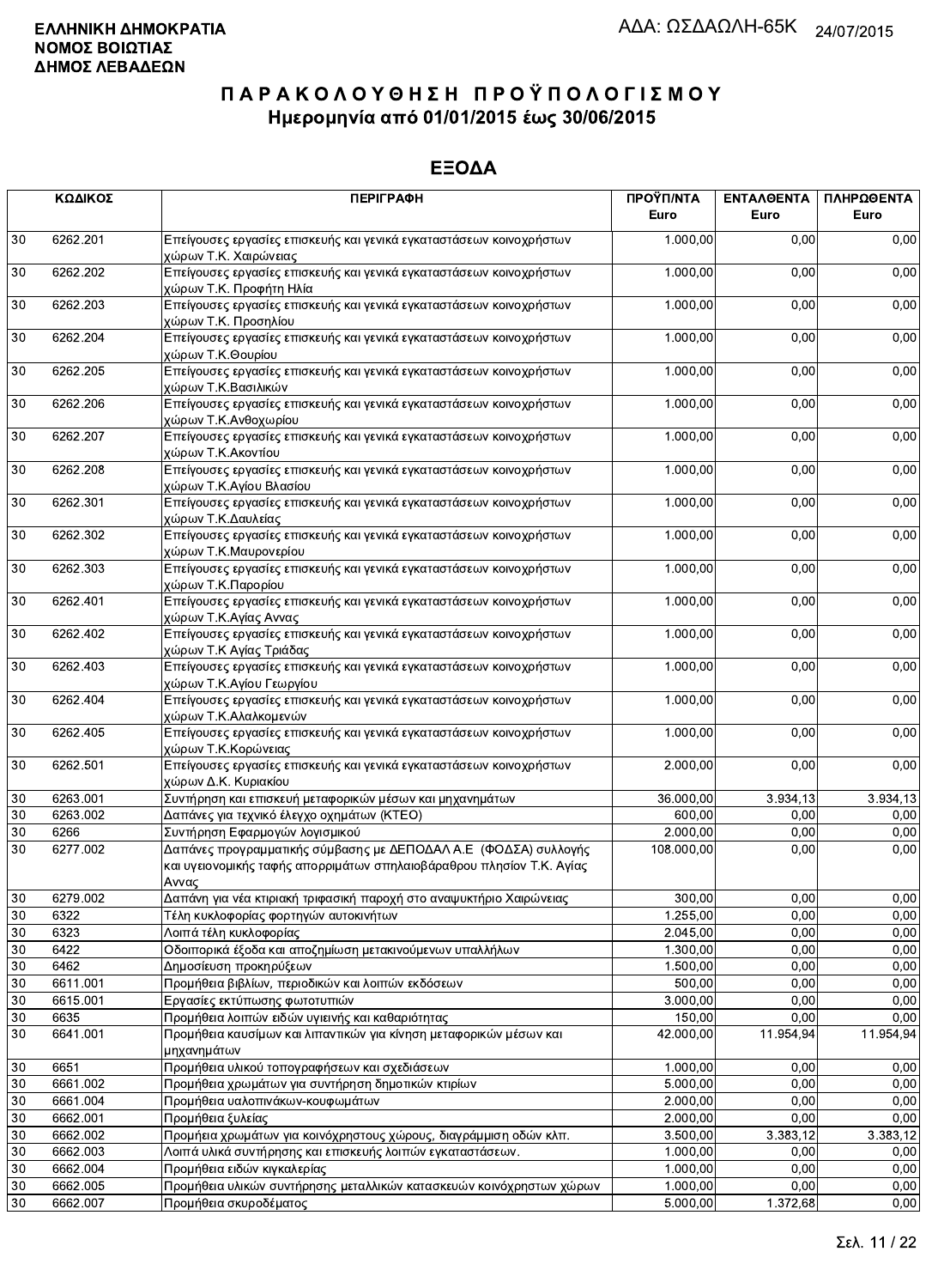**ΕΛΛΗΝΙΚΗ ΔΗΜΟΚΡΑΤΙΑ**
**ΝΟΜΟΣ ΒΟΙΩΤΙΑΣ**
**ΔΗΜΟΣ ΛΕΒΑΔΕΩΝ**

ΑΔΑ: ΩΣΔΑΩΛΗ-65Κ 24/07/2015

# ΠΑΡΑΚΟΛΟΥΘΗΣΗ ΠΡΟΫΠΟΛΟΓΙΣΜΟΥ
## Ημερομηνία από 01/01/2015 έως 30/06/2015

## ΕΞΟΔΑ

| ΚΩΔΙΚΟΣ | | ΠΕΡΙΓΡΑΦΗ | ΠΡΟΫΠ/ΝΤΑ Euro | ΕΝΤΑΛΘΕΝΤΑ Euro | ΠΛΗΡΩΘΕΝΤΑ Euro |
|---|---|---|---|---|---|
| 30 | 6262.201 | Επείγουσες εργασίες επισκευής και γενικά εγκαταστάσεων κοινοχρήστων χώρων Τ.Κ. Χαιρώνειας | 1.000,00 | 0,00 | 0,00 |
| 30 | 6262.202 | Επείγουσες εργασίες επισκευής και γενικά εγκαταστάσεων κοινοχρήστων χώρων Τ.Κ. Προφήτη Ηλία | 1.000,00 | 0,00 | 0,00 |
| 30 | 6262.203 | Επείγουσες εργασίες επισκευής και γενικά εγκαταστάσεων κοινοχρήστων χώρων Τ.Κ. Προσηλίου | 1.000,00 | 0,00 | 0,00 |
| 30 | 6262.204 | Επείγουσες εργασίες επισκευής και γενικά εγκαταστάσεων κοινοχρήστων χώρων Τ.Κ.Θουρίου | 1.000,00 | 0,00 | 0,00 |
| 30 | 6262.205 | Επείγουσες εργασίες επισκευής και γενικά εγκαταστάσεων κοινοχρήστων χώρων Τ.Κ.Βασιλικών | 1.000,00 | 0,00 | 0,00 |
| 30 | 6262.206 | Επείγουσες εργασίες επισκευής και γενικά εγκαταστάσεων κοινοχρήστων χώρων Τ.Κ.Ανθοχωρίου | 1.000,00 | 0,00 | 0,00 |
| 30 | 6262.207 | Επείγουσες εργασίες επισκευής και γενικά εγκαταστάσεων κοινοχρήστων χώρων Τ.Κ.Ακοντίου | 1.000,00 | 0,00 | 0,00 |
| 30 | 6262.208 | Επείγουσες εργασίες επισκευής και γενικά εγκαταστάσεων κοινοχρήστων χώρων Τ.Κ.Αγίου Βλασίου | 1.000,00 | 0,00 | 0,00 |
| 30 | 6262.301 | Επείγουσες εργασίες επισκευής και γενικά εγκαταστάσεων κοινοχρήστων χώρων Τ.Κ.Δαυλείας | 1.000,00 | 0,00 | 0,00 |
| 30 | 6262.302 | Επείγουσες εργασίες επισκευής και γενικά εγκαταστάσεων κοινοχρήστων χώρων Τ.Κ.Μαυρονερίου | 1.000,00 | 0,00 | 0,00 |
| 30 | 6262.303 | Επείγουσες εργασίες επισκευής και γενικά εγκαταστάσεων κοινοχρήστων χώρων Τ.Κ.Παρορίου | 1.000,00 | 0,00 | 0,00 |
| 30 | 6262.401 | Επείγουσες εργασίες επισκευής και γενικά εγκαταστάσεων κοινοχρήστων χώρων Τ.Κ.Αγίας Αννας | 1.000,00 | 0,00 | 0,00 |
| 30 | 6262.402 | Επείγουσες εργασίες επισκευής και γενικά εγκαταστάσεων κοινοχρήστων χώρων Τ.Κ Αγίας Τριάδας | 1.000,00 | 0,00 | 0,00 |
| 30 | 6262.403 | Επείγουσες εργασίες επισκευής και γενικά εγκαταστάσεων κοινοχρήστων χώρων Τ.Κ.Αγίου Γεωργίου | 1.000,00 | 0,00 | 0,00 |
| 30 | 6262.404 | Επείγουσες εργασίες επισκευής και γενικά εγκαταστάσεων κοινοχρήστων χώρων Τ.Κ.Αλαλκομενών | 1.000,00 | 0,00 | 0,00 |
| 30 | 6262.405 | Επείγουσες εργασίες επισκευής και γενικά εγκαταστάσεων κοινοχρήστων χώρων Τ.Κ.Κορώνειας | 1.000,00 | 0,00 | 0,00 |
| 30 | 6262.501 | Επείγουσες εργασίες επισκευής και γενικά εγκαταστάσεων κοινοχρήστων χώρων Δ.Κ. Κυριακίου | 2.000,00 | 0,00 | 0,00 |
| 30 | 6263.001 | Συντήρηση και επισκευή μεταφορικών μέσων και μηχανημάτων | 36.000,00 | 3.934,13 | 3.934,13 |
| 30 | 6263.002 | Δαπάνες για τεχνικό έλεγχο οχημάτων (ΚΤΕΟ) | 600,00 | 0,00 | 0,00 |
| 30 | 6266 | Συντήρηση Εφαρμογών λογισμικού | 2.000,00 | 0,00 | 0,00 |
| 30 | 6277.002 | Δαπάνες προγραμματικής σύμβασης με ΔΕΠΟΔΑΛ Α.Ε (ΦΟΔΣΑ) συλλογής και υγειονομικής ταφής απορριμάτων σπηλαιοβάραθρου πλησίον Τ.Κ. Αγίας Αννας | 108.000,00 | 0,00 | 0,00 |
| 30 | 6279.002 | Δαπάνη για νέα κτιριακή τριφασική παροχή στο αναψυκτήριο Χαιρώνειας | 300,00 | 0,00 | 0,00 |
| 30 | 6322 | Τέλη κυκλοφορίας φορτηγών αυτοκινήτων | 1.255,00 | 0,00 | 0,00 |
| 30 | 6323 | Λοιπά τέλη κυκλοφορίας | 2.045,00 | 0,00 | 0,00 |
| 30 | 6422 | Οδοιπορικά έξοδα και αποζημίωση μετακινούμενων υπαλλήλων | 1.300,00 | 0,00 | 0,00 |
| 30 | 6462 | Δημοσίευση προκηρύξεων | 1.500,00 | 0,00 | 0,00 |
| 30 | 6611.001 | Προμήθεια βιβλίων, περιοδικών και λοιπών εκδόσεων | 500,00 | 0,00 | 0,00 |
| 30 | 6615.001 | Εργασίες εκτύπωσης φωτοτυπιών | 3.000,00 | 0,00 | 0,00 |
| 30 | 6635 | Προμήθεια λοιπών ειδών υγιεινής και καθαριότητας | 150,00 | 0,00 | 0,00 |
| 30 | 6641.001 | Προμήθεια καυσίμων και λιπαντικών για κίνηση μεταφορικών μέσων και μηχανημάτων | 42.000,00 | 11.954,94 | 11.954,94 |
| 30 | 6651 | Προμήθεια υλικού τοπογραφήσεων και σχεδιάσεων | 1.000,00 | 0,00 | 0,00 |
| 30 | 6661.002 | Προμήθεια χρωμάτων για συντήρηση δημοτικών κτιρίων | 5.000,00 | 0,00 | 0,00 |
| 30 | 6661.004 | Προμήθεια υαλοπινάκων-κουφωμάτων | 2.000,00 | 0,00 | 0,00 |
| 30 | 6662.001 | Προμήθεια ξυλείας | 2.000,00 | 0,00 | 0,00 |
| 30 | 6662.002 | Προμήεια χρωμάτων για κοινόχρηστους χώρους, διαγράμμιση οδών κλπ. | 3.500,00 | 3.383,12 | 3.383,12 |
| 30 | 6662.003 | Λοιπά υλικά συντήρησης και επισκευής λοιπών εγκαταστάσεων. | 1.000,00 | 0,00 | 0,00 |
| 30 | 6662.004 | Προμήθεια ειδών κιγκαλερίας | 1.000,00 | 0,00 | 0,00 |
| 30 | 6662.005 | Προμήθεια υλικών συντήρησης μεταλλικών κατασκευών κοινόχρηστων χώρων | 1.000,00 | 0,00 | 0,00 |
| 30 | 6662.007 | Προμήθεια σκυροδέματος | 5.000,00 | 1.372,68 | 0,00 |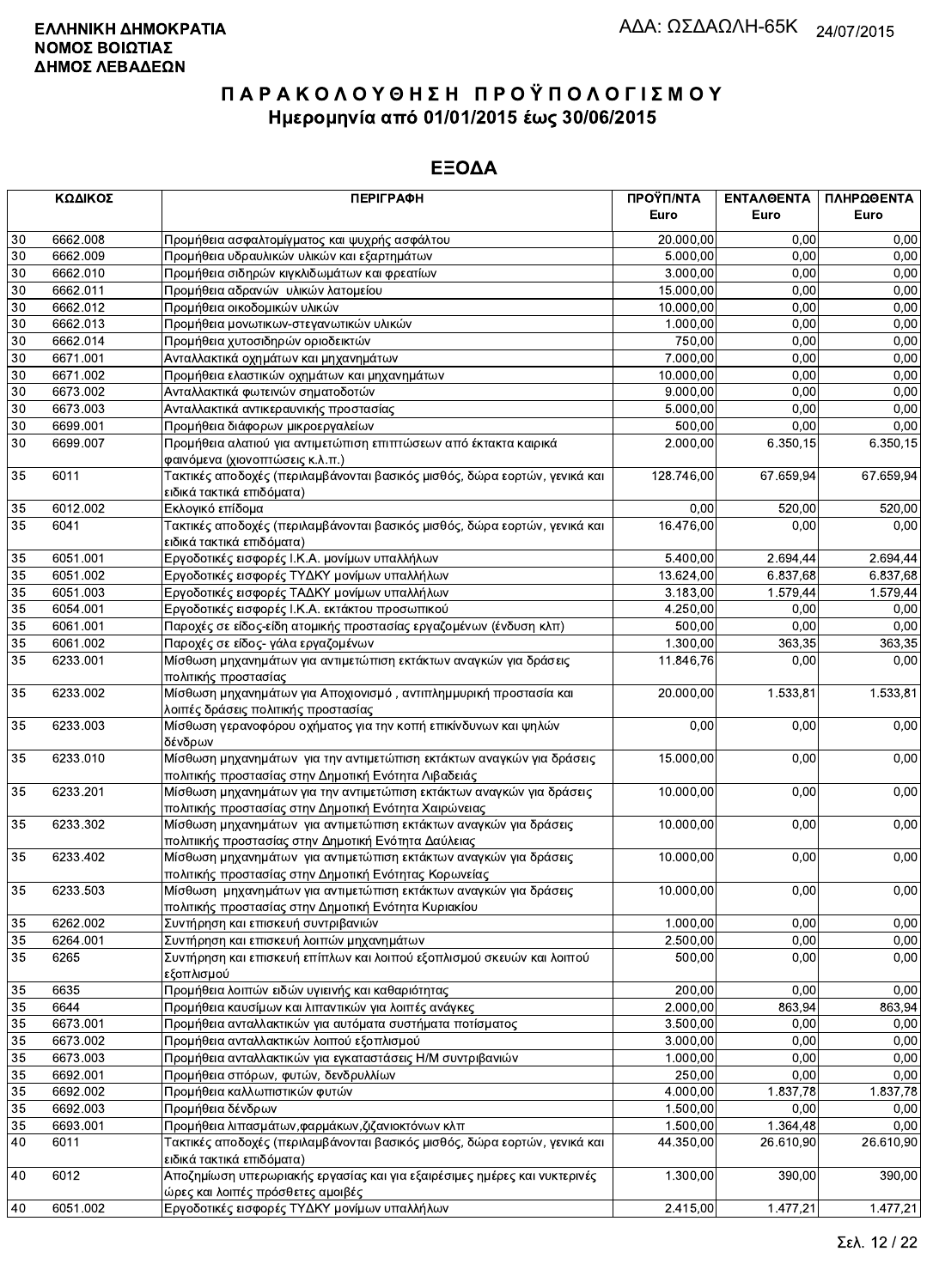**ΕΛΛΗΝΙΚΗ ΔΗΜΟΚΡΑΤΙΑ**
**ΝΟΜΟΣ ΒΟΙΩΤΙΑΣ**
**ΔΗΜΟΣ ΛΕΒΑΔΕΩΝ**

ΑΔΑ: ΩΣΔΑΩΛΗ-65Κ 24/07/2015

# ΠΑΡΑΚΟΛΟΥΘΗΣΗ ΠΡΟΫΠΟΛΟΓΙΣΜΟΥ
## Ημερομηνία από 01/01/2015 έως 30/06/2015

## ΕΞΟΔΑ

| ΚΩΔΙΚΟΣ | | ΠΕΡΙΓΡΑΦΗ | ΠΡΟΫΠ/ΝΤΑ Euro | ΕΝΤΑΛΘΕΝΤΑ Euro | ΠΛΗΡΩΘΕΝΤΑ Euro |
|---|---|---|---|---|---|
| 30 | 6662.008 | Προμήθεια ασφαλτομίγματος και ψυχρής ασφάλτου | 20.000,00 | 0,00 | 0,00 |
| 30 | 6662.009 | Προμήθεια υδραυλικών υλικών και εξαρτημάτων | 5.000,00 | 0,00 | 0,00 |
| 30 | 6662.010 | Προμήθεια σιδηρών κιγκλιδωμάτων και φρεατίων | 3.000,00 | 0,00 | 0,00 |
| 30 | 6662.011 | Προμήθεια αδρανών υλικών λατομείου | 15.000,00 | 0,00 | 0,00 |
| 30 | 6662.012 | Προμήθεια οικοδομικών υλικών | 10.000,00 | 0,00 | 0,00 |
| 30 | 6662.013 | Προμήθεια μονωτικων-στεγανωτικών υλικών | 1.000,00 | 0,00 | 0,00 |
| 30 | 6662.014 | Προμήθεια χυτοσιδηρών οριοδεικτών | 750,00 | 0,00 | 0,00 |
| 30 | 6671.001 | Ανταλλακτικά οχημάτων και μηχανημάτων | 7.000,00 | 0,00 | 0,00 |
| 30 | 6671.002 | Προμήθεια ελαστικών οχημάτων και μηχανημάτων | 10.000,00 | 0,00 | 0,00 |
| 30 | 6673.002 | Ανταλλακτικά φωτεινών σηματοδοτών | 9.000,00 | 0,00 | 0,00 |
| 30 | 6673.003 | Ανταλλακτικά αντικεραυνικής προστασίας | 5.000,00 | 0,00 | 0,00 |
| 30 | 6699.001 | Προμήθεια διάφορων μικροεργαλείων | 500,00 | 0,00 | 0,00 |
| 30 | 6699.007 | Προμήθεια αλατιού για αντιμετώπιση επιπτώσεων από έκτακτα καιρικά φαινόμενα (χιονοπτώσεις κ.λ.π.) | 2.000,00 | 6.350,15 | 6.350,15 |
| 35 | 6011 | Τακτικές αποδοχές (περιλαμβάνονται βασικός μισθός, δώρα εορτών, γενικά και ειδικά τακτικά επιδόματα) | 128.746,00 | 67.659,94 | 67.659,94 |
| 35 | 6012.002 | Εκλογικό επίδομα | 0,00 | 520,00 | 520,00 |
| 35 | 6041 | Τακτικές αποδοχές (περιλαμβάνονται βασικός μισθός, δώρα εορτών, γενικά και ειδικά τακτικά επιδόματα) | 16.476,00 | 0,00 | 0,00 |
| 35 | 6051.001 | Εργοδοτικές εισφορές Ι.Κ.Α. μονίμων υπαλλήλων | 5.400,00 | 2.694,44 | 2.694,44 |
| 35 | 6051.002 | Εργοδοτικές εισφορές ΤΥΔΚΥ μονίμων υπαλλήλων | 13.624,00 | 6.837,68 | 6.837,68 |
| 35 | 6051.003 | Εργοδοτικές εισφορές ΤΑΔΚΥ μονίμων υπαλλήλων | 3.183,00 | 1.579,44 | 1.579,44 |
| 35 | 6054.001 | Εργοδοτικές εισφορές Ι.Κ.Α. εκτάκτου προσωπικού | 4.250,00 | 0,00 | 0,00 |
| 35 | 6061.001 | Παροχές σε είδος-είδη ατομικής προστασίας εργαζομένων (ένδυση κλπ) | 500,00 | 0,00 | 0,00 |
| 35 | 6061.002 | Παροχές σε είδος- γάλα εργαζομένων | 1.300,00 | 363,35 | 363,35 |
| 35 | 6233.001 | Μίσθωση μηχανημάτων για αντιμετώπιση εκτάκτων αναγκών για δράσεις πολιτικής προστασίας | 11.846,76 | 0,00 | 0,00 |
| 35 | 6233.002 | Μίσθωση μηχανημάτων για Αποχιονισμό , αντιπλημμυρική προστασία και λοιπές δράσεις πολιτικής προστασίας | 20.000,00 | 1.533,81 | 1.533,81 |
| 35 | 6233.003 | Μίσθωση γερανοφόρου οχήματος για την κοπή επικίνδυνων και ψηλών δένδρων | 0,00 | 0,00 | 0,00 |
| 35 | 6233.010 | Μίσθωση μηχανημάτων για την αντιμετώπιση εκτάκτων αναγκών για δράσεις πολιτικής προστασίας στην Δημοτική Ενότητα Λιβαδειάς | 15.000,00 | 0,00 | 0,00 |
| 35 | 6233.201 | Μίσθωση μηχανημάτων για την αντιμετώπιση εκτάκτων αναγκών για δράσεις πολιτικής προστασίας στην Δημοτική Ενότητα Χαιρώνειας | 10.000,00 | 0,00 | 0,00 |
| 35 | 6233.302 | Μίσθωση μηχανημάτων για αντιμετώπιση εκτάκτων αναγκών για δράσεις πολιτιικής προστασίας στην Δημοτική Ενότητα Δαύλειας | 10.000,00 | 0,00 | 0,00 |
| 35 | 6233.402 | Μίσθωση μηχανημάτων για αντιμετώπιση εκτάκτων αναγκών για δράσεις πολιτικής προστασίας στην Δημοτική Ενότητας Κορωνείας | 10.000,00 | 0,00 | 0,00 |
| 35 | 6233.503 | Μίσθωση μηχανημάτων για αντιμετώπιση εκτάκτων αναγκών για δράσεις πολιτικής προστασίας στην Δημοτική Ενότητα Κυριακίου | 10.000,00 | 0,00 | 0,00 |
| 35 | 6262.002 | Συντήρηση και επισκευή συντριβανιών | 1.000,00 | 0,00 | 0,00 |
| 35 | 6264.001 | Συντήρηση και επισκευή λοιπών μηχανημάτων | 2.500,00 | 0,00 | 0,00 |
| 35 | 6265 | Συντήρηση και επισκευή επίπλων και λοιπού εξοπλισμού σκευών και λοιπού εξοπλισμού | 500,00 | 0,00 | 0,00 |
| 35 | 6635 | Προμήθεια λοιπών ειδών υγιεινής και καθαριότητας | 200,00 | 0,00 | 0,00 |
| 35 | 6644 | Προμήθεια καυσίμων και λιπαντικών για λοιπές ανάγκες | 2.000,00 | 863,94 | 863,94 |
| 35 | 6673.001 | Προμήθεια ανταλλακτικών για αυτόματα συστήματα ποτίσματος | 3.500,00 | 0,00 | 0,00 |
| 35 | 6673.002 | Προμήθεια ανταλλακτικών λοιπού εξοπλισμού | 3.000,00 | 0,00 | 0,00 |
| 35 | 6673.003 | Προμήθεια ανταλλακτικών για εγκαταστάσεις Η/Μ συντριβανιών | 1.000,00 | 0,00 | 0,00 |
| 35 | 6692.001 | Προμήθεια σπόρων, φυτών, δενδρυλλίων | 250,00 | 0,00 | 0,00 |
| 35 | 6692.002 | Προμήθεια καλλωπιστικών φυτών | 4.000,00 | 1.837,78 | 1.837,78 |
| 35 | 6692.003 | Προμήθεια δένδρων | 1.500,00 | 0,00 | 0,00 |
| 35 | 6693.001 | Προμήθεια λιπασμάτων,φαρμάκων,ζιζανιοκτόνων κλπ | 1.500,00 | 1.364,48 | 0,00 |
| 40 | 6011 | Τακτικές αποδοχές (περιλαμβάνονται βασικός μισθός, δώρα εορτών, γενικά και ειδικά τακτικά επιδόματα) | 44.350,00 | 26.610,90 | 26.610,90 |
| 40 | 6012 | Αποζημίωση υπερωριακής εργασίας και για εξαιρέσιμες ημέρες και νυκτερινές ώρες και λοιπές πρόσθετες αμοιβές | 1.300,00 | 390,00 | 390,00 |
| 40 | 6051.002 | Εργοδοτικές εισφορές ΤΥΔΚΥ μονίμων υπαλλήλων | 2.415,00 | 1.477,21 | 1.477,21 |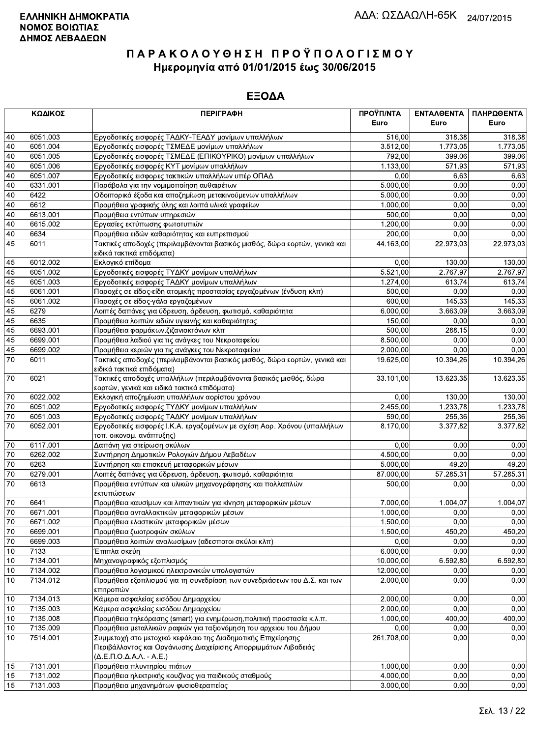**ΕΛΛΗΝΙΚΗ ΔΗΜΟΚΡΑΤΙΑ**
**ΝΟΜΟΣ ΒΟΙΩΤΙΑΣ**
**ΔΗΜΟΣ ΛΕΒΑΔΕΩΝ**

ΑΔΑ: ΩΣΔΑΩΛΗ-65Κ 24/07/2015

# Π Α Ρ Α Κ Ο Λ Ο Υ Θ Η Σ Η   Π Ρ Ο Ϋ Π Ο Λ Ο Γ Ι Σ Μ Ο Υ
## Ημερομηνία από 01/01/2015 έως 30/06/2015

## ΕΞΟΔΑ

| ΚΩΔΙΚΟΣ | | ΠΕΡΙΓΡΑΦΗ | ΠΡΟΫΠ/ΝΤΑ Euro | ΕΝΤΑΛΘΕΝΤΑ Euro | ΠΛΗΡΩΘΕΝΤΑ Euro |
|---|---|---|---|---|---|
| 40 | 6051.003 | Εργοδοτικές εισφορές ΤΑΔΚΥ-ΤΕΑΔΥ μονίμων υπαλλήλων | 516,00 | 318,38 | 318,38 |
| 40 | 6051.004 | Εργοδοτικές εισφορές ΤΣΜΕΔΕ μονίμων υπαλλήλων | 3.512,00 | 1.773,05 | 1.773,05 |
| 40 | 6051.005 | Εργοδοτικές εισφορές ΤΣΜΕΔΕ (ΕΠΙΚΟΥΡΙΚΟ) μονίμων υπαλλήλων | 792,00 | 399,06 | 399,06 |
| 40 | 6051.006 | Εργοδοτικές εισφορές ΚΥΤ μονίμων υπαλλήλων | 1.133,00 | 571,93 | 571,93 |
| 40 | 6051.007 | Εργοδοτικές εισφορες τακτικών υπαλλήλων υπέρ ΟΠΑΔ | 0,00 | 6,63 | 6,63 |
| 40 | 6331.001 | Παράβολα για την νομιμοποίηση αυθαιρέτων | 5.000,00 | 0,00 | 0,00 |
| 40 | 6422 | Οδοιπορικά έξοδα και αποζημίωση μετακινούμενων υπαλλήλων | 5.000,00 | 0,00 | 0,00 |
| 40 | 6612 | Προμήθεια γραφικής ύλης και λοιπά υλικά γραφείων | 1.000,00 | 0,00 | 0,00 |
| 40 | 6613.001 | Προμήθεια εντύπων υπηρεσιών | 500,00 | 0,00 | 0,00 |
| 40 | 6615.002 | Εργασίες εκτύπωσης φωτοτυπιών | 1.200,00 | 0,00 | 0,00 |
| 40 | 6634 | Προμήθεια ειδών καθαριότητας και ευπρεπισμού | 200,00 | 0,00 | 0,00 |
| 45 | 6011 | Τακτικές αποδοχές (περιλαμβάνονται βασικός μισθός, δώρα εορτών, γενικά και ειδικά τακτικά επιδόματα) | 44.163,00 | 22.973,03 | 22.973,03 |
| 45 | 6012.002 | Εκλογικό επίδομα | 0,00 | 130,00 | 130,00 |
| 45 | 6051.002 | Εργοδοτικές εισφορές ΤΥΔΚΥ μονίμων υπαλλήλων | 5.521,00 | 2.767,97 | 2.767,97 |
| 45 | 6051.003 | Εργοδοτικές εισφορές ΤΑΔΚΥ μονίμων υπαλλήλων | 1.274,00 | 613,74 | 613,74 |
| 45 | 6061.001 | Παροχές σε είδος-είδη ατομικής προστασίας εργαζομένων (ένδυση κλπ) | 500,00 | 0,00 | 0,00 |
| 45 | 6061.002 | Παροχές σε είδος-γάλα εργαζομένων | 600,00 | 145,33 | 145,33 |
| 45 | 6279 | Λοιπές δαπάνες για ύδρευση, άρδευση, φωτισμό, καθαριότητα | 6.000,00 | 3.663,09 | 3.663,09 |
| 45 | 6635 | Προμήθεια λοιπών ειδών υγιεινής και καθαριότητας | 150,00 | 0,00 | 0,00 |
| 45 | 6693.001 | Προμήθεια φαρμάκων,ζιζανιοκτόνων κλπ | 500,00 | 288,15 | 0,00 |
| 45 | 6699.001 | Προμήθεια λαδιού για τις ανάγκες του Νεκροταφείου | 8.500,00 | 0,00 | 0,00 |
| 45 | 6699.002 | Προμήθεια κεριών για τις ανάγκες του Νεκροταφείου | 2.000,00 | 0,00 | 0,00 |
| 70 | 6011 | Τακτικές αποδοχές (περιλαμβάνονται βασικός μισθός, δώρα εορτών, γενικά και ειδικά τακτικά επιδόματα) | 19.625,00 | 10.394,26 | 10.394,26 |
| 70 | 6021 | Τακτικές αποδοχές υπαλλήλων (περιλαμβάνονται βασικός μισθός, δώρα εορτών, γενικά και ειδικά τακτικά επιδόματα) | 33.101,00 | 13.623,35 | 13.623,35 |
| 70 | 6022.002 | Εκλογική αποζημίωση υπαλλήλων αορίστου χρόνου | 0,00 | 130,00 | 130,00 |
| 70 | 6051.002 | Εργοδοτικές εισφορές ΤΥΔΚΥ μονίμων υπαλλήλων | 2.455,00 | 1.233,78 | 1.233,78 |
| 70 | 6051.003 | Εργοδοτικές εισφορές ΤΑΔΚΥ μονίμων υπαλλήλων | 590,00 | 255,36 | 255,36 |
| 70 | 6052.001 | Εργοδοτικές εισφορές Ι.Κ.Α. εργαζομένων με σχέση Αορ. Χρόνου (υπαλλήλων τοπ. οικονομ. ανάπτυξης) | 8.170,00 | 3.377,82 | 3.377,82 |
| 70 | 6117.001 | Δαπάνη για στείρωση σκύλων | 0,00 | 0,00 | 0,00 |
| 70 | 6262.002 | Συντήρηση Δημοτικών Ρολογιών Δήμου Λεβαδέων | 4.500,00 | 0,00 | 0,00 |
| 70 | 6263 | Συντήρηση και επισκευή μεταφορικών μέσων | 5.000,00 | 49,20 | 49,20 |
| 70 | 6279.001 | Λοιπές δαπάνες για ύδρευση, άρδευση, φωτισμό, καθαριότητα | 87.000,00 | 57.285,31 | 57.285,31 |
| 70 | 6613 | Προμήθεια εντύπων και υλικών μηχανογράφησης και πολλαπλών εκτυπώσεων | 500,00 | 0,00 | 0,00 |
| 70 | 6641 | Προμήθεια καυσίμων και λιπαντικών για κίνηση μεταφορικών μέσων | 7.000,00 | 1.004,07 | 1.004,07 |
| 70 | 6671.001 | Προμήθεια ανταλλακτικών μεταφορικών μέσων | 1.000,00 | 0,00 | 0,00 |
| 70 | 6671.002 | Προμήθεια ελαστικών μεταφορικών μέσων | 1.500,00 | 0,00 | 0,00 |
| 70 | 6699.001 | Προμήθεια ζωοτροφών σκύλων | 1.500,00 | 450,20 | 450,20 |
| 70 | 6699.003 | Προμήθεια λοιπών αναλωσίμων (αδεσποτοι σκύλοι κλπ) | 0,00 | 0,00 | 0,00 |
| 10 | 7133 | Έπιπλα σκεύη | 6.000,00 | 0,00 | 0,00 |
| 10 | 7134.001 | Μηχανογραφικός εξοπλισμός | 10.000,00 | 6.592,80 | 6.592,80 |
| 10 | 7134.002 | Προμήθεια λογισμικού ηλεκτρονικών υπολογιστών | 12.000,00 | 0,00 | 0,00 |
| 10 | 7134.012 | Προμήθεια εξοπλισμού για τη συνεδρίαση των συνεδριάσεων του Δ.Σ. και των επιτροπών | 2.000,00 | 0,00 | 0,00 |
| 10 | 7134.013 | Κάμερα ασφαλείας εισόδου Δημαρχείου | 2.000,00 | 0,00 | 0,00 |
| 10 | 7135.003 | Κάμερα ασφαλείας εισόδου Δημαρχείου | 2.000,00 | 0,00 | 0,00 |
| 10 | 7135.008 | Προμήθεια τηλεόρασης (smart) για ενημέρωση,πολιτική προστασία κ.λ.π. | 1.000,00 | 400,00 | 400,00 |
| 10 | 7135.009 | Προμήθεια μεταλλικών ραφιών για ταξιονόμηση του αρχειου του Δήμου | 0,00 | 0,00 | 0,00 |
| 10 | 7514.001 | Συμμετοχή στο μετοχικό κεφάλαιο της Διαδημοτικής Επιχείρησης Περιβάλλοντος και Οργάνωσης Διαχείρισης Απορριμμάτων Λιβαδειάς (Δ.Ε.Π.Ο.Δ.Α.Λ. - Α.Ε.) | 261.708,00 | 0,00 | 0,00 |
| 15 | 7131.001 | Προμήθεια πλυντηρίου πιάτων | 1.000,00 | 0,00 | 0,00 |
| 15 | 7131.002 | Προμήθεια ηλεκτρικής κουζίνας για παιδικούς σταθμούς | 4.000,00 | 0,00 | 0,00 |
| 15 | 7131.003 | Προμήθεια μηχανημάτων φυσιοθεραπείας | 3.000,00 | 0,00 | 0,00 |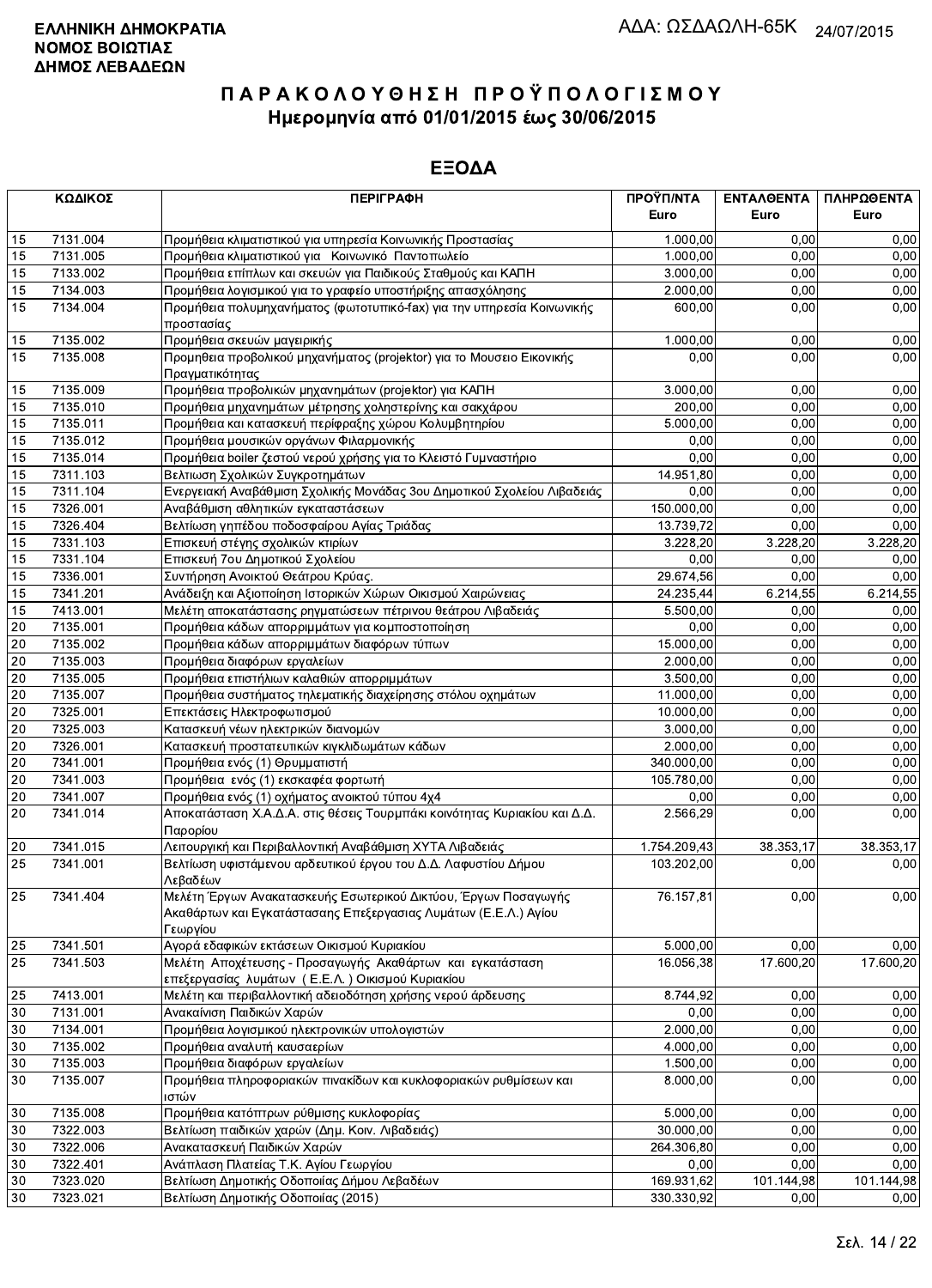**ΕΛΛΗΝΙΚΗ ΔΗΜΟΚΡΑΤΙΑ**
**ΝΟΜΟΣ ΒΟΙΩΤΙΑΣ**
**ΔΗΜΟΣ ΛΕΒΑΔΕΩΝ**

ΑΔΑ: ΩΣΔΑΩΛΗ-65Κ 24/07/2015

# ΠΑΡΑΚΟΛΟΥΘΗΣΗ ΠΡΟΫΠΟΛΟΓΙΣΜΟΥ
## Ημερομηνία από 01/01/2015 έως 30/06/2015

## ΕΞΟΔΑ

| ΚΩΔΙΚΟΣ | | ΠΕΡΙΓΡΑΦΗ | ΠΡΟΫΠ/ΝΤΑ Euro | ΕΝΤΑΛΘΕΝΤΑ Euro | ΠΛΗΡΩΘΕΝΤΑ Euro |
|---|---|---|---|---|---|
| 15 | 7131.004 | Προμήθεια κλιματιστικού για υπηρεσία Κοινωνικής Προστασίας | 1.000,00 | 0,00 | 0,00 |
| 15 | 7131.005 | Προμήθεια κλιματιστικού για Κοινωνικό Παντοπωλείο | 1.000,00 | 0,00 | 0,00 |
| 15 | 7133.002 | Προμήθεια επίπλων και σκευών για Παιδικούς Σταθμούς και ΚΑΠΗ | 3.000,00 | 0,00 | 0,00 |
| 15 | 7134.003 | Προμήθεια λογισμικού για το γραφείο υποστήριξης απασχόλησης | 2.000,00 | 0,00 | 0,00 |
| 15 | 7134.004 | Προμήθεια πολυμηχανήματος (φωτοτυπικό-fax) για την υπηρεσία Κοινωνικής προστασίας | 600,00 | 0,00 | 0,00 |
| 15 | 7135.002 | Προμήθεια σκευών μαγειρικής | 1.000,00 | 0,00 | 0,00 |
| 15 | 7135.008 | Προμηθεια προβολικού μηχανήματος (projektor) για το Μουσειο Εικονικής Πραγματικότητας | 0,00 | 0,00 | 0,00 |
| 15 | 7135.009 | Προμήθεια προβολικών μηχανημάτων (projektor) για ΚΑΠΗ | 3.000,00 | 0,00 | 0,00 |
| 15 | 7135.010 | Προμήθεια μηχανημάτων μέτρησης χοληστερίνης και σακχάρου | 200,00 | 0,00 | 0,00 |
| 15 | 7135.011 | Προμήθεια και κατασκευή περίφραξης χώρου Κολυμβητηρίου | 5.000,00 | 0,00 | 0,00 |
| 15 | 7135.012 | Προμήθεια μουσικών οργάνων Φιλαρμονικής | 0,00 | 0,00 | 0,00 |
| 15 | 7135.014 | Προμήθεια boiler ζεστού νερού χρήσης για το Κλειστό Γυμναστήριο | 0,00 | 0,00 | 0,00 |
| 15 | 7311.103 | Βελτιωση Σχολικών Συγκροτημάτων | 14.951,80 | 0,00 | 0,00 |
| 15 | 7311.104 | Ενεργειακή Αναβάθμιση Σχολικής Μονάδας 3ου Δημοτικού Σχολείου Λιβαδειάς | 0,00 | 0,00 | 0,00 |
| 15 | 7326.001 | Αναβάθμιση αθλητικών εγκαταστάσεων | 150.000,00 | 0,00 | 0,00 |
| 15 | 7326.404 | Βελτίωση γηπέδου ποδοσφαίρου Αγίας Τριάδας | 13.739,72 | 0,00 | 0,00 |
| 15 | 7331.103 | Επισκευή στέγης σχολικών κτιρίων | 3.228,20 | 3.228,20 | 3.228,20 |
| 15 | 7331.104 | Επισκευή 7ου Δημοτικού Σχολείου | 0,00 | 0,00 | 0,00 |
| 15 | 7336.001 | Συντήρηση Ανοικτού Θεάτρου Κρύας. | 29.674,56 | 0,00 | 0,00 |
| 15 | 7341.201 | Ανάδειξη και Αξιοποίηση Ιστορικών Χώρων Οικισμού Χαιρώνειας | 24.235,44 | 6.214,55 | 6.214,55 |
| 15 | 7413.001 | Μελέτη αποκατάστασης ρηγματώσεων πέτρινου θεάτρου Λιβαδειάς | 5.500,00 | 0,00 | 0,00 |
| 20 | 7135.001 | Προμήθεια κάδων απορριμμάτων για κομποστοποίηση | 0,00 | 0,00 | 0,00 |
| 20 | 7135.002 | Προμήθεια κάδων απορριμμάτων διαφόρων τύπων | 15.000,00 | 0,00 | 0,00 |
| 20 | 7135.003 | Προμήθεια διαφόρων εργαλείων | 2.000,00 | 0,00 | 0,00 |
| 20 | 7135.005 | Προμήθεια επιστήλιων καλαθιών απορριμμάτων | 3.500,00 | 0,00 | 0,00 |
| 20 | 7135.007 | Προμήθεια συστήματος τηλεματικής διαχείρησης στόλου οχημάτων | 11.000,00 | 0,00 | 0,00 |
| 20 | 7325.001 | Επεκτάσεις Ηλεκτροφωτισμού | 10.000,00 | 0,00 | 0,00 |
| 20 | 7325.003 | Κατασκευή νέων ηλεκτρικών διανομών | 3.000,00 | 0,00 | 0,00 |
| 20 | 7326.001 | Κατασκευή προστατευτικών κιγκλιδωμάτων κάδων | 2.000,00 | 0,00 | 0,00 |
| 20 | 7341.001 | Προμήθεια ενός (1) Θρυμματιστή | 340.000,00 | 0,00 | 0,00 |
| 20 | 7341.003 | Προμήθεια ενός (1) εκσκαφέα φορτωτή | 105.780,00 | 0,00 | 0,00 |
| 20 | 7341.007 | Προμήθεια ενός (1) οχήματος ανοικτού τύπου 4χ4 | 0,00 | 0,00 | 0,00 |
| 20 | 7341.014 | Αποκατάσταση Χ.Α.Δ.Α. στις θέσεις Τουρμπάκι κοινότητας Κυριακίου και Δ.Δ. Παρορίου | 2.566,29 | 0,00 | 0,00 |
| 20 | 7341.015 | Λειτουργική και Περιβαλλοντική Αναβάθμιση ΧΥΤΑ Λιβαδειάς | 1.754.209,43 | 38.353,17 | 38.353,17 |
| 25 | 7341.001 | Βελτίωση υφιστάμενου αρδευτικού έργου του Δ.Δ. Λαφυστίου Δήμου Λεβαδέων | 103.202,00 | 0,00 | 0,00 |
| 25 | 7341.404 | Μελέτη Έργων Ανακατασκευής Εσωτερικού Δικτύου, Έργων Ποσαγωγής Ακαθάρτων και Εγκατάστασης Επεξεργασίας Λυμάτων (Ε.Ε.Λ.) Αγίου Γεωργίου | 76.157,81 | 0,00 | 0,00 |
| 25 | 7341.501 | Αγορά εδαφικών εκτάσεων Οικισμού Κυριακίου | 5.000,00 | 0,00 | 0,00 |
| 25 | 7341.503 | Μελέτη Αποχέτευσης - Προσαγωγής Ακαθάρτων και εγκατάσταση επεξεργασίας λυμάτων ( Ε.Ε.Λ. ) Οικισμού Κυριακίου | 16.056,38 | 17.600,20 | 17.600,20 |
| 25 | 7413.001 | Μελέτη και περιβαλλοντική αδειοδότηση χρήσης νερού άρδευσης | 8.744,92 | 0,00 | 0,00 |
| 30 | 7131.001 | Ανακαίνιση Παιδικών Χαρών | 0,00 | 0,00 | 0,00 |
| 30 | 7134.001 | Προμήθεια λογισμικού ηλεκτρονικών υπολογιστών | 2.000,00 | 0,00 | 0,00 |
| 30 | 7135.002 | Προμήθεια αναλυτή καυσαερίων | 4.000,00 | 0,00 | 0,00 |
| 30 | 7135.003 | Προμήθεια διαφόρων εργαλείων | 1.500,00 | 0,00 | 0,00 |
| 30 | 7135.007 | Προμήθεια πληροφοριακών πινακίδων και κυκλοφοριακών ρυθμίσεων και ιστών | 8.000,00 | 0,00 | 0,00 |
| 30 | 7135.008 | Προμήθεια κατόπτρων ρύθμισης κυκλοφορίας | 5.000,00 | 0,00 | 0,00 |
| 30 | 7322.003 | Βελτίωση παιδικών χαρών (Δημ. Κοιν. Λιβαδειάς) | 30.000,00 | 0,00 | 0,00 |
| 30 | 7322.006 | Ανακατασκευή Παιδικών Χαρών | 264.306,80 | 0,00 | 0,00 |
| 30 | 7322.401 | Ανάπλαση Πλατείας Τ.Κ. Αγίου Γεωργίου | 0,00 | 0,00 | 0,00 |
| 30 | 7323.020 | Βελτίωση Δημοτικής Οδοποιίας Δήμου Λεβαδέων | 169.931,62 | 101.144,98 | 101.144,98 |
| 30 | 7323.021 | Βελτίωση Δημοτικής Οδοποιίας (2015) | 330.330,92 | 0,00 | 0,00 |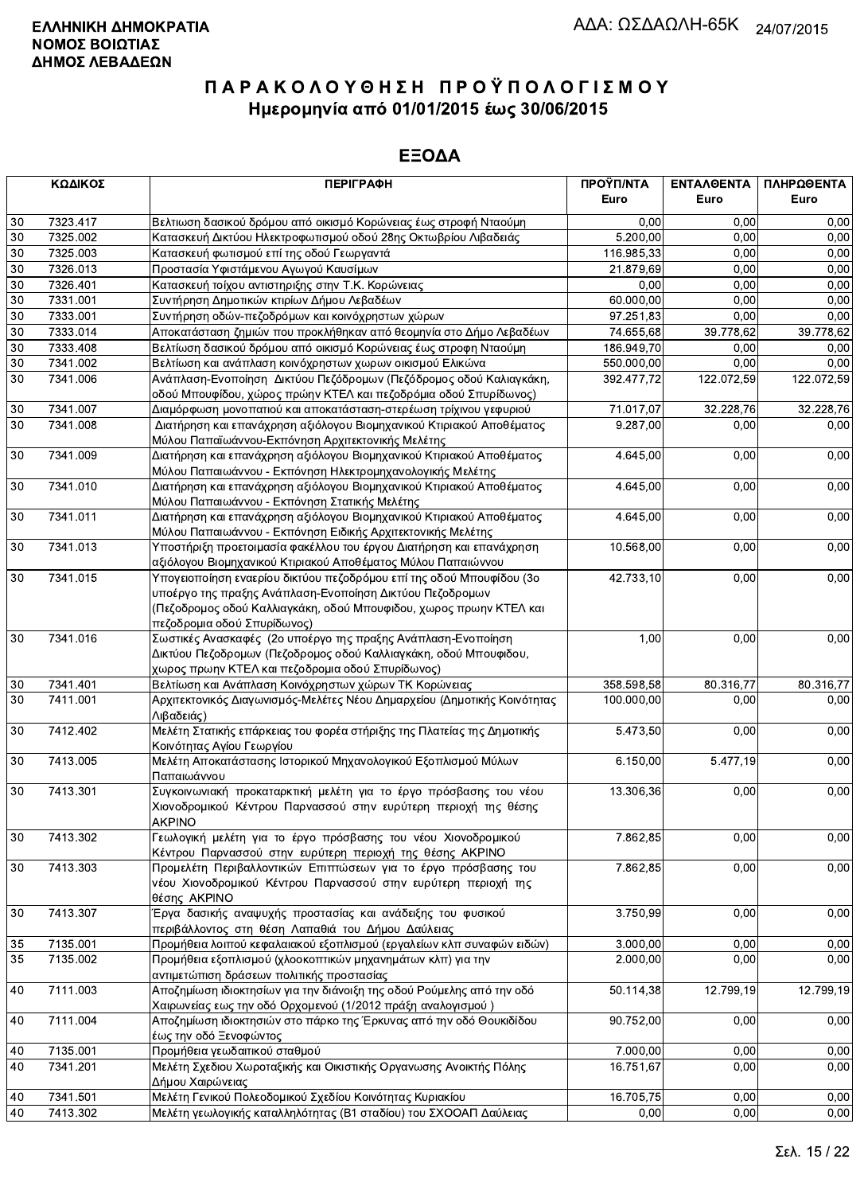**ΕΛΛΗΝΙΚΗ ΔΗΜΟΚΡΑΤΙΑ**
**ΝΟΜΟΣ ΒΟΙΩΤΙΑΣ**
**ΔΗΜΟΣ ΛΕΒΑΔΕΩΝ**

ΑΔΑ: ΩΣΔΑΩΛΗ-65Κ 24/07/2015

# ΠΑΡΑΚΟΛΟΥΘΗΣΗ ΠΡΟΫΠΟΛΟΓΙΣΜΟΥ
## Ημερομηνία από 01/01/2015 έως 30/06/2015

## ΕΞΟΔΑ

| ΚΩΔΙΚΟΣ | | ΠΕΡΙΓΡΑΦΗ | ΠΡΟΫΠ/ΝΤΑ Euro | ΕΝΤΑΛΘΕΝΤΑ Euro | ΠΛΗΡΩΘΕΝΤΑ Euro |
|---|---|---|---|---|---|
| 30 | 7323.417 | Βελτιωση δασικού δρόμου από οικισμό Κορώνειας έως στροφή Νταούμη | 0,00 | 0,00 | 0,00 |
| 30 | 7325.002 | Κατασκευή Δικτύου Ηλεκτροφωτισμού οδού 28ης Οκτωβρίου Λιβαδειάς | 5.200,00 | 0,00 | 0,00 |
| 30 | 7325.003 | Κατασκευή φωτισμού επί της οδού Γεωργαντά | 116.985,33 | 0,00 | 0,00 |
| 30 | 7326.013 | Προστασία Υφιστάμενου Αγωγού Καυσίμων | 21.879,69 | 0,00 | 0,00 |
| 30 | 7326.401 | Κατασκευή τοίχου αντιστηριξης στην Τ.Κ. Κορώνειας | 0,00 | 0,00 | 0,00 |
| 30 | 7331.001 | Συντήρηση Δημοτικών κτιρίων Δήμου Λεβαδέων | 60.000,00 | 0,00 | 0,00 |
| 30 | 7333.001 | Συντήρηση οδών-πεζοδρόμων και κοινόχρηστων χώρων | 97.251,83 | 0,00 | 0,00 |
| 30 | 7333.014 | Αποκατάσταση ζημιών που προκλήθηκαν από θεομηνία στο Δήμο Λεβαδέων | 74.655,68 | 39.778,62 | 39.778,62 |
| 30 | 7333.408 | Βελτίωση δασικού δρόμου από οικισμό Κορώνειας έως στροφη Νταούμη | 186.949,70 | 0,00 | 0,00 |
| 30 | 7341.002 | Βελτίωση και ανάπλαση κοινόχρηστων χωρων οικισμού Ελικώνα | 550.000,00 | 0,00 | 0,00 |
| 30 | 7341.006 | Ανάπλαση-Ενοποίηση Δικτύου Πεζόδρομων (Πεζόδρομος οδού Καλιαγκάκη, οδού Μπουφίδου, χώρος πρώην ΚΤΕΛ και πεζοδρόμια οδού Σπυρίδωνος) | 392.477,72 | 122.072,59 | 122.072,59 |
| 30 | 7341.007 | Διαμόρφωση μονοπατιού και αποκατάσταση-στερέωση τρίχινου γεφυριού | 71.017,07 | 32.228,76 | 32.228,76 |
| 30 | 7341.008 | Διατήρηση και επανάχρηση αξιόλογου Βιομηχανικού Κτιριακού Αποθέματος Μύλου Παπαϊωάννου-Εκπόνηση Αρχιτεκτονικής Μελέτης | 9.287,00 | 0,00 | 0,00 |
| 30 | 7341.009 | Διατήρηση και επανάχρηση αξιόλογου Βιομηχανικού Κτιριακού Αποθέματος Μύλου Παπαιωάννου - Εκπόνηση Ηλεκτρομηχανολογικής Μελέτης | 4.645,00 | 0,00 | 0,00 |
| 30 | 7341.010 | Διατήρηση και επανάχρηση αξιόλογου Βιομηχανικού Κτιριακού Αποθέματος Μύλου Παπαιωάννου - Εκπόνηση Στατικής Μελέτης | 4.645,00 | 0,00 | 0,00 |
| 30 | 7341.011 | Διατήρηση και επανάχρηση αξιόλογου Βιομηχανικού Κτιριακού Αποθέματος Μύλου Παπαιωάννου - Εκπόνηση Ειδικής Αρχιτεκτονικής Μελέτης | 4.645,00 | 0,00 | 0,00 |
| 30 | 7341.013 | Υποστήριξη προετοιμασία φακέλλου του έργου Διατήρηση και επανάχρηση αξιόλογου Βιομηχανικού Κτιριακού Αποθέματος Μύλου Παπαιώννου | 10.568,00 | 0,00 | 0,00 |
| 30 | 7341.015 | Υπογειοποίηση εναερίου δικτύου πεζοδρόμου επί της οδού Μπουφίδου (3ο υποέργο της πραξης Ανάπλαση-Ενοποίηση Δικτύου Πεζοδρομων (Πεζοδρομος οδού Καλλιαγκάκη, οδού Μπουφιδου, χωρος πρωην ΚΤΕΛ και πεζοδρομια οδού Σπυρίδωνος) | 42.733,10 | 0,00 | 0,00 |
| 30 | 7341.016 | Σωστικές Ανασκαφές (2ο υποέργο της πραξης Ανάπλαση-Ενοποίηση Δικτύου Πεζοδρομων (Πεζοδρομος οδού Καλλιαγκάκη, οδού Μπουφιδου, χωρος πρωην ΚΤΕΛ και πεζοδρομια οδού Σπυρίδωνος) | 1,00 | 0,00 | 0,00 |
| 30 | 7341.401 | Βελτίωση και Ανάπλαση Κοινόχρηστων χώρων ΤΚ Κορώνειας | 358.598,58 | 80.316,77 | 80.316,77 |
| 30 | 7411.001 | Αρχιτεκτονικός Διαγωνισμός-Μελέτες Νέου Δημαρχείου (Δημοτικής Κοινότητας Λιβαδειάς) | 100.000,00 | 0,00 | 0,00 |
| 30 | 7412.402 | Μελέτη Στατικής επάρκειας του φορέα στήριξης της Πλατείας της Δημοτικής Κοινότητας Αγίου Γεωργίου | 5.473,50 | 0,00 | 0,00 |
| 30 | 7413.005 | Μελέτη Αποκατάστασης Ιστορικού Μηχανολογικού Εξοπλισμού Μύλων Παπαιωάννου | 6.150,00 | 5.477,19 | 0,00 |
| 30 | 7413.301 | Συγκοινωνιακή προκαταρκτική μελέτη για το έργο πρόσβασης του νέου Χιονοδρομικού Κέντρου Παρνασσού στην ευρύτερη περιοχή της θέσης ΑΚΡΙΝΟ | 13.306,36 | 0,00 | 0,00 |
| 30 | 7413.302 | Γεωλογική μελέτη για το έργο πρόσβασης του νέου Χιονοδρομικού Κέντρου Παρνασσού στην ευρύτερη περιοχή της θέσης ΑΚΡΙΝΟ | 7.862,85 | 0,00 | 0,00 |
| 30 | 7413.303 | Προμελέτη Περιβαλλοντικών Επιπτώσεων για το έργο πρόσβασης του νέου Χιονοδρομικού Κέντρου Παρνασσού στην ευρύτερη περιοχή της θέσης ΑΚΡΙΝΟ | 7.862,85 | 0,00 | 0,00 |
| 30 | 7413.307 | Έργα δασικής αναψυχής προστασίας και ανάδειξης του φυσικού περιβάλλοντος στη θέση Λαπαθιά του Δήμου Δαύλειας | 3.750,99 | 0,00 | 0,00 |
| 35 | 7135.001 | Προμήθεια λοιπού κεφαλαιακού εξοπλισμού (εργαλείων κλπ συναφών ειδών) | 3.000,00 | 0,00 | 0,00 |
| 35 | 7135.002 | Προμήθεια εξοπλισμού (χλοοκοπτικών μηχανημάτων κλπ) για την αντιμετώπιση δράσεων πολιτικής προστασίας | 2.000,00 | 0,00 | 0,00 |
| 40 | 7111.003 | Αποζημίωση ιδιοκτησιών για την διάνοιξη της οδού Ρούμελης από την οδό Χαιρωνείας εως την οδό Ορχομενού (1/2012 πράξη αναλογισμού ) | 50.114,38 | 12.799,19 | 12.799,19 |
| 40 | 7111.004 | Αποζημιώσεις ιδιοκτησιών στο πάρκο της Έρκυνας από την οδό Θουκιδίδου έως την οδό Ξενοφώντος | 90.752,00 | 0,00 | 0,00 |
| 40 | 7135.001 | Προμήθεια γεωδαιτικού σταθμού | 7.000,00 | 0,00 | 0,00 |
| 40 | 7341.201 | Μελέτη Σχεδιου Χωροταξικής και Οικιστικής Οργανωσης Ανοικτής Πόλης Δήμου Χαιρώνειας | 16.751,67 | 0,00 | 0,00 |
| 40 | 7341.501 | Μελέτη Γενικού Πολεοδομικού Σχεδίου Κοινότητας Κυριακίου | 16.705,75 | 0,00 | 0,00 |
| 40 | 7413.302 | Μελέτη γεωλογικής καταλληλότητας (Β1 σταδίου) του ΣΧΟΟΑΠ Δαύλειας | 0,00 | 0,00 | 0,00 |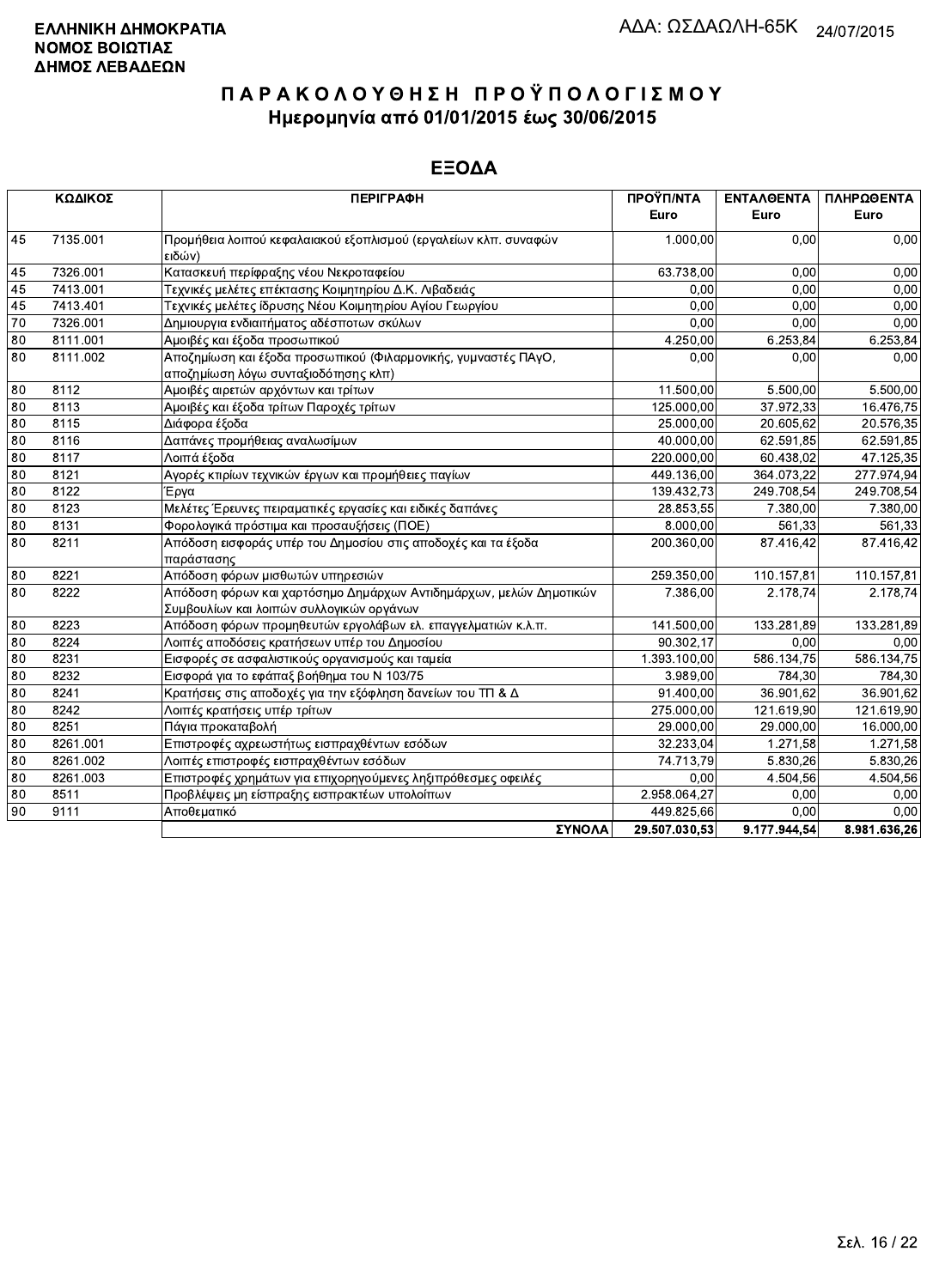**ΕΛΛΗΝΙΚΗ ΔΗΜΟΚΡΑΤΙΑ**
**ΝΟΜΟΣ ΒΟΙΩΤΙΑΣ**
**ΔΗΜΟΣ ΛΕΒΑΔΕΩΝ**

ΑΔΑ: ΩΣΔΑΩΛΗ-65Κ 24/07/2015

# Π Α Ρ Α Κ Ο Λ Ο Υ Θ Η Σ Η   Π Ρ Ο Ϋ Π Ο Λ Ο Γ Ι Σ Μ Ο Υ

## Ημερομηνία από 01/01/2015 έως 30/06/2015

## ΕΞΟΔΑ

| ΚΩΔΙΚΟΣ | | ΠΕΡΙΓΡΑΦΗ | ΠΡΟΫΠ/ΝΤΑ Euro | ΕΝΤΑΛΘΕΝΤΑ Euro | ΠΛΗΡΩΘΕΝΤΑ Euro |
|---|---|---|---|---|---|
| 45 | 7135.001 | Προμήθεια λοιπού κεφαλαιακού εξοπλισμού (εργαλείων κλπ. συναφών ειδών) | 1.000,00 | 0,00 | 0,00 |
| 45 | 7326.001 | Κατασκευή περίφραξης νέου Νεκροταφείου | 63.738,00 | 0,00 | 0,00 |
| 45 | 7413.001 | Τεχνικές μελέτες επέκτασης Κοιμητηρίου Δ.Κ. Λιβαδειάς | 0,00 | 0,00 | 0,00 |
| 45 | 7413.401 | Τεχνικές μελέτες ίδρυσης Νέου Κοιμητηρίου Αγίου Γεωργίου | 0,00 | 0,00 | 0,00 |
| 70 | 7326.001 | Δημιουργια ενδιαιτήματος αδέσποτων σκύλων | 0,00 | 0,00 | 0,00 |
| 80 | 8111.001 | Αμοιβές και έξοδα προσωπικού | 4.250,00 | 6.253,84 | 6.253,84 |
| 80 | 8111.002 | Αποζημίωση και έξοδα προσωπικού (Φιλαρμονικής, γυμναστές ΠΑγΟ, αποζημίωση λόγω συνταξιοδότησης κλπ) | 0,00 | 0,00 | 0,00 |
| 80 | 8112 | Αμοιβές αιρετών αρχόντων και τρίτων | 11.500,00 | 5.500,00 | 5.500,00 |
| 80 | 8113 | Αμοιβές και έξοδα τρίτων Παροχές τρίτων | 125.000,00 | 37.972,33 | 16.476,75 |
| 80 | 8115 | Διάφορα έξοδα | 25.000,00 | 20.605,62 | 20.576,35 |
| 80 | 8116 | Δαπάνες προμήθειας αναλωσίμων | 40.000,00 | 62.591,85 | 62.591,85 |
| 80 | 8117 | Λοιπά έξοδα | 220.000,00 | 60.438,02 | 47.125,35 |
| 80 | 8121 | Αγορές κτιρίων τεχνικών έργων και προμήθειες παγίων | 449.136,00 | 364.073,22 | 277.974,94 |
| 80 | 8122 | Έργα | 139.432,73 | 249.708,54 | 249.708,54 |
| 80 | 8123 | Μελέτες Έρευνες πειραματικές εργασίες και ειδικές δαπάνες | 28.853,55 | 7.380,00 | 7.380,00 |
| 80 | 8131 | Φορολογικά πρόστιμα και προσαυξήσεις (ΠΟΕ) | 8.000,00 | 561,33 | 561,33 |
| 80 | 8211 | Απόδοση εισφοράς υπέρ του Δημοσίου στις αποδοχές και τα έξοδα παράστασης | 200.360,00 | 87.416,42 | 87.416,42 |
| 80 | 8221 | Απόδοση φόρων μισθωτών υπηρεσιών | 259.350,00 | 110.157,81 | 110.157,81 |
| 80 | 8222 | Απόδοση φόρων και χαρτόσημο Δημάρχων Αντιδημάρχων, μελών Δημοτικών Συμβουλίων και λοιπών συλλογικών οργάνων | 7.386,00 | 2.178,74 | 2.178,74 |
| 80 | 8223 | Απόδοση φόρων προμηθευτών εργολάβων ελ. επαγγελματιών κ.λ.π. | 141.500,00 | 133.281,89 | 133.281,89 |
| 80 | 8224 | Λοιπές αποδόσεις κρατήσεων υπέρ του Δημοσίου | 90.302,17 | 0,00 | 0,00 |
| 80 | 8231 | Εισφορές σε ασφαλιστικούς οργανισμούς και ταμεία | 1.393.100,00 | 586.134,75 | 586.134,75 |
| 80 | 8232 | Εισφορά για το εφάπαξ βοήθημα του Ν 103/75 | 3.989,00 | 784,30 | 784,30 |
| 80 | 8241 | Κρατήσεις στις αποδοχές για την εξόφληση δανείων του ΤΠ & Δ | 91.400,00 | 36.901,62 | 36.901,62 |
| 80 | 8242 | Λοιπές κρατήσεις υπέρ τρίτων | 275.000,00 | 121.619,90 | 121.619,90 |
| 80 | 8251 | Πάγια προκαταβολή | 29.000,00 | 29.000,00 | 16.000,00 |
| 80 | 8261.001 | Επιστροφές αχρεωστήτως εισπραχθέντων εσόδων | 32.233,04 | 1.271,58 | 1.271,58 |
| 80 | 8261.002 | Λοιπές επιστροφές εισπραχθέντων εσόδων | 74.713,79 | 5.830,26 | 5.830,26 |
| 80 | 8261.003 | Επιστροφές χρημάτων για επιχορηγούμενες ληξιπρόθεσμες οφειλές | 0,00 | 4.504,56 | 4.504,56 |
| 80 | 8511 | Προβλέψεις μη είσπραξης εισπρακτέων υπολοίπων | 2.958.064,27 | 0,00 | 0,00 |
| 90 | 9111 | Αποθεματικό | 449.825,66 | 0,00 | 0,00 |
| | | **ΣΥΝΟΛΑ** | **29.507.030,53** | **9.177.944,54** | **8.981.636,26** |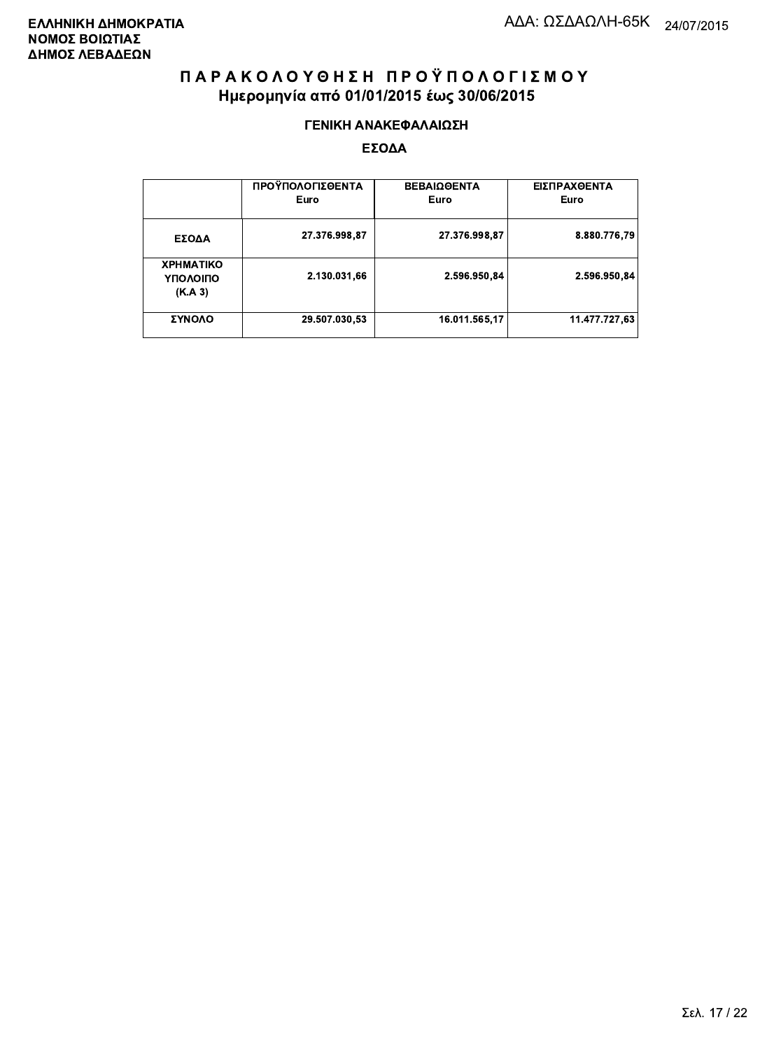**ΕΛΛΗΝΙΚΗ ΔΗΜΟΚΡΑΤΙΑ**
**ΝΟΜΟΣ ΒΟΙΩΤΙΑΣ**
**ΔΗΜΟΣ ΛΕΒΑΔΕΩΝ**

ΑΔΑ: ΩΣΔΑΩΛΗ-65Κ 24/07/2015

# Π Α Ρ Α Κ Ο Λ Ο Υ Θ Η Σ Η   Π Ρ Ο Ϋ Π Ο Λ Ο Γ Ι Σ Μ Ο Υ
## Ημερομηνία από 01/01/2015 έως 30/06/2015

### ΓΕΝΙΚΗ ΑΝΑΚΕΦΑΛΑΙΩΣΗ

### ΕΣΟΔΑ

| | ΠΡΟΫΠΟΛΟΓΙΣΘΕΝΤΑ Euro | ΒΕΒΑΙΩΘΕΝΤΑ Euro | ΕΙΣΠΡΑΧΘΕΝΤΑ Euro |
|---|---|---|---|
| **ΕΣΟΔΑ** | 27.376.998,87 | 27.376.998,87 | 8.880.776,79 |
| **ΧΡΗΜΑΤΙΚΟ ΥΠΟΛΟΙΠΟ (Κ.Α 3)** | 2.130.031,66 | 2.596.950,84 | 2.596.950,84 |
| **ΣΥΝΟΛΟ** | 29.507.030,53 | 16.011.565,17 | 11.477.727,63 |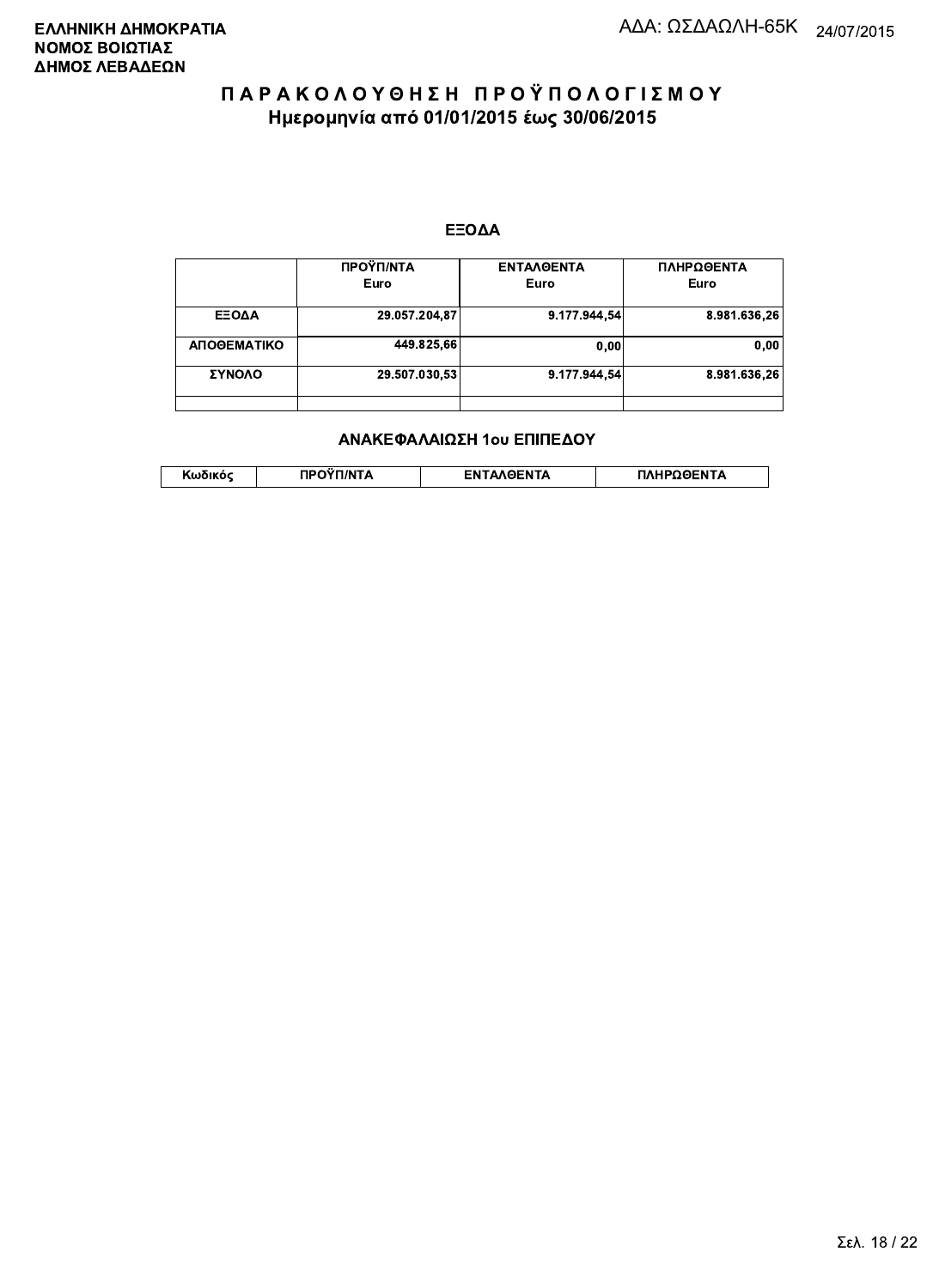**ΕΛΛΗΝΙΚΗ ΔΗΜΟΚΡΑΤΙΑ**
**ΝΟΜΟΣ ΒΟΙΩΤΙΑΣ**
**ΔΗΜΟΣ ΛΕΒΑΔΕΩΝ**

ΑΔΑ: ΩΣΔΑΩΛΗ-65Κ 24/07/2015

# ΠΑΡΑΚΟΛΟΥΘΗΣΗ ΠΡΟΫΠΟΛΟΓΙΣΜΟΥ

## Ημερομηνία από 01/01/2015 έως 30/06/2015

### ΕΞΟΔΑ

| | ΠΡΟΫΠ/ΝΤΑ Euro | ΕΝΤΑΛΘΕΝΤΑ Euro | ΠΛΗΡΩΘΕΝΤΑ Euro |
|---|---|---|---|
| ΕΞΟΔΑ | 29.057.204,87 | 9.177.944,54 | 8.981.636,26 |
| ΑΠΟΘΕΜΑΤΙΚΟ | 449.825,66 | 0,00 | 0,00 |
| ΣΥΝΟΛΟ | 29.507.030,53 | 9.177.944,54 | 8.981.636,26 |
| | | | |

### ΑΝΑΚΕΦΑΛΑΙΩΣΗ 1ου ΕΠΙΠΕΔΟΥ

| Κωδικός | ΠΡΟΫΠ/ΝΤΑ | ΕΝΤΑΛΘΕΝΤΑ | ΠΛΗΡΩΘΕΝΤΑ |
|---|---|---|---|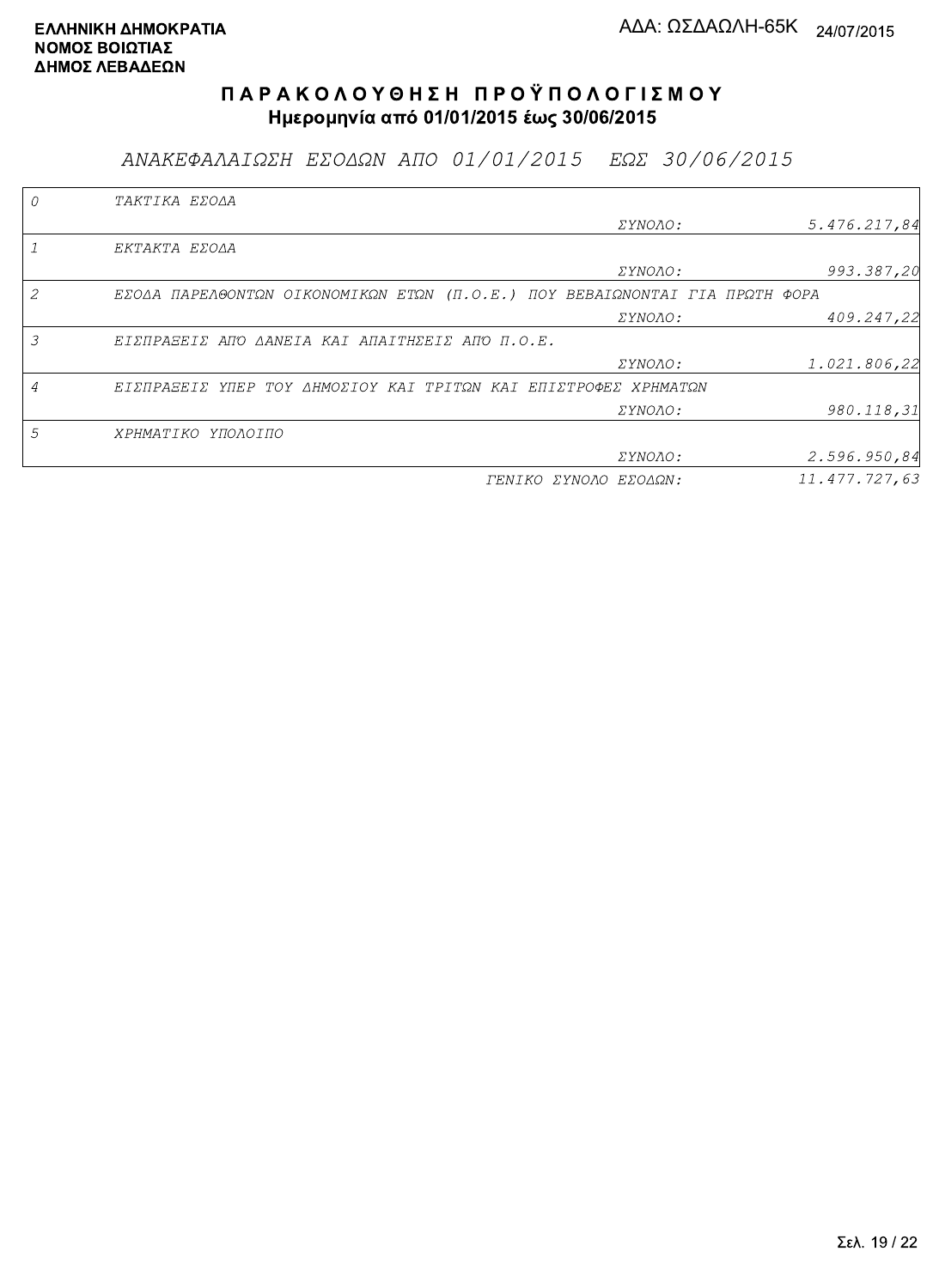**ΕΛΛΗΝΙΚΗ ΔΗΜΟΚΡΑΤΙΑ**
**ΝΟΜΟΣ ΒΟΙΩΤΙΑΣ**
**ΔΗΜΟΣ ΛΕΒΑΔΕΩΝ**

ΑΔΑ: ΩΣΔΑΩΛΗ-65Κ 24/07/2015

# ΠΑΡΑΚΟΛΟΥΘΗΣΗ ΠΡΟΫΠΟΛΟΓΙΣΜΟΥ

**Ημερομηνία από 01/01/2015 έως 30/06/2015**

## *ΑΝΑΚΕΦΑΛΑΙΩΣΗ ΕΣΟΔΩΝ ΑΠΟ 01/01/2015 ΕΩΣ 30/06/2015*

| | | | |
|---|---|---|---|
| 0 | ΤΑΚΤΙΚΑ ΕΣΟΔΑ | | |
| | | ΣΥΝΟΛΟ: | 5.476.217,84 |
| 1 | ΕΚΤΑΚΤΑ ΕΣΟΔΑ | | |
| | | ΣΥΝΟΛΟ: | 993.387,20 |
| 2 | ΕΣΟΔΑ ΠΑΡΕΛΘΟΝΤΩΝ ΟΙΚΟΝΟΜΙΚΩΝ ΕΤΩΝ (Π.Ο.Ε.) ΠΟΥ ΒΕΒΑΙΩΝΟΝΤΑΙ ΓΙΑ ΠΡΩΤΗ ΦΟΡΑ | | |
| | | ΣΥΝΟΛΟ: | 409.247,22 |
| 3 | ΕΙΣΠΡΑΞΕΙΣ ΑΠΟ ΔΑΝΕΙΑ ΚΑΙ ΑΠΑΙΤΗΣΕΙΣ ΑΠΟ Π.Ο.Ε. | | |
| | | ΣΥΝΟΛΟ: | 1.021.806,22 |
| 4 | ΕΙΣΠΡΑΞΕΙΣ ΥΠΕΡ ΤΟΥ ΔΗΜΟΣΙΟΥ ΚΑΙ ΤΡΙΤΩΝ ΚΑΙ ΕΠΙΣΤΡΟΦΕΣ ΧΡΗΜΑΤΩΝ | | |
| | | ΣΥΝΟΛΟ: | 980.118,31 |
| 5 | ΧΡΗΜΑΤΙΚΟ ΥΠΟΛΟΙΠΟ | | |
| | | ΣΥΝΟΛΟ: | 2.596.950,84 |
| | | ΓΕΝΙΚΟ ΣΥΝΟΛΟ ΕΣΟΔΩΝ: | 11.477.727,63 |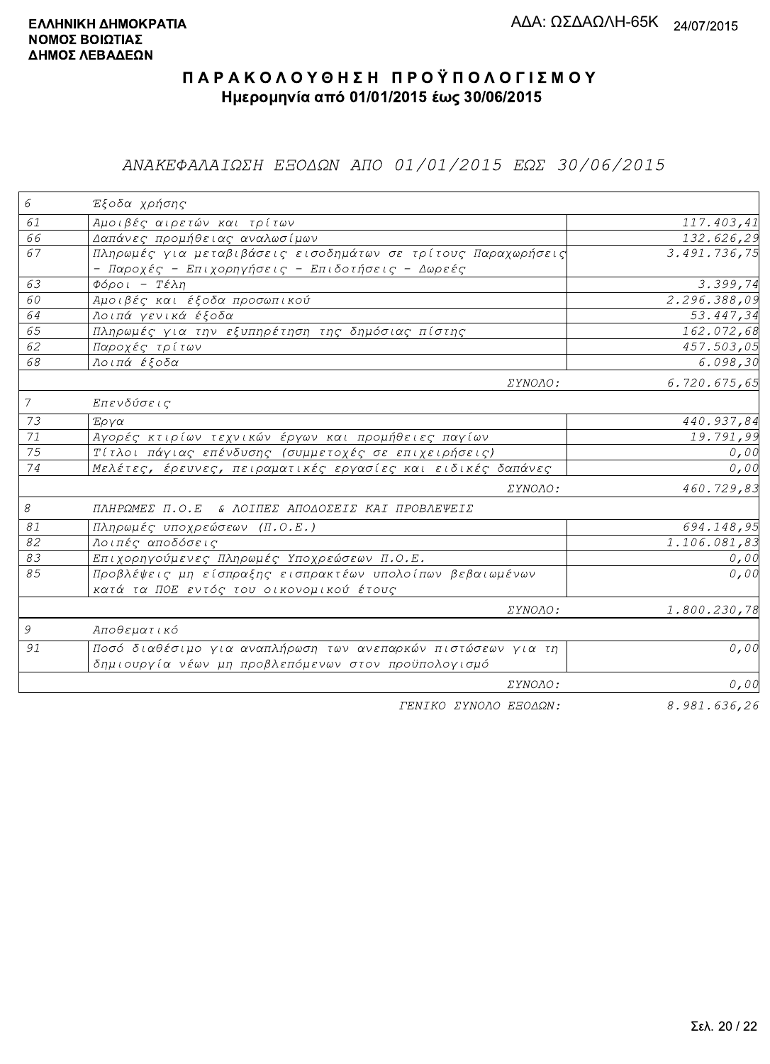ΕΛΛΗΝΙΚΗ ΔΗΜΟΚΡΑΤΙΑ
ΝΟΜΟΣ ΒΟΙΩΤΙΑΣ
ΔΗΜΟΣ ΛΕΒΑΔΕΩΝ

ΑΔΑ: ΩΣΔΑΩΛΗ-65Κ 24/07/2015

# ΠΑΡΑΚΟΛΟΥΘΗΣΗ ΠΡΟΫΠΟΛΟΓΙΣΜΟΥ
## Ημερομηνία από 01/01/2015 έως 30/06/2015

### ΑΝΑΚΕΦΑΛΑΙΩΣΗ ΕΞΟΔΩΝ ΑΠΟ 01/01/2015 ΕΩΣ 30/06/2015

| | | |
|---|---|---|
| 6 | Έξοδα χρήσης | |
| 61 | Αμοιβές αιρετών και τρίτων | 117.403,41 |
| 66 | Δαπάνες προμήθειας αναλωσίμων | 132.626,29 |
| 67 | Πληρωμές για μεταβιβάσεις εισοδημάτων σε τρίτους Παραχωρήσεις - Παροχές - Επιχορηγήσεις - Επιδοτήσεις - Δωρεές | 3.491.736,75 |
| 63 | Φόροι - Τέλη | 3.399,74 |
| 60 | Αμοιβές και έξοδα προσωπικού | 2.296.388,09 |
| 64 | Λοιπά γενικά έξοδα | 53.447,34 |
| 65 | Πληρωμές για την εξυπηρέτηση της δημόσιας πίστης | 162.072,68 |
| 62 | Παροχές τρίτων | 457.503,05 |
| 68 | Λοιπά έξοδα | 6.098,30 |
| | ΣΥΝΟΛΟ: | 6.720.675,65 |
| 7 | Επενδύσεις | |
| 73 | Έργα | 440.937,84 |
| 71 | Αγορές κτιρίων τεχνικών έργων και προμήθειες παγίων | 19.791,99 |
| 75 | Τίτλοι πάγιας επένδυσης (συμμετοχές σε επιχειρήσεις) | 0,00 |
| 74 | Μελέτες, έρευνες, πειραματικές εργασίες και ειδικές δαπάνες | 0,00 |
| | ΣΥΝΟΛΟ: | 460.729,83 |
| 8 | ΠΛΗΡΩΜΕΣ Π.Ο.Ε & ΛΟΙΠΕΣ ΑΠΟΔΟΣΕΙΣ ΚΑΙ ΠΡΟΒΛΕΨΕΙΣ | |
| 81 | Πληρωμές υποχρεώσεων (Π.Ο.Ε.) | 694.148,95 |
| 82 | Λοιπές αποδόσεις | 1.106.081,83 |
| 83 | Επιχορηγούμενες Πληρωμές Υποχρεώσεων Π.Ο.Ε. | 0,00 |
| 85 | Προβλέψεις μη είσπραξης εισπρακτέων υπολοίπων βεβαιωμένων κατά τα ΠΟΕ εντός του οικονομικού έτους | 0,00 |
| | ΣΥΝΟΛΟ: | 1.800.230,78 |
| 9 | Αποθεματικό | |
| 91 | Ποσό διαθέσιμο για αναπλήρωση των ανεπαρκών πιστώσεων για τη δημιουργία νέων μη προβλεπόμενων στον προϋπολογισμό | 0,00 |
| | ΣΥΝΟΛΟ: | 0,00 |
| | ΓΕΝΙΚΟ ΣΥΝΟΛΟ ΕΞΟΔΩΝ: | 8.981.636,26 |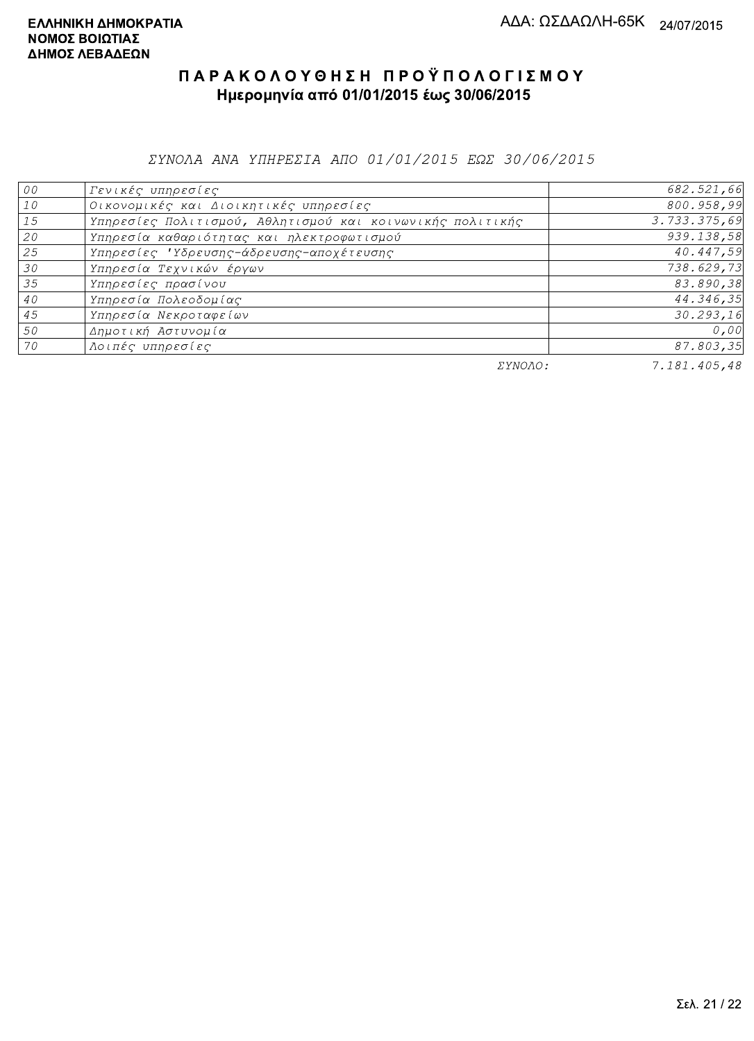**ΕΛΛΗΝΙΚΗ ΔΗΜΟΚΡΑΤΙΑ**
**ΝΟΜΟΣ ΒΟΙΩΤΙΑΣ**
**ΔΗΜΟΣ ΛΕΒΑΔΕΩΝ**

ΑΔΑ: ΩΣΔΑΩΛΗ-65Κ 24/07/2015

# ΠΑΡΑΚΟΛΟΥΘΗΣΗ ΠΡΟΫΠΟΛΟΓΙΣΜΟΥ

## Ημερομηνία από 01/01/2015 έως 30/06/2015

*ΣΥΝΟΛΑ ΑΝΑ ΥΠΗΡΕΣΙΑ ΑΠΟ 01/01/2015 ΕΩΣ 30/06/2015*

| | | |
|---|---|---|
| 00 | Γενικές υπηρεσίες | 682.521,66 |
| 10 | Οικονομικές και Διοικητικές υπηρεσίες | 800.958,99 |
| 15 | Υπηρεσίες Πολιτισμού, Αθλητισμού και κοινωνικής πολιτικής | 3.733.375,69 |
| 20 | Υπηρεσία καθαριότητας και ηλεκτροφωτισμού | 939.138,58 |
| 25 | Υπηρεσίες 'Υδρευσης-άδρευσης-αποχέτευσης | 40.447,59 |
| 30 | Υπηρεσία Τεχνικών έργων | 738.629,73 |
| 35 | Υπηρεσίες πρασίνου | 83.890,38 |
| 40 | Υπηρεσία Πολεοδομίας | 44.346,35 |
| 45 | Υπηρεσία Νεκροταφείων | 30.293,16 |
| 50 | Δημοτική Αστυνομία | 0,00 |
| 70 | Λοιπές υπηρεσίες | 87.803,35 |
| | ΣΥΝΟΛΟ: | 7.181.405,48 |